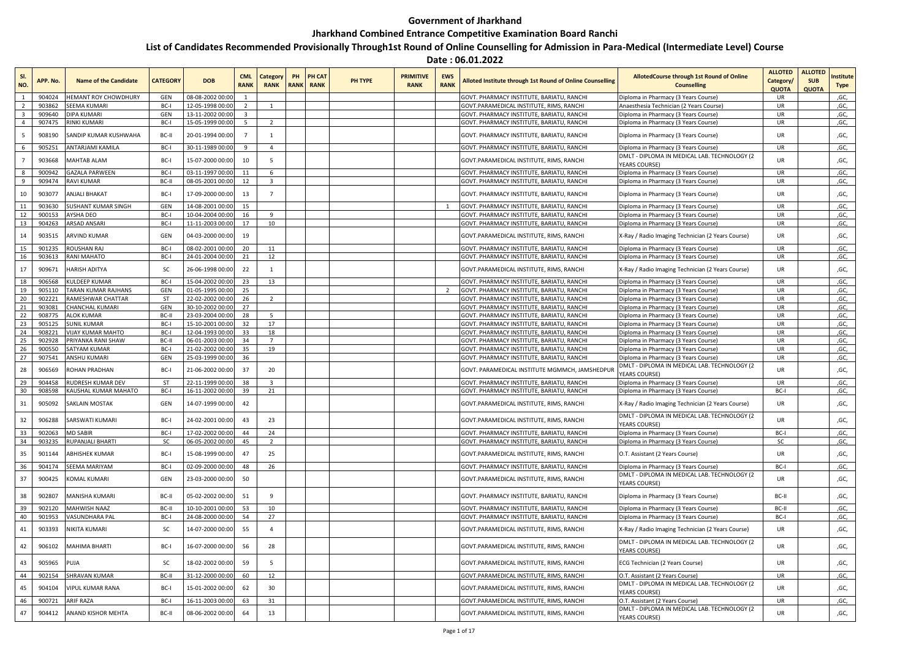# Government of Jharkhand

## Jharkhand Combined Entrance Competitive Examination Board Ranchi

### List of Candidates Recommended Provisionally Through1st Round of Online Counselling for Admission in Para-Medical (Intermediate Level) Course

**Date : 06.01.2022**

| Sl. NO. | APP. No. | Name of the Candidate | CATEGORY | DOB | CML RANK | Category RANK | PH RANK | PH CAT RANK | PH TYPE | PRIMITIVE RANK | EWS RANK | Alloted Institute through 1st Round of Online Counselling | AllotedCourse through 1st Round of Online Counselling | ALLOTED Category/ QUOTA | ALLOTED SUB QUOTA | Institute Type |
|---|---|---|---|---|---|---|---|---|---|---|---|---|---|---|---|---|
| 1 | 904024 | HEMANT ROY CHOWDHURY | GEN | 08-08-2002 00:00 | 1 | | | | | | | GOVT. PHARMACY INSTITUTE, BARIATU, RANCHI | Diploma in Pharmacy (3 Years Course) | UR | | ,GC, |
| 2 | 903862 | SEEMA KUMARI | BC-I | 12-05-1998 00:00 | 2 | 1 | | | | | | GOVT.PARAMEDICAL INSTITUTE, RIMS, RANCHI | Anaesthesia Technician (2 Years Course) | UR | | ,GC, |
| 3 | 909640 | DIPA KUMARI | GEN | 13-11-2002 00:00 | 3 | | | | | | | GOVT. PHARMACY INSTITUTE, BARIATU, RANCHI | Diploma in Pharmacy (3 Years Course) | UR | | ,GC, |
| 4 | 907475 | RINKI KUMARI | BC-I | 15-05-1999 00:00 | 5 | 2 | | | | | | GOVT. PHARMACY INSTITUTE, BARIATU, RANCHI | Diploma in Pharmacy (3 Years Course) | UR | | ,GC, |
| 5 | 908190 | SANDIP KUMAR KUSHWAHA | BC-II | 20-01-1994 00:00 | 7 | 1 | | | | | | GOVT. PHARMACY INSTITUTE, BARIATU, RANCHI | Diploma in Pharmacy (3 Years Course) | UR | | ,GC, |
| 6 | 905251 | ANTARJAMI KAMILA | BC-I | 30-11-1989 00:00 | 9 | 4 | | | | | | GOVT. PHARMACY INSTITUTE, BARIATU, RANCHI | Diploma in Pharmacy (3 Years Course) | UR | | ,GC, |
| 7 | 903668 | MAHTAB ALAM | BC-I | 15-07-2000 00:00 | 10 | 5 | | | | | | GOVT.PARAMEDICAL INSTITUTE, RIMS, RANCHI | DMLT - DIPLOMA IN MEDICAL LAB. TECHNOLOGY (2 YEARS COURSE) | UR | | ,GC, |
| 8 | 900942 | GAZALA PARWEEN | BC-I | 03-11-1997 00:00 | 11 | 6 | | | | | | GOVT. PHARMACY INSTITUTE, BARIATU, RANCHI | Diploma in Pharmacy (3 Years Course) | UR | | ,GC, |
| 9 | 909474 | RAVI KUMAR | BC-II | 08-05-2001 00:00 | 12 | 3 | | | | | | GOVT. PHARMACY INSTITUTE, BARIATU, RANCHI | Diploma in Pharmacy (3 Years Course) | UR | | ,GC, |
| 10 | 903077 | ANJALI BHAKAT | BC-I | 17-09-2000 00:00 | 13 | 7 | | | | | | GOVT. PHARMACY INSTITUTE, BARIATU, RANCHI | Diploma in Pharmacy (3 Years Course) | UR | | ,GC, |
| 11 | 903630 | SUSHANT KUMAR SINGH | GEN | 14-08-2001 00:00 | 15 | | | | | | 1 | GOVT. PHARMACY INSTITUTE, BARIATU, RANCHI | Diploma in Pharmacy (3 Years Course) | UR | | ,GC, |
| 12 | 900153 | AYSHA DEO | BC-I | 10-04-2004 00:00 | 16 | 9 | | | | | | GOVT. PHARMACY INSTITUTE, BARIATU, RANCHI | Diploma in Pharmacy (3 Years Course) | UR | | ,GC, |
| 13 | 904263 | ARSAD ANSARI | BC-I | 11-11-2003 00:00 | 17 | 10 | | | | | | GOVT. PHARMACY INSTITUTE, BARIATU, RANCHI | Diploma in Pharmacy (3 Years Course) | UR | | ,GC, |
| 14 | 903515 | ARVIND KUMAR | GEN | 04-03-2000 00:00 | 19 | | | | | | | GOVT.PARAMEDICAL INSTITUTE, RIMS, RANCHI | X-Ray / Radio Imaging Technician (2 Years Course) | UR | | ,GC, |
| 15 | 901235 | ROUSHAN RAJ | BC-I | 08-02-2001 00:00 | 20 | 11 | | | | | | GOVT. PHARMACY INSTITUTE, BARIATU, RANCHI | Diploma in Pharmacy (3 Years Course) | UR | | ,GC, |
| 16 | 903613 | RANI MAHATO | BC-I | 24-01-2004 00:00 | 21 | 12 | | | | | | GOVT. PHARMACY INSTITUTE, BARIATU, RANCHI | Diploma in Pharmacy (3 Years Course) | UR | | ,GC, |
| 17 | 909671 | HARISH ADITYA | SC | 26-06-1998 00:00 | 22 | 1 | | | | | | GOVT.PARAMEDICAL INSTITUTE, RIMS, RANCHI | X-Ray / Radio Imaging Technician (2 Years Course) | UR | | ,GC, |
| 18 | 906568 | KULDEEP KUMAR | BC-I | 15-04-2002 00:00 | 23 | 13 | | | | | | GOVT. PHARMACY INSTITUTE, BARIATU, RANCHI | Diploma in Pharmacy (3 Years Course) | UR | | ,GC, |
| 19 | 905110 | TARAN KUMAR RAJHANS | GEN | 01-05-1995 00:00 | 25 | | | | | | 2 | GOVT. PHARMACY INSTITUTE, BARIATU, RANCHI | Diploma in Pharmacy (3 Years Course) | UR | | ,GC, |
| 20 | 902221 | RAMESHWAR CHATTAR | ST | 22-02-2002 00:00 | 26 | 2 | | | | | | GOVT. PHARMACY INSTITUTE, BARIATU, RANCHI | Diploma in Pharmacy (3 Years Course) | UR | | ,GC, |
| 21 | 903081 | CHANCHAL KUMARI | GEN | 30-10-2002 00:00 | 27 | | | | | | | GOVT. PHARMACY INSTITUTE, BARIATU, RANCHI | Diploma in Pharmacy (3 Years Course) | UR | | ,GC, |
| 22 | 908775 | ALOK KUMAR | BC-II | 23-03-2004 00:00 | 28 | 5 | | | | | | GOVT. PHARMACY INSTITUTE, BARIATU, RANCHI | Diploma in Pharmacy (3 Years Course) | UR | | ,GC, |
| 23 | 905125 | SUNIL KUMAR | BC-I | 15-10-2001 00:00 | 32 | 17 | | | | | | GOVT. PHARMACY INSTITUTE, BARIATU, RANCHI | Diploma in Pharmacy (3 Years Course) | UR | | ,GC, |
| 24 | 908221 | VIJAY KUMAR MAHTO | BC-I | 12-04-1993 00:00 | 33 | 18 | | | | | | GOVT. PHARMACY INSTITUTE, BARIATU, RANCHI | Diploma in Pharmacy (3 Years Course) | UR | | ,GC, |
| 25 | 902928 | PRIYANKA RANI SHAW | BC-II | 06-01-2003 00:00 | 34 | 7 | | | | | | GOVT. PHARMACY INSTITUTE, BARIATU, RANCHI | Diploma in Pharmacy (3 Years Course) | UR | | ,GC, |
| 26 | 900550 | SATYAM KUMAR | BC-I | 21-02-2002 00:00 | 35 | 19 | | | | | | GOVT. PHARMACY INSTITUTE, BARIATU, RANCHI | Diploma in Pharmacy (3 Years Course) | UR | | ,GC, |
| 27 | 907541 | ANSHU KUMARI | GEN | 25-03-1999 00:00 | 36 | | | | | | | GOVT. PHARMACY INSTITUTE, BARIATU, RANCHI | Diploma in Pharmacy (3 Years Course) | UR | | ,GC, |
| 28 | 906569 | ROHAN PRADHAN | BC-I | 21-06-2002 00:00 | 37 | 20 | | | | | | GOVT. PARAMEDICAL INSTITUTE MGMMCH, JAMSHEDPUR | DMLT - DIPLOMA IN MEDICAL LAB. TECHNOLOGY (2 YEARS COURSE) | UR | | ,GC, |
| 29 | 904458 | RUDRESH KUMAR DEV | ST | 22-11-1999 00:00 | 38 | 3 | | | | | | GOVT. PHARMACY INSTITUTE, BARIATU, RANCHI | Diploma in Pharmacy (3 Years Course) | UR | | ,GC, |
| 30 | 908598 | KAUSHAL KUMAR MAHATO | BC-I | 16-11-2002 00:00 | 39 | 21 | | | | | | GOVT. PHARMACY INSTITUTE, BARIATU, RANCHI | Diploma in Pharmacy (3 Years Course) | BC-I | | ,GC, |
| 31 | 905092 | SAKLAIN MOSTAK | GEN | 14-07-1999 00:00 | 42 | | | | | | | GOVT.PARAMEDICAL INSTITUTE, RIMS, RANCHI | X-Ray / Radio Imaging Technician (2 Years Course) | UR | | ,GC, |
| 32 | 906288 | SARSWATI KUMARI | BC-I | 24-02-2001 00:00 | 43 | 23 | | | | | | GOVT.PARAMEDICAL INSTITUTE, RIMS, RANCHI | DMLT - DIPLOMA IN MEDICAL LAB. TECHNOLOGY (2 YEARS COURSE) | UR | | ,GC, |
| 33 | 902063 | MD SABIR | BC-I | 17-02-2002 00:00 | 44 | 24 | | | | | | GOVT. PHARMACY INSTITUTE, BARIATU, RANCHI | Diploma in Pharmacy (3 Years Course) | BC-I | | ,GC, |
| 34 | 903235 | RUPANJALI BHARTI | SC | 06-05-2002 00:00 | 45 | 2 | | | | | | GOVT. PHARMACY INSTITUTE, BARIATU, RANCHI | Diploma in Pharmacy (3 Years Course) | SC | | ,GC, |
| 35 | 901144 | ABHISHEK KUMAR | BC-I | 15-08-1999 00:00 | 47 | 25 | | | | | | GOVT.PARAMEDICAL INSTITUTE, RIMS, RANCHI | O.T. Assistant (2 Years Course) | UR | | ,GC, |
| 36 | 904174 | SEEMA MARIYAM | BC-I | 02-09-2000 00:00 | 48 | 26 | | | | | | GOVT. PHARMACY INSTITUTE, BARIATU, RANCHI | Diploma in Pharmacy (3 Years Course) | BC-I | | ,GC, |
| 37 | 900425 | KOMAL KUMARI | GEN | 23-03-2000 00:00 | 50 | | | | | | | GOVT.PARAMEDICAL INSTITUTE, RIMS, RANCHI | DMLT - DIPLOMA IN MEDICAL LAB. TECHNOLOGY (2 YEARS COURSE) | UR | | ,GC, |
| 38 | 902807 | MANISHA KUMARI | BC-II | 05-02-2002 00:00 | 51 | 9 | | | | | | GOVT. PHARMACY INSTITUTE, BARIATU, RANCHI | Diploma in Pharmacy (3 Years Course) | BC-II | | ,GC, |
| 39 | 902120 | MAHWISH NAAZ | BC-II | 10-10-2001 00:00 | 53 | 10 | | | | | | GOVT. PHARMACY INSTITUTE, BARIATU, RANCHI | Diploma in Pharmacy (3 Years Course) | BC-II | | ,GC, |
| 40 | 901953 | VASUNDHARA PAL | BC-I | 24-08-2000 00:00 | 54 | 27 | | | | | | GOVT. PHARMACY INSTITUTE, BARIATU, RANCHI | Diploma in Pharmacy (3 Years Course) | BC-I | | ,GC, |
| 41 | 903393 | NIKITA KUMARI | SC | 14-07-2000 00:00 | 55 | 4 | | | | | | GOVT.PARAMEDICAL INSTITUTE, RIMS, RANCHI | X-Ray / Radio Imaging Technician (2 Years Course) | UR | | ,GC, |
| 42 | 906102 | MAHIMA BHARTI | BC-I | 16-07-2000 00:00 | 56 | 28 | | | | | | GOVT.PARAMEDICAL INSTITUTE, RIMS, RANCHI | DMLT - DIPLOMA IN MEDICAL LAB. TECHNOLOGY (2 YEARS COURSE) | UR | | ,GC, |
| 43 | 905965 | PUJA | SC | 18-02-2002 00:00 | 59 | 5 | | | | | | GOVT.PARAMEDICAL INSTITUTE, RIMS, RANCHI | ECG Technician (2 Years Course) | UR | | ,GC, |
| 44 | 902154 | SHRAVAN KUMAR | BC-II | 31-12-2000 00:00 | 60 | 12 | | | | | | GOVT.PARAMEDICAL INSTITUTE, RIMS, RANCHI | O.T. Assistant (2 Years Course) | UR | | ,GC, |
| 45 | 904104 | VIPUL KUMAR RANA | BC-I | 15-01-2002 00:00 | 62 | 30 | | | | | | GOVT.PARAMEDICAL INSTITUTE, RIMS, RANCHI | DMLT - DIPLOMA IN MEDICAL LAB. TECHNOLOGY (2 YEARS COURSE) | UR | | ,GC, |
| 46 | 900721 | ARIF RAZA | BC-I | 16-11-2003 00:00 | 63 | 31 | | | | | | GOVT.PARAMEDICAL INSTITUTE, RIMS, RANCHI | O.T. Assistant (2 Years Course) | UR | | ,GC, |
| 47 | 904412 | ANAND KISHOR MEHTA | BC-II | 08-06-2002 00:00 | 64 | 13 | | | | | | GOVT.PARAMEDICAL INSTITUTE, RIMS, RANCHI | DMLT - DIPLOMA IN MEDICAL LAB. TECHNOLOGY (2 YEARS COURSE) | UR | | ,GC, |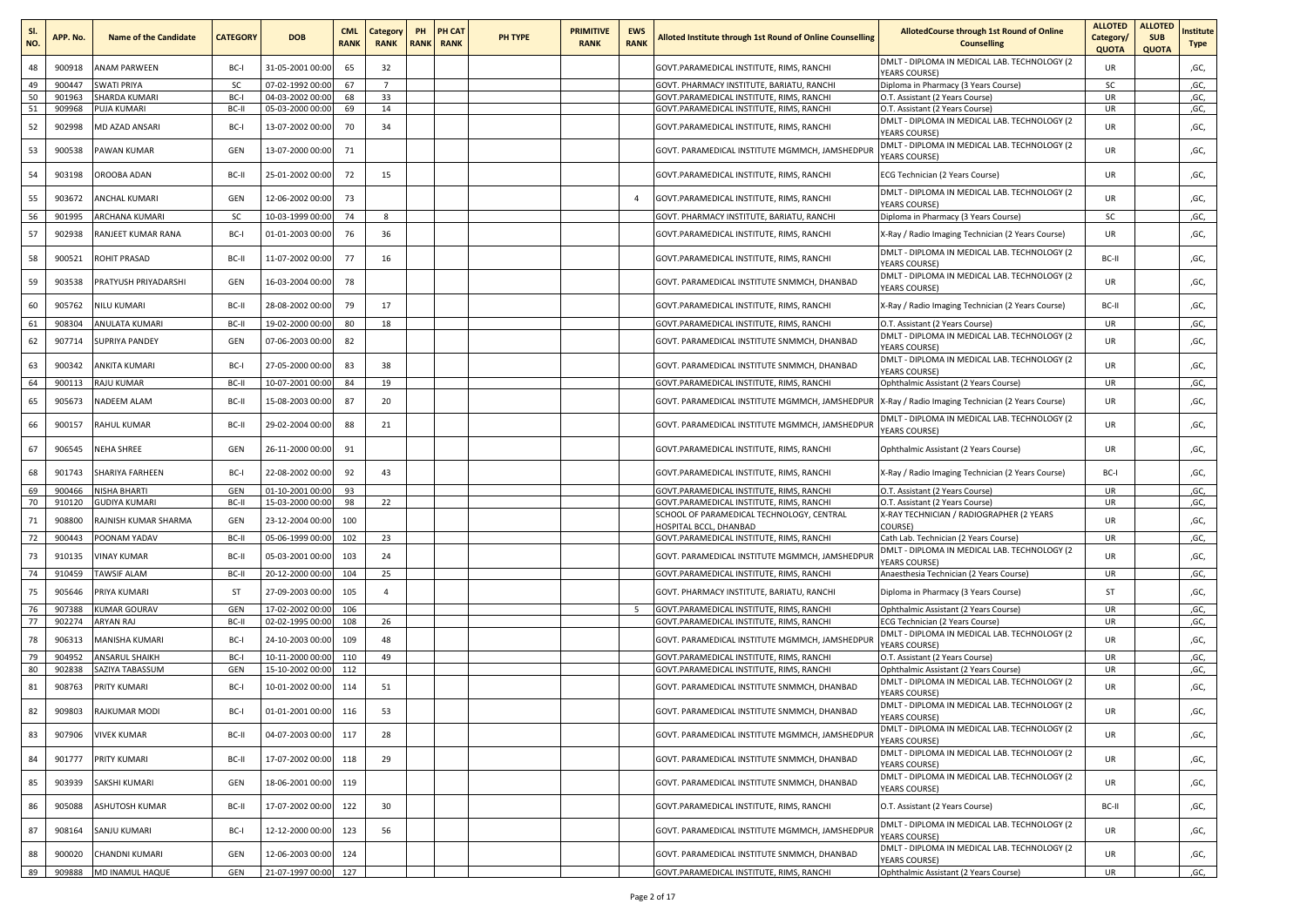| Sl. NO. | APP. No. | Name of the Candidate | CATEGORY | DOB | CML RANK | Category RANK | PH RANK | PH CAT RANK | PH TYPE | PRIMITIVE RANK | EWS RANK | Alloted Institute through 1st Round of Online Counselling | AllotedCourse through 1st Round of Online Counselling | ALLOTED Category/ QUOTA | ALLOTED SUB QUOTA | Institute Type |
|---|---|---|---|---|---|---|---|---|---|---|---|---|---|---|---|---|
| 48 | 900918 | ANAM PARWEEN | BC-I | 31-05-2001 00:00 | 65 | 32 | | | | | | GOVT.PARAMEDICAL INSTITUTE, RIMS, RANCHI | DMLT - DIPLOMA IN MEDICAL LAB. TECHNOLOGY (2 YEARS COURSE) | UR | | ,GC, |
| 49 | 900447 | SWATI PRIYA | SC | 07-02-1992 00:00 | 67 | 7 | | | | | | GOVT. PHARMACY INSTITUTE, BARIATU, RANCHI | Diploma in Pharmacy (3 Years Course) | SC | | ,GC, |
| 50 | 901963 | SHARDA KUMARI | BC-I | 04-03-2002 00:00 | 68 | 33 | | | | | | GOVT.PARAMEDICAL INSTITUTE, RIMS, RANCHI | O.T. Assistant (2 Years Course) | UR | | ,GC, |
| 51 | 909968 | PUJA KUMARI | BC-II | 05-03-2000 00:00 | 69 | 14 | | | | | | GOVT.PARAMEDICAL INSTITUTE, RIMS, RANCHI | O.T. Assistant (2 Years Course) | UR | | ,GC, |
| 52 | 902998 | MD AZAD ANSARI | BC-I | 13-07-2002 00:00 | 70 | 34 | | | | | | GOVT.PARAMEDICAL INSTITUTE, RIMS, RANCHI | DMLT - DIPLOMA IN MEDICAL LAB. TECHNOLOGY (2 YEARS COURSE) | UR | | ,GC, |
| 53 | 900538 | PAWAN KUMAR | GEN | 13-07-2000 00:00 | 71 | | | | | | | GOVT. PARAMEDICAL INSTITUTE MGMMCH, JAMSHEDPUR | DMLT - DIPLOMA IN MEDICAL LAB. TECHNOLOGY (2 YEARS COURSE) | UR | | ,GC, |
| 54 | 903198 | OROOBA ADAN | BC-II | 25-01-2002 00:00 | 72 | 15 | | | | | | GOVT.PARAMEDICAL INSTITUTE, RIMS, RANCHI | ECG Technician (2 Years Course) | UR | | ,GC, |
| 55 | 903672 | ANCHAL KUMARI | GEN | 12-06-2002 00:00 | 73 | | | | | | 4 | GOVT.PARAMEDICAL INSTITUTE, RIMS, RANCHI | DMLT - DIPLOMA IN MEDICAL LAB. TECHNOLOGY (2 YEARS COURSE) | UR | | ,GC, |
| 56 | 901995 | ARCHANA KUMARI | SC | 10-03-1999 00:00 | 74 | 8 | | | | | | GOVT. PHARMACY INSTITUTE, BARIATU, RANCHI | Diploma in Pharmacy (3 Years Course) | SC | | ,GC, |
| 57 | 902938 | RANJEET KUMAR RANA | BC-I | 01-01-2003 00:00 | 76 | 36 | | | | | | GOVT.PARAMEDICAL INSTITUTE, RIMS, RANCHI | X-Ray / Radio Imaging Technician (2 Years Course) | UR | | ,GC, |
| 58 | 900521 | ROHIT PRASAD | BC-II | 11-07-2002 00:00 | 77 | 16 | | | | | | GOVT.PARAMEDICAL INSTITUTE, RIMS, RANCHI | DMLT - DIPLOMA IN MEDICAL LAB. TECHNOLOGY (2 YEARS COURSE) | BC-II | | ,GC, |
| 59 | 903538 | PRATYUSH PRIYADARSHI | GEN | 16-03-2004 00:00 | 78 | | | | | | | GOVT. PARAMEDICAL INSTITUTE SNMMCH, DHANBAD | DMLT - DIPLOMA IN MEDICAL LAB. TECHNOLOGY (2 YEARS COURSE) | UR | | ,GC, |
| 60 | 905762 | NILU KUMARI | BC-II | 28-08-2002 00:00 | 79 | 17 | | | | | | GOVT.PARAMEDICAL INSTITUTE, RIMS, RANCHI | X-Ray / Radio Imaging Technician (2 Years Course) | BC-II | | ,GC, |
| 61 | 908304 | ANULATA KUMARI | BC-II | 19-02-2000 00:00 | 80 | 18 | | | | | | GOVT.PARAMEDICAL INSTITUTE, RIMS, RANCHI | O.T. Assistant (2 Years Course) | UR | | ,GC, |
| 62 | 907714 | SUPRIYA PANDEY | GEN | 07-06-2003 00:00 | 82 | | | | | | | GOVT. PARAMEDICAL INSTITUTE SNMMCH, DHANBAD | DMLT - DIPLOMA IN MEDICAL LAB. TECHNOLOGY (2 YEARS COURSE) | UR | | ,GC, |
| 63 | 900342 | ANKITA KUMARI | BC-I | 27-05-2000 00:00 | 83 | 38 | | | | | | GOVT. PARAMEDICAL INSTITUTE SNMMCH, DHANBAD | DMLT - DIPLOMA IN MEDICAL LAB. TECHNOLOGY (2 YEARS COURSE) | UR | | ,GC, |
| 64 | 900113 | RAJU KUMAR | BC-II | 10-07-2001 00:00 | 84 | 19 | | | | | | GOVT.PARAMEDICAL INSTITUTE, RIMS, RANCHI | Ophthalmic Assistant (2 Years Course) | UR | | ,GC, |
| 65 | 905673 | NADEEM ALAM | BC-II | 15-08-2003 00:00 | 87 | 20 | | | | | | GOVT. PARAMEDICAL INSTITUTE MGMMCH, JAMSHEDPUR | X-Ray / Radio Imaging Technician (2 Years Course) | UR | | ,GC, |
| 66 | 900157 | RAHUL KUMAR | BC-II | 29-02-2004 00:00 | 88 | 21 | | | | | | GOVT. PARAMEDICAL INSTITUTE MGMMCH, JAMSHEDPUR | DMLT - DIPLOMA IN MEDICAL LAB. TECHNOLOGY (2 YEARS COURSE) | UR | | ,GC, |
| 67 | 906545 | NEHA SHREE | GEN | 26-11-2000 00:00 | 91 | | | | | | | GOVT.PARAMEDICAL INSTITUTE, RIMS, RANCHI | Ophthalmic Assistant (2 Years Course) | UR | | ,GC, |
| 68 | 901743 | SHARIYA FARHEEN | BC-I | 22-08-2002 00:00 | 92 | 43 | | | | | | GOVT.PARAMEDICAL INSTITUTE, RIMS, RANCHI | X-Ray / Radio Imaging Technician (2 Years Course) | BC-I | | ,GC, |
| 69 | 900466 | NISHA BHARTI | GEN | 01-10-2001 00:00 | 93 | | | | | | | GOVT.PARAMEDICAL INSTITUTE, RIMS, RANCHI | O.T. Assistant (2 Years Course) | UR | | ,GC, |
| 70 | 910120 | GUDIYA KUMARI | BC-II | 15-03-2000 00:00 | 98 | 22 | | | | | | GOVT.PARAMEDICAL INSTITUTE, RIMS, RANCHI | O.T. Assistant (2 Years Course) | UR | | ,GC, |
| 71 | 908800 | RAJNISH KUMAR SHARMA | GEN | 23-12-2004 00:00 | 100 | | | | | | | SCHOOL OF PARAMEDICAL TECHNOLOGY, CENTRAL HOSPITAL BCCL, DHANBAD | X-RAY TECHNICIAN / RADIOGRAPHER (2 YEARS COURSE) | UR | | ,GC, |
| 72 | 900443 | POONAM YADAV | BC-II | 05-06-1999 00:00 | 102 | 23 | | | | | | GOVT.PARAMEDICAL INSTITUTE, RIMS, RANCHI | Cath Lab. Technician (2 Years Course) | UR | | ,GC, |
| 73 | 910135 | VINAY KUMAR | BC-II | 05-03-2001 00:00 | 103 | 24 | | | | | | GOVT. PARAMEDICAL INSTITUTE MGMMCH, JAMSHEDPUR | DMLT - DIPLOMA IN MEDICAL LAB. TECHNOLOGY (2 YEARS COURSE) | UR | | ,GC, |
| 74 | 910459 | TAWSIF ALAM | BC-II | 20-12-2000 00:00 | 104 | 25 | | | | | | GOVT.PARAMEDICAL INSTITUTE, RIMS, RANCHI | Anaesthesia Technician (2 Years Course) | UR | | ,GC, |
| 75 | 905646 | PRIYA KUMARI | ST | 27-09-2003 00:00 | 105 | 4 | | | | | | GOVT. PHARMACY INSTITUTE, BARIATU, RANCHI | Diploma in Pharmacy (3 Years Course) | ST | | ,GC, |
| 76 | 907388 | KUMAR GOURAV | GEN | 17-02-2002 00:00 | 106 | | | | | | 5 | GOVT.PARAMEDICAL INSTITUTE, RIMS, RANCHI | Ophthalmic Assistant (2 Years Course) | UR | | ,GC, |
| 77 | 902274 | ARYAN RAJ | BC-II | 02-02-1995 00:00 | 108 | 26 | | | | | | GOVT.PARAMEDICAL INSTITUTE, RIMS, RANCHI | ECG Technician (2 Years Course) | UR | | ,GC, |
| 78 | 906313 | MANISHA KUMARI | BC-I | 24-10-2003 00:00 | 109 | 48 | | | | | | GOVT. PARAMEDICAL INSTITUTE MGMMCH, JAMSHEDPUR | DMLT - DIPLOMA IN MEDICAL LAB. TECHNOLOGY (2 YEARS COURSE) | UR | | ,GC, |
| 79 | 904952 | ANSARUL SHAIKH | BC-I | 10-11-2000 00:00 | 110 | 49 | | | | | | GOVT.PARAMEDICAL INSTITUTE, RIMS, RANCHI | O.T. Assistant (2 Years Course) | UR | | ,GC, |
| 80 | 902838 | SAZIYA TABASSUM | GEN | 15-10-2002 00:00 | 112 | | | | | | | GOVT.PARAMEDICAL INSTITUTE, RIMS, RANCHI | Ophthalmic Assistant (2 Years Course) | UR | | ,GC, |
| 81 | 908763 | PRITY KUMARI | BC-I | 10-01-2002 00:00 | 114 | 51 | | | | | | GOVT. PARAMEDICAL INSTITUTE SNMMCH, DHANBAD | DMLT - DIPLOMA IN MEDICAL LAB. TECHNOLOGY (2 YEARS COURSE) | UR | | ,GC, |
| 82 | 909803 | RAJKUMAR MODI | BC-I | 01-01-2001 00:00 | 116 | 53 | | | | | | GOVT. PARAMEDICAL INSTITUTE SNMMCH, DHANBAD | DMLT - DIPLOMA IN MEDICAL LAB. TECHNOLOGY (2 YEARS COURSE) | UR | | ,GC, |
| 83 | 907906 | VIVEK KUMAR | BC-II | 04-07-2003 00:00 | 117 | 28 | | | | | | GOVT. PARAMEDICAL INSTITUTE MGMMCH, JAMSHEDPUR | DMLT - DIPLOMA IN MEDICAL LAB. TECHNOLOGY (2 YEARS COURSE) | UR | | ,GC, |
| 84 | 901777 | PRITY KUMARI | BC-II | 17-07-2002 00:00 | 118 | 29 | | | | | | GOVT. PARAMEDICAL INSTITUTE SNMMCH, DHANBAD | DMLT - DIPLOMA IN MEDICAL LAB. TECHNOLOGY (2 YEARS COURSE) | UR | | ,GC, |
| 85 | 903939 | SAKSHI KUMARI | GEN | 18-06-2001 00:00 | 119 | | | | | | | GOVT. PARAMEDICAL INSTITUTE SNMMCH, DHANBAD | DMLT - DIPLOMA IN MEDICAL LAB. TECHNOLOGY (2 YEARS COURSE) | UR | | ,GC, |
| 86 | 905088 | ASHUTOSH KUMAR | BC-II | 17-07-2002 00:00 | 122 | 30 | | | | | | GOVT.PARAMEDICAL INSTITUTE, RIMS, RANCHI | O.T. Assistant (2 Years Course) | BC-II | | ,GC, |
| 87 | 908164 | SANJU KUMARI | BC-I | 12-12-2000 00:00 | 123 | 56 | | | | | | GOVT. PARAMEDICAL INSTITUTE MGMMCH, JAMSHEDPUR | DMLT - DIPLOMA IN MEDICAL LAB. TECHNOLOGY (2 YEARS COURSE) | UR | | ,GC, |
| 88 | 900020 | CHANDNI KUMARI | GEN | 12-06-2003 00:00 | 124 | | | | | | | GOVT. PARAMEDICAL INSTITUTE SNMMCH, DHANBAD | DMLT - DIPLOMA IN MEDICAL LAB. TECHNOLOGY (2 YEARS COURSE) | UR | | ,GC, |
| 89 | 909888 | MD INAMUL HAQUE | GEN | 21-07-1997 00:00 | 127 | | | | | | | GOVT.PARAMEDICAL INSTITUTE, RIMS, RANCHI | Ophthalmic Assistant (2 Years Course) | UR | | ,GC, |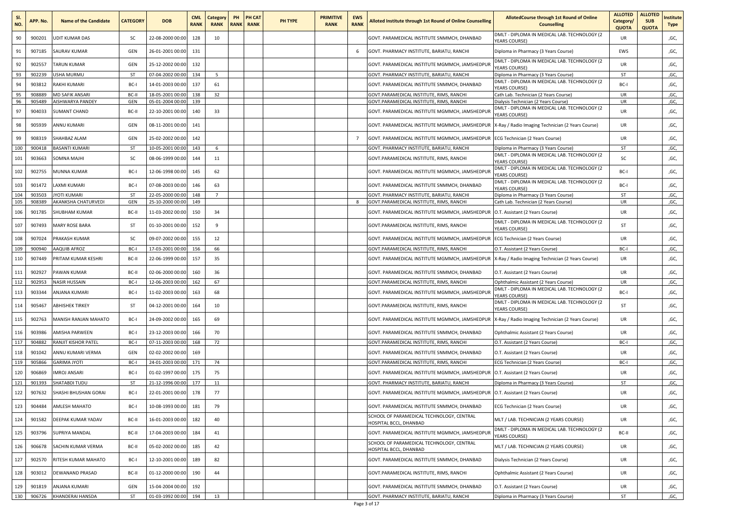| Sl. NO. | APP. No. | Name of the Candidate | CATEGORY | DOB | CML RANK | Category RANK | PH RANK | PH CAT RANK | PH TYPE | PRIMITIVE RANK | EWS RANK | Alloted Institute through 1st Round of Online Counselling | AllotedCourse through 1st Round of Online Counselling | ALLOTED Category/ QUOTA | ALLOTED SUB QUOTA | Institute Type |
|---|---|---|---|---|---|---|---|---|---|---|---|---|---|---|---|---|
| 90 | 900201 | UDIT KUMAR DAS | SC | 22-08-2000 00:00 | 128 | 10 | | | | | | GOVT. PARAMEDICAL INSTITUTE SNMMCH, DHANBAD | DMLT - DIPLOMA IN MEDICAL LAB. TECHNOLOGY (2 YEARS COURSE) | UR | | ,GC, |
| 91 | 907185 | SAURAV KUMAR | GEN | 26-01-2001 00:00 | 131 | | | | | | 6 | GOVT. PHARMACY INSTITUTE, BARIATU, RANCHI | Diploma in Pharmacy (3 Years Course) | EWS | | ,GC, |
| 92 | 902557 | TARUN KUMAR | GEN | 25-12-2002 00:00 | 132 | | | | | | | GOVT. PARAMEDICAL INSTITUTE MGMMCH, JAMSHEDPUR | DMLT - DIPLOMA IN MEDICAL LAB. TECHNOLOGY (2 YEARS COURSE) | UR | | ,GC, |
| 93 | 902239 | USHA MURMU | ST | 07-04-2002 00:00 | 134 | 5 | | | | | | GOVT. PHARMACY INSTITUTE, BARIATU, RANCHI | Diploma in Pharmacy (3 Years Course) | ST | | ,GC, |
| 94 | 903812 | RAKHI KUMARI | BC-I | 14-01-2003 00:00 | 137 | 61 | | | | | | GOVT. PARAMEDICAL INSTITUTE SNMMCH, DHANBAD | DMLT - DIPLOMA IN MEDICAL LAB. TECHNOLOGY (2 YEARS COURSE) | BC-I | | ,GC, |
| 95 | 908889 | MD SAFIK ANSARI | BC-II | 18-05-2001 00:00 | 138 | 32 | | | | | | GOVT.PARAMEDICAL INSTITUTE, RIMS, RANCHI | Cath Lab. Technician (2 Years Course) | UR | | ,GC, |
| 96 | 905489 | AISHWARYA PANDEY | GEN | 05-01-2004 00:00 | 139 | | | | | | | GOVT.PARAMEDICAL INSTITUTE, RIMS, RANCHI | Dialysis Technician (2 Years Course) | UR | | ,GC, |
| 97 | 904033 | SUMANT CHAND | BC-II | 22-10-2001 00:00 | 140 | 33 | | | | | | GOVT. PARAMEDICAL INSTITUTE MGMMCH, JAMSHEDPUR | DMLT - DIPLOMA IN MEDICAL LAB. TECHNOLOGY (2 YEARS COURSE) | UR | | ,GC, |
| 98 | 905939 | ANNU KUMARI | GEN | 08-11-2001 00:00 | 141 | | | | | | | GOVT. PARAMEDICAL INSTITUTE MGMMCH, JAMSHEDPUR | X-Ray / Radio Imaging Technician (2 Years Course) | UR | | ,GC, |
| 99 | 908319 | SHAHBAZ ALAM | GEN | 25-02-2002 00:00 | 142 | | | | | | 7 | GOVT. PARAMEDICAL INSTITUTE MGMMCH, JAMSHEDPUR | ECG Technician (2 Years Course) | UR | | ,GC, |
| 100 | 900418 | BASANTI KUMARI | ST | 10-05-2001 00:00 | 143 | 6 | | | | | | GOVT. PHARMACY INSTITUTE, BARIATU, RANCHI | Diploma in Pharmacy (3 Years Course) | ST | | ,GC, |
| 101 | 903663 | SOMNA MAJHI | SC | 08-06-1999 00:00 | 144 | 11 | | | | | | GOVT.PARAMEDICAL INSTITUTE, RIMS, RANCHI | DMLT - DIPLOMA IN MEDICAL LAB. TECHNOLOGY (2 YEARS COURSE) | SC | | ,GC, |
| 102 | 902755 | MUNNA KUMAR | BC-I | 12-06-1998 00:00 | 145 | 62 | | | | | | GOVT. PARAMEDICAL INSTITUTE MGMMCH, JAMSHEDPUR | DMLT - DIPLOMA IN MEDICAL LAB. TECHNOLOGY (2 YEARS COURSE) | BC-I | | ,GC, |
| 103 | 901472 | LAXMI KUMARI | BC-I | 07-08-2003 00:00 | 146 | 63 | | | | | | GOVT. PARAMEDICAL INSTITUTE SNMMCH, DHANBAD | DMLT - DIPLOMA IN MEDICAL LAB. TECHNOLOGY (2 YEARS COURSE) | BC-I | | ,GC, |
| 104 | 903503 | JYOTI KUMARI | ST | 22-05-2000 00:00 | 148 | 7 | | | | | | GOVT. PHARMACY INSTITUTE, BARIATU, RANCHI | Diploma in Pharmacy (3 Years Course) | ST | | ,GC, |
| 105 | 908389 | AKANKSHA CHATURVEDI | GEN | 25-10-2000 00:00 | 149 | | | | | | 8 | GOVT.PARAMEDICAL INSTITUTE, RIMS, RANCHI | Cath Lab. Technician (2 Years Course) | UR | | ,GC, |
| 106 | 901785 | SHUBHAM KUMAR | BC-II | 11-03-2002 00:00 | 150 | 34 | | | | | | GOVT. PARAMEDICAL INSTITUTE MGMMCH, JAMSHEDPUR | O.T. Assistant (2 Years Course) | UR | | ,GC, |
| 107 | 907493 | MARY ROSE BARA | ST | 01-10-2001 00:00 | 152 | 9 | | | | | | GOVT.PARAMEDICAL INSTITUTE, RIMS, RANCHI | DMLT - DIPLOMA IN MEDICAL LAB. TECHNOLOGY (2 YEARS COURSE) | ST | | ,GC, |
| 108 | 907024 | PRAKASH KUMAR | SC | 09-07-2002 00:00 | 155 | 12 | | | | | | GOVT. PARAMEDICAL INSTITUTE MGMMCH, JAMSHEDPUR | ECG Technician (2 Years Course) | UR | | ,GC, |
| 109 | 900940 | AAQUIB AFROZ | BC-I | 17-03-2001 00:00 | 156 | 66 | | | | | | GOVT.PARAMEDICAL INSTITUTE, RIMS, RANCHI | O.T. Assistant (2 Years Course) | BC-I | | ,GC, |
| 110 | 907449 | PRITAM KUMAR KESHRI | BC-II | 22-06-1999 00:00 | 157 | 35 | | | | | | GOVT. PARAMEDICAL INSTITUTE MGMMCH, JAMSHEDPUR | X-Ray / Radio Imaging Technician (2 Years Course) | UR | | ,GC, |
| 111 | 902927 | PAWAN KUMAR | BC-II | 02-06-2000 00:00 | 160 | 36 | | | | | | GOVT. PARAMEDICAL INSTITUTE SNMMCH, DHANBAD | O.T. Assistant (2 Years Course) | UR | | ,GC, |
| 112 | 902953 | NASIR HUSSAIN | BC-I | 12-06-2003 00:00 | 162 | 67 | | | | | | GOVT.PARAMEDICAL INSTITUTE, RIMS, RANCHI | Ophthalmic Assistant (2 Years Course) | UR | | ,GC, |
| 113 | 903344 | ANJANA KUMARI | BC-I | 11-02-2003 00:00 | 163 | 68 | | | | | | GOVT. PARAMEDICAL INSTITUTE MGMMCH, JAMSHEDPUR | DMLT - DIPLOMA IN MEDICAL LAB. TECHNOLOGY (2 YEARS COURSE) | BC-I | | ,GC, |
| 114 | 905467 | ABHISHEK TIRKEY | ST | 04-12-2001 00:00 | 164 | 10 | | | | | | GOVT.PARAMEDICAL INSTITUTE, RIMS, RANCHI | DMLT - DIPLOMA IN MEDICAL LAB. TECHNOLOGY (2 YEARS COURSE) | ST | | ,GC, |
| 115 | 902763 | MANISH RANJAN MAHATO | BC-I | 24-09-2002 00:00 | 165 | 69 | | | | | | GOVT. PARAMEDICAL INSTITUTE MGMMCH, JAMSHEDPUR | X-Ray / Radio Imaging Technician (2 Years Course) | UR | | ,GC, |
| 116 | 903986 | AMISHA PARWEEN | BC-I | 23-12-2003 00:00 | 166 | 70 | | | | | | GOVT. PARAMEDICAL INSTITUTE SNMMCH, DHANBAD | Ophthalmic Assistant (2 Years Course) | UR | | ,GC, |
| 117 | 904882 | RANJIT KISHOR PATEL | BC-I | 07-11-2003 00:00 | 168 | 72 | | | | | | GOVT.PARAMEDICAL INSTITUTE, RIMS, RANCHI | O.T. Assistant (2 Years Course) | BC-I | | ,GC, |
| 118 | 901042 | ANNU KUMARI VERMA | GEN | 02-02-2002 00:00 | 169 | | | | | | | GOVT. PARAMEDICAL INSTITUTE SNMMCH, DHANBAD | O.T. Assistant (2 Years Course) | UR | | ,GC, |
| 119 | 905866 | GARIMA JYOTI | BC-I | 24-01-2003 00:00 | 171 | 74 | | | | | | GOVT.PARAMEDICAL INSTITUTE, RIMS, RANCHI | ECG Technician (2 Years Course) | BC-I | | ,GC, |
| 120 | 906869 | IMROJ ANSARI | BC-I | 01-02-1997 00:00 | 175 | 75 | | | | | | GOVT. PARAMEDICAL INSTITUTE MGMMCH, JAMSHEDPUR | O.T. Assistant (2 Years Course) | UR | | ,GC, |
| 121 | 901393 | SHATABDI TUDU | ST | 21-12-1996 00:00 | 177 | 11 | | | | | | GOVT. PHARMACY INSTITUTE, BARIATU, RANCHI | Diploma in Pharmacy (3 Years Course) | ST | | ,GC, |
| 122 | 907632 | SHASHI BHUSHAN GORAI | BC-I | 22-01-2001 00:00 | 178 | 77 | | | | | | GOVT. PARAMEDICAL INSTITUTE MGMMCH, JAMSHEDPUR | O.T. Assistant (2 Years Course) | UR | | ,GC, |
| 123 | 904484 | AMLESH MAHATO | BC-I | 10-08-1993 00:00 | 181 | 79 | | | | | | GOVT. PARAMEDICAL INSTITUTE SNMMCH, DHANBAD | ECG Technician (2 Years Course) | UR | | ,GC, |
| 124 | 901582 | DEEPAK KUMAR YADAV | BC-II | 16-01-2003 00:00 | 182 | 40 | | | | | | SCHOOL OF PARAMEDICAL TECHNOLOGY, CENTRAL HOSPITAL BCCL, DHANBAD | MLT / LAB. TECHNICIAN (2 YEARS COURSE) | UR | | ,GC, |
| 125 | 903796 | SUPRIYA MANDAL | BC-II | 17-04-2003 00:00 | 184 | 41 | | | | | | GOVT. PARAMEDICAL INSTITUTE MGMMCH, JAMSHEDPUR | DMLT - DIPLOMA IN MEDICAL LAB. TECHNOLOGY (2 YEARS COURSE) | BC-II | | ,GC, |
| 126 | 906678 | SACHIN KUMAR VERMA | BC-II | 05-02-2002 00:00 | 185 | 42 | | | | | | SCHOOL OF PARAMEDICAL TECHNOLOGY, CENTRAL HOSPITAL BCCL, DHANBAD | MLT / LAB. TECHNICIAN (2 YEARS COURSE) | UR | | ,GC, |
| 127 | 902570 | RITESH KUMAR MAHATO | BC-I | 12-10-2001 00:00 | 189 | 82 | | | | | | GOVT. PARAMEDICAL INSTITUTE SNMMCH, DHANBAD | Dialysis Technician (2 Years Course) | UR | | ,GC, |
| 128 | 903012 | DEWANAND PRASAD | BC-II | 01-12-2000 00:00 | 190 | 44 | | | | | | GOVT.PARAMEDICAL INSTITUTE, RIMS, RANCHI | Ophthalmic Assistant (2 Years Course) | UR | | ,GC, |
| 129 | 901819 | ANJANA KUMARI | GEN | 15-04-2004 00:00 | 192 | | | | | | | GOVT. PARAMEDICAL INSTITUTE SNMMCH, DHANBAD | O.T. Assistant (2 Years Course) | UR | | ,GC, |
| 130 | 906726 | KHANDERAI HANSDA | ST | 01-03-1992 00:00 | 194 | 13 | | | | | | GOVT. PHARMACY INSTITUTE, BARIATU, RANCHI | Diploma in Pharmacy (3 Years Course) | ST | | ,GC, |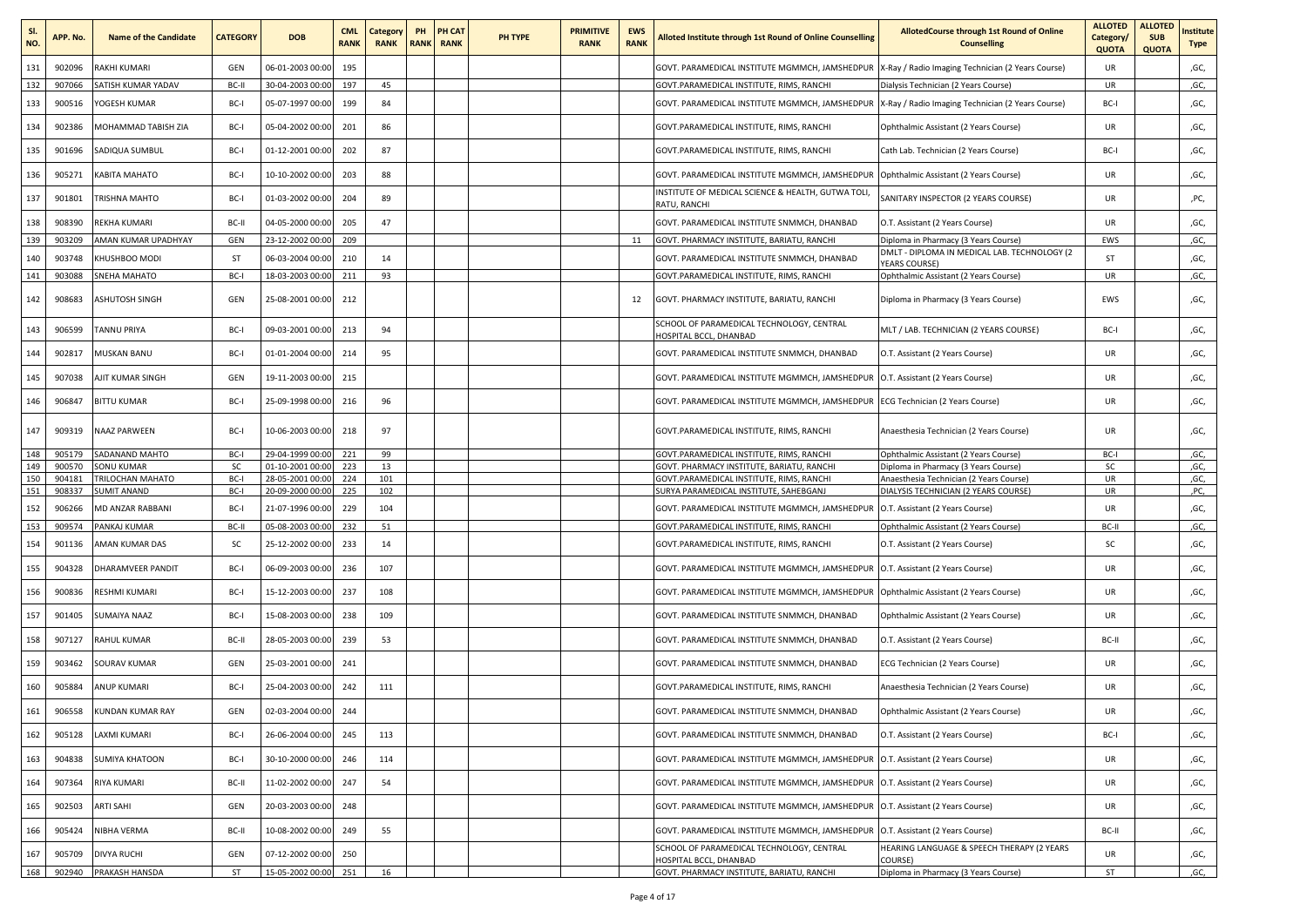| Sl. NO. | APP. No. | Name of the Candidate | CATEGORY | DOB | CML RANK | Category RANK | PH RANK | PH CAT RANK | PH TYPE | PRIMITIVE RANK | EWS RANK | Alloted Institute through 1st Round of Online Counselling | AllotedCourse through 1st Round of Online Counselling | ALLOTED Category/ QUOTA | ALLOTED SUB QUOTA | Institute Type |
|---|---|---|---|---|---|---|---|---|---|---|---|---|---|---|---|---|
| 131 | 902096 | RAKHI KUMARI | GEN | 06-01-2003 00:00 | 195 | | | | | | | GOVT. PARAMEDICAL INSTITUTE MGMMCH, JAMSHEDPUR | X-Ray / Radio Imaging Technician (2 Years Course) | UR | | ,GC, |
| 132 | 907066 | SATISH KUMAR YADAV | BC-II | 30-04-2003 00:00 | 197 | 45 | | | | | | GOVT.PARAMEDICAL INSTITUTE, RIMS, RANCHI | Dialysis Technician (2 Years Course) | UR | | ,GC, |
| 133 | 900516 | YOGESH KUMAR | BC-I | 05-07-1997 00:00 | 199 | 84 | | | | | | GOVT. PARAMEDICAL INSTITUTE MGMMCH, JAMSHEDPUR | X-Ray / Radio Imaging Technician (2 Years Course) | BC-I | | ,GC, |
| 134 | 902386 | MOHAMMAD TABISH ZIA | BC-I | 05-04-2002 00:00 | 201 | 86 | | | | | | GOVT.PARAMEDICAL INSTITUTE, RIMS, RANCHI | Ophthalmic Assistant (2 Years Course) | UR | | ,GC, |
| 135 | 901696 | SADIQUA SUMBUL | BC-I | 01-12-2001 00:00 | 202 | 87 | | | | | | GOVT.PARAMEDICAL INSTITUTE, RIMS, RANCHI | Cath Lab. Technician (2 Years Course) | BC-I | | ,GC, |
| 136 | 905271 | KABITA MAHATO | BC-I | 10-10-2002 00:00 | 203 | 88 | | | | | | GOVT. PARAMEDICAL INSTITUTE MGMMCH, JAMSHEDPUR | Ophthalmic Assistant (2 Years Course) | UR | | ,GC, |
| 137 | 901801 | TRISHNA MAHTO | BC-I | 01-03-2002 00:00 | 204 | 89 | | | | | | INSTITUTE OF MEDICAL SCIENCE & HEALTH, GUTWA TOLI, RATU, RANCHI | SANITARY INSPECTOR (2 YEARS COURSE) | UR | | ,PC, |
| 138 | 908390 | REKHA KUMARI | BC-II | 04-05-2000 00:00 | 205 | 47 | | | | | | GOVT. PARAMEDICAL INSTITUTE SNMMCH, DHANBAD | O.T. Assistant (2 Years Course) | UR | | ,GC, |
| 139 | 903209 | AMAN KUMAR UPADHYAY | GEN | 23-12-2002 00:00 | 209 | | | | | | 11 | GOVT. PHARMACY INSTITUTE, BARIATU, RANCHI | Diploma in Pharmacy (3 Years Course) | EWS | | ,GC, |
| 140 | 903748 | KHUSHBOO MODI | ST | 06-03-2004 00:00 | 210 | 14 | | | | | | GOVT. PARAMEDICAL INSTITUTE SNMMCH, DHANBAD | DMLT - DIPLOMA IN MEDICAL LAB. TECHNOLOGY (2 YEARS COURSE) | ST | | ,GC, |
| 141 | 903088 | SNEHA MAHATO | BC-I | 18-03-2003 00:00 | 211 | 93 | | | | | | GOVT.PARAMEDICAL INSTITUTE, RIMS, RANCHI | Ophthalmic Assistant (2 Years Course) | UR | | ,GC, |
| 142 | 908683 | ASHUTOSH SINGH | GEN | 25-08-2001 00:00 | 212 | | | | | | 12 | GOVT. PHARMACY INSTITUTE, BARIATU, RANCHI | Diploma in Pharmacy (3 Years Course) | EWS | | ,GC, |
| 143 | 906599 | TANNU PRIYA | BC-I | 09-03-2001 00:00 | 213 | 94 | | | | | | SCHOOL OF PARAMEDICAL TECHNOLOGY, CENTRAL HOSPITAL BCCL, DHANBAD | MLT / LAB. TECHNICIAN (2 YEARS COURSE) | BC-I | | ,GC, |
| 144 | 902817 | MUSKAN BANU | BC-I | 01-01-2004 00:00 | 214 | 95 | | | | | | GOVT. PARAMEDICAL INSTITUTE SNMMCH, DHANBAD | O.T. Assistant (2 Years Course) | UR | | ,GC, |
| 145 | 907038 | AJIT KUMAR SINGH | GEN | 19-11-2003 00:00 | 215 | | | | | | | GOVT. PARAMEDICAL INSTITUTE MGMMCH, JAMSHEDPUR | O.T. Assistant (2 Years Course) | UR | | ,GC, |
| 146 | 906847 | BITTU KUMAR | BC-I | 25-09-1998 00:00 | 216 | 96 | | | | | | GOVT. PARAMEDICAL INSTITUTE MGMMCH, JAMSHEDPUR | ECG Technician (2 Years Course) | UR | | ,GC, |
| 147 | 909319 | NAAZ PARWEEN | BC-I | 10-06-2003 00:00 | 218 | 97 | | | | | | GOVT.PARAMEDICAL INSTITUTE, RIMS, RANCHI | Anaesthesia Technician (2 Years Course) | UR | | ,GC, |
| 148 | 905179 | SADANAND MAHTO | BC-I | 29-04-1999 00:00 | 221 | 99 | | | | | | GOVT.PARAMEDICAL INSTITUTE, RIMS, RANCHI | Ophthalmic Assistant (2 Years Course) | BC-I | | ,GC, |
| 149 | 900570 | SONU KUMAR | SC | 01-10-2001 00:00 | 223 | 13 | | | | | | GOVT. PHARMACY INSTITUTE, BARIATU, RANCHI | Diploma in Pharmacy (3 Years Course) | SC | | ,GC, |
| 150 | 904181 | TRILOCHAN MAHATO | BC-I | 28-05-2001 00:00 | 224 | 101 | | | | | | GOVT.PARAMEDICAL INSTITUTE, RIMS, RANCHI | Anaesthesia Technician (2 Years Course) | UR | | ,GC, |
| 151 | 908337 | SUMIT ANAND | BC-I | 20-09-2000 00:00 | 225 | 102 | | | | | | SURYA PARAMEDICAL INSTITUTE, SAHEBGANJ | DIALYSIS TECHNICIAN (2 YEARS COURSE) | UR | | ,PC, |
| 152 | 906266 | MD ANZAR RABBANI | BC-I | 21-07-1996 00:00 | 229 | 104 | | | | | | GOVT. PARAMEDICAL INSTITUTE MGMMCH, JAMSHEDPUR | O.T. Assistant (2 Years Course) | UR | | ,GC, |
| 153 | 909574 | PANKAJ KUMAR | BC-II | 05-08-2003 00:00 | 232 | 51 | | | | | | GOVT.PARAMEDICAL INSTITUTE, RIMS, RANCHI | Ophthalmic Assistant (2 Years Course) | BC-II | | ,GC, |
| 154 | 901136 | AMAN KUMAR DAS | SC | 25-12-2002 00:00 | 233 | 14 | | | | | | GOVT.PARAMEDICAL INSTITUTE, RIMS, RANCHI | O.T. Assistant (2 Years Course) | SC | | ,GC, |
| 155 | 904328 | DHARAMVEER PANDIT | BC-I | 06-09-2003 00:00 | 236 | 107 | | | | | | GOVT. PARAMEDICAL INSTITUTE MGMMCH, JAMSHEDPUR | O.T. Assistant (2 Years Course) | UR | | ,GC, |
| 156 | 900836 | RESHMI KUMARI | BC-I | 15-12-2003 00:00 | 237 | 108 | | | | | | GOVT. PARAMEDICAL INSTITUTE MGMMCH, JAMSHEDPUR | Ophthalmic Assistant (2 Years Course) | UR | | ,GC, |
| 157 | 901405 | SUMAIYA NAAZ | BC-I | 15-08-2003 00:00 | 238 | 109 | | | | | | GOVT. PARAMEDICAL INSTITUTE SNMMCH, DHANBAD | Ophthalmic Assistant (2 Years Course) | UR | | ,GC, |
| 158 | 907127 | RAHUL KUMAR | BC-II | 28-05-2003 00:00 | 239 | 53 | | | | | | GOVT. PARAMEDICAL INSTITUTE SNMMCH, DHANBAD | O.T. Assistant (2 Years Course) | BC-II | | ,GC, |
| 159 | 903462 | SOURAV KUMAR | GEN | 25-03-2001 00:00 | 241 | | | | | | | GOVT. PARAMEDICAL INSTITUTE SNMMCH, DHANBAD | ECG Technician (2 Years Course) | UR | | ,GC, |
| 160 | 905884 | ANUP KUMARI | BC-I | 25-04-2003 00:00 | 242 | 111 | | | | | | GOVT.PARAMEDICAL INSTITUTE, RIMS, RANCHI | Anaesthesia Technician (2 Years Course) | UR | | ,GC, |
| 161 | 906558 | KUNDAN KUMAR RAY | GEN | 02-03-2004 00:00 | 244 | | | | | | | GOVT. PARAMEDICAL INSTITUTE SNMMCH, DHANBAD | Ophthalmic Assistant (2 Years Course) | UR | | ,GC, |
| 162 | 905128 | LAXMI KUMARI | BC-I | 26-06-2004 00:00 | 245 | 113 | | | | | | GOVT. PARAMEDICAL INSTITUTE SNMMCH, DHANBAD | O.T. Assistant (2 Years Course) | BC-I | | ,GC, |
| 163 | 904838 | SUMIYA KHATOON | BC-I | 30-10-2000 00:00 | 246 | 114 | | | | | | GOVT. PARAMEDICAL INSTITUTE MGMMCH, JAMSHEDPUR | O.T. Assistant (2 Years Course) | UR | | ,GC, |
| 164 | 907364 | RIYA KUMARI | BC-II | 11-02-2002 00:00 | 247 | 54 | | | | | | GOVT. PARAMEDICAL INSTITUTE MGMMCH, JAMSHEDPUR | O.T. Assistant (2 Years Course) | UR | | ,GC, |
| 165 | 902503 | ARTI SAHI | GEN | 20-03-2003 00:00 | 248 | | | | | | | GOVT. PARAMEDICAL INSTITUTE MGMMCH, JAMSHEDPUR | O.T. Assistant (2 Years Course) | UR | | ,GC, |
| 166 | 905424 | NIBHA VERMA | BC-II | 10-08-2002 00:00 | 249 | 55 | | | | | | GOVT. PARAMEDICAL INSTITUTE MGMMCH, JAMSHEDPUR | O.T. Assistant (2 Years Course) | BC-II | | ,GC, |
| 167 | 905709 | DIVYA RUCHI | GEN | 07-12-2002 00:00 | 250 | | | | | | | SCHOOL OF PARAMEDICAL TECHNOLOGY, CENTRAL HOSPITAL BCCL, DHANBAD | HEARING LANGUAGE & SPEECH THERAPY (2 YEARS COURSE) | UR | | ,GC, |
| 168 | 902940 | PRAKASH HANSDA | ST | 15-05-2002 00:00 | 251 | 16 | | | | | | GOVT. PHARMACY INSTITUTE, BARIATU, RANCHI | Diploma in Pharmacy (3 Years Course) | ST | | ,GC, |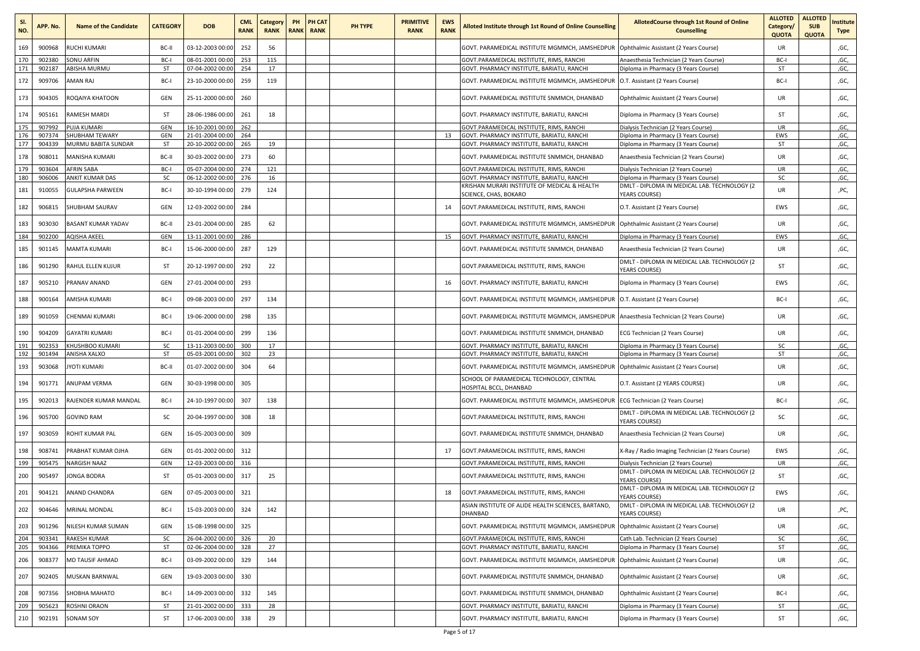| Sl. NO. | APP. No. | Name of the Candidate | CATEGORY | DOB | CML RANK | Category RANK | PH RANK | PH CAT RANK | PH TYPE | PRIMITIVE RANK | EWS RANK | Alloted Institute through 1st Round of Online Counselling | AllotedCourse through 1st Round of Online Counselling | ALLOTED Category/ QUOTA | ALLOTED SUB QUOTA | Institute Type |
|---|---|---|---|---|---|---|---|---|---|---|---|---|---|---|---|---|
| 169 | 900968 | RUCHI KUMARI | BC-II | 03-12-2003 00:00 | 252 | 56 | | | | | | GOVT. PARAMEDICAL INSTITUTE MGMMCH, JAMSHEDPUR | Ophthalmic Assistant (2 Years Course) | UR | | ,GC, |
| 170 | 902380 | SONU ARFIN | BC-I | 08-01-2001 00:00 | 253 | 115 | | | | | | GOVT.PARAMEDICAL INSTITUTE, RIMS, RANCHI | Anaesthesia Technician (2 Years Course) | BC-I | | ,GC, |
| 171 | 902187 | ABISHA MURMU | ST | 07-04-2002 00:00 | 254 | 17 | | | | | | GOVT. PHARMACY INSTITUTE, BARIATU, RANCHI | Diploma in Pharmacy (3 Years Course) | ST | | ,GC, |
| 172 | 909706 | AMAN RAJ | BC-I | 23-10-2000 00:00 | 259 | 119 | | | | | | GOVT. PARAMEDICAL INSTITUTE MGMMCH, JAMSHEDPUR | O.T. Assistant (2 Years Course) | BC-I | | ,GC, |
| 173 | 904305 | ROQAIYA KHATOON | GEN | 25-11-2000 00:00 | 260 | | | | | | | GOVT. PARAMEDICAL INSTITUTE SNMMCH, DHANBAD | Ophthalmic Assistant (2 Years Course) | UR | | ,GC, |
| 174 | 905161 | RAMESH MARDI | ST | 28-06-1986 00:00 | 261 | 18 | | | | | | GOVT. PHARMACY INSTITUTE, BARIATU, RANCHI | Diploma in Pharmacy (3 Years Course) | ST | | ,GC, |
| 175 | 907992 | PUJA KUMARI | GEN | 16-10-2001 00:00 | 262 | | | | | | | GOVT.PARAMEDICAL INSTITUTE, RIMS, RANCHI | Dialysis Technician (2 Years Course) | UR | | ,GC, |
| 176 | 907374 | SHUBHAM TEWARY | GEN | 21-01-2004 00:00 | 264 | | | | | | 13 | GOVT. PHARMACY INSTITUTE, BARIATU, RANCHI | Diploma in Pharmacy (3 Years Course) | EWS | | ,GC, |
| 177 | 904339 | MURMU BABITA SUNDAR | ST | 20-10-2002 00:00 | 265 | 19 | | | | | | GOVT. PHARMACY INSTITUTE, BARIATU, RANCHI | Diploma in Pharmacy (3 Years Course) | ST | | ,GC, |
| 178 | 908011 | MANISHA KUMARI | BC-II | 30-03-2002 00:00 | 273 | 60 | | | | | | GOVT. PARAMEDICAL INSTITUTE SNMMCH, DHANBAD | Anaesthesia Technician (2 Years Course) | UR | | ,GC, |
| 179 | 903604 | AFRIN SABA | BC-I | 05-07-2004 00:00 | 274 | 121 | | | | | | GOVT.PARAMEDICAL INSTITUTE, RIMS, RANCHI | Dialysis Technician (2 Years Course) | UR | | ,GC, |
| 180 | 906006 | ANKIT KUMAR DAS | SC | 06-12-2002 00:00 | 276 | 16 | | | | | | GOVT. PHARMACY INSTITUTE, BARIATU, RANCHI | Diploma in Pharmacy (3 Years Course) | SC | | ,GC, |
| 181 | 910055 | GULAPSHA PARWEEN | BC-I | 30-10-1994 00:00 | 279 | 124 | | | | | | KRISHAN MURARI INSTITUTE OF MEDICAL & HEALTH SCIENCE, CHAS, BOKARO | DMLT - DIPLOMA IN MEDICAL LAB. TECHNOLOGY (2 YEARS COURSE) | UR | | ,PC, |
| 182 | 906815 | SHUBHAM SAURAV | GEN | 12-03-2002 00:00 | 284 | | | | | | 14 | GOVT.PARAMEDICAL INSTITUTE, RIMS, RANCHI | O.T. Assistant (2 Years Course) | EWS | | ,GC, |
| 183 | 903030 | BASANT KUMAR YADAV | BC-II | 23-01-2004 00:00 | 285 | 62 | | | | | | GOVT. PARAMEDICAL INSTITUTE MGMMCH, JAMSHEDPUR | Ophthalmic Assistant (2 Years Course) | UR | | ,GC, |
| 184 | 902200 | AQISHA AKEEL | GEN | 13-11-2001 00:00 | 286 | | | | | | 15 | GOVT. PHARMACY INSTITUTE, BARIATU, RANCHI | Diploma in Pharmacy (3 Years Course) | EWS | | ,GC, |
| 185 | 901145 | MAMTA KUMARI | BC-I | 15-06-2000 00:00 | 287 | 129 | | | | | | GOVT. PARAMEDICAL INSTITUTE SNMMCH, DHANBAD | Anaesthesia Technician (2 Years Course) | UR | | ,GC, |
| 186 | 901290 | RAHUL ELLEN KUJUR | ST | 20-12-1997 00:00 | 292 | 22 | | | | | | GOVT.PARAMEDICAL INSTITUTE, RIMS, RANCHI | DMLT - DIPLOMA IN MEDICAL LAB. TECHNOLOGY (2 YEARS COURSE) | ST | | ,GC, |
| 187 | 905210 | PRANAV ANAND | GEN | 27-01-2004 00:00 | 293 | | | | | | 16 | GOVT. PHARMACY INSTITUTE, BARIATU, RANCHI | Diploma in Pharmacy (3 Years Course) | EWS | | ,GC, |
| 188 | 900164 | AMISHA KUMARI | BC-I | 09-08-2003 00:00 | 297 | 134 | | | | | | GOVT. PARAMEDICAL INSTITUTE MGMMCH, JAMSHEDPUR | O.T. Assistant (2 Years Course) | BC-I | | ,GC, |
| 189 | 901059 | CHENMAI KUMARI | BC-I | 19-06-2000 00:00 | 298 | 135 | | | | | | GOVT. PARAMEDICAL INSTITUTE MGMMCH, JAMSHEDPUR | Anaesthesia Technician (2 Years Course) | UR | | ,GC, |
| 190 | 904209 | GAYATRI KUMARI | BC-I | 01-01-2004 00:00 | 299 | 136 | | | | | | GOVT. PARAMEDICAL INSTITUTE SNMMCH, DHANBAD | ECG Technician (2 Years Course) | UR | | ,GC, |
| 191 | 902353 | KHUSHBOO KUMARI | SC | 13-11-2003 00:00 | 300 | 17 | | | | | | GOVT. PHARMACY INSTITUTE, BARIATU, RANCHI | Diploma in Pharmacy (3 Years Course) | SC | | ,GC, |
| 192 | 901494 | ANISHA XALXO | ST | 05-03-2001 00:00 | 302 | 23 | | | | | | GOVT. PHARMACY INSTITUTE, BARIATU, RANCHI | Diploma in Pharmacy (3 Years Course) | ST | | ,GC, |
| 193 | 903068 | JYOTI KUMARI | BC-II | 01-07-2002 00:00 | 304 | 64 | | | | | | GOVT. PARAMEDICAL INSTITUTE MGMMCH, JAMSHEDPUR | Ophthalmic Assistant (2 Years Course) | UR | | ,GC, |
| 194 | 901771 | ANUPAM VERMA | GEN | 30-03-1998 00:00 | 305 | | | | | | | SCHOOL OF PARAMEDICAL TECHNOLOGY, CENTRAL HOSPITAL BCCL, DHANBAD | O.T. Assistant (2 YEARS COURSE) | UR | | ,GC, |
| 195 | 902013 | RAJENDER KUMAR MANDAL | BC-I | 24-10-1997 00:00 | 307 | 138 | | | | | | GOVT. PARAMEDICAL INSTITUTE MGMMCH, JAMSHEDPUR | ECG Technician (2 Years Course) | BC-I | | ,GC, |
| 196 | 905700 | GOVIND RAM | SC | 20-04-1997 00:00 | 308 | 18 | | | | | | GOVT.PARAMEDICAL INSTITUTE, RIMS, RANCHI | DMLT - DIPLOMA IN MEDICAL LAB. TECHNOLOGY (2 YEARS COURSE) | SC | | ,GC, |
| 197 | 903059 | ROHIT KUMAR PAL | GEN | 16-05-2003 00:00 | 309 | | | | | | | GOVT. PARAMEDICAL INSTITUTE SNMMCH, DHANBAD | Anaesthesia Technician (2 Years Course) | UR | | ,GC, |
| 198 | 908741 | PRABHAT KUMAR OJHA | GEN | 01-01-2002 00:00 | 312 | | | | | | 17 | GOVT.PARAMEDICAL INSTITUTE, RIMS, RANCHI | X-Ray / Radio Imaging Technician (2 Years Course) | EWS | | ,GC, |
| 199 | 905475 | NARGISH NAAZ | GEN | 12-03-2003 00:00 | 316 | | | | | | | GOVT.PARAMEDICAL INSTITUTE, RIMS, RANCHI | Dialysis Technician (2 Years Course) | UR | | ,GC, |
| 200 | 905497 | JONGA BODRA | ST | 05-01-2003 00:00 | 317 | 25 | | | | | | GOVT.PARAMEDICAL INSTITUTE, RIMS, RANCHI | DMLT - DIPLOMA IN MEDICAL LAB. TECHNOLOGY (2 YEARS COURSE) | ST | | ,GC, |
| 201 | 904121 | ANAND CHANDRA | GEN | 07-05-2003 00:00 | 321 | | | | | | 18 | GOVT.PARAMEDICAL INSTITUTE, RIMS, RANCHI | DMLT - DIPLOMA IN MEDICAL LAB. TECHNOLOGY (2 YEARS COURSE) | EWS | | ,GC, |
| 202 | 904646 | MRINAL MONDAL | BC-I | 15-03-2003 00:00 | 324 | 142 | | | | | | ASIAN INSTITUTE OF ALIDE HEALTH SCIENCES, BARTAND, DHANBAD | DMLT - DIPLOMA IN MEDICAL LAB. TECHNOLOGY (2 YEARS COURSE) | UR | | ,PC, |
| 203 | 901296 | NILESH KUMAR SUMAN | GEN | 15-08-1998 00:00 | 325 | | | | | | | GOVT. PARAMEDICAL INSTITUTE MGMMCH, JAMSHEDPUR | Ophthalmic Assistant (2 Years Course) | UR | | ,GC, |
| 204 | 903341 | RAKESH KUMAR | SC | 26-04-2002 00:00 | 326 | 20 | | | | | | GOVT.PARAMEDICAL INSTITUTE, RIMS, RANCHI | Cath Lab. Technician (2 Years Course) | SC | | ,GC, |
| 205 | 904366 | PREMIKA TOPPO | ST | 02-06-2004 00:00 | 328 | 27 | | | | | | GOVT. PHARMACY INSTITUTE, BARIATU, RANCHI | Diploma in Pharmacy (3 Years Course) | ST | | ,GC, |
| 206 | 908377 | MD TAUSIF AHMAD | BC-I | 03-09-2002 00:00 | 329 | 144 | | | | | | GOVT. PARAMEDICAL INSTITUTE MGMMCH, JAMSHEDPUR | Ophthalmic Assistant (2 Years Course) | UR | | ,GC, |
| 207 | 902405 | MUSKAN BARNWAL | GEN | 19-03-2003 00:00 | 330 | | | | | | | GOVT. PARAMEDICAL INSTITUTE SNMMCH, DHANBAD | Ophthalmic Assistant (2 Years Course) | UR | | ,GC, |
| 208 | 907356 | SHOBHA MAHATO | BC-I | 14-09-2003 00:00 | 332 | 145 | | | | | | GOVT. PARAMEDICAL INSTITUTE SNMMCH, DHANBAD | Ophthalmic Assistant (2 Years Course) | BC-I | | ,GC, |
| 209 | 905623 | ROSHNI ORAON | ST | 21-01-2002 00:00 | 333 | 28 | | | | | | GOVT. PHARMACY INSTITUTE, BARIATU, RANCHI | Diploma in Pharmacy (3 Years Course) | ST | | ,GC, |
| 210 | 902191 | SONAM SOY | ST | 17-06-2003 00:00 | 338 | 29 | | | | | | GOVT. PHARMACY INSTITUTE, BARIATU, RANCHI | Diploma in Pharmacy (3 Years Course) | ST | | ,GC, |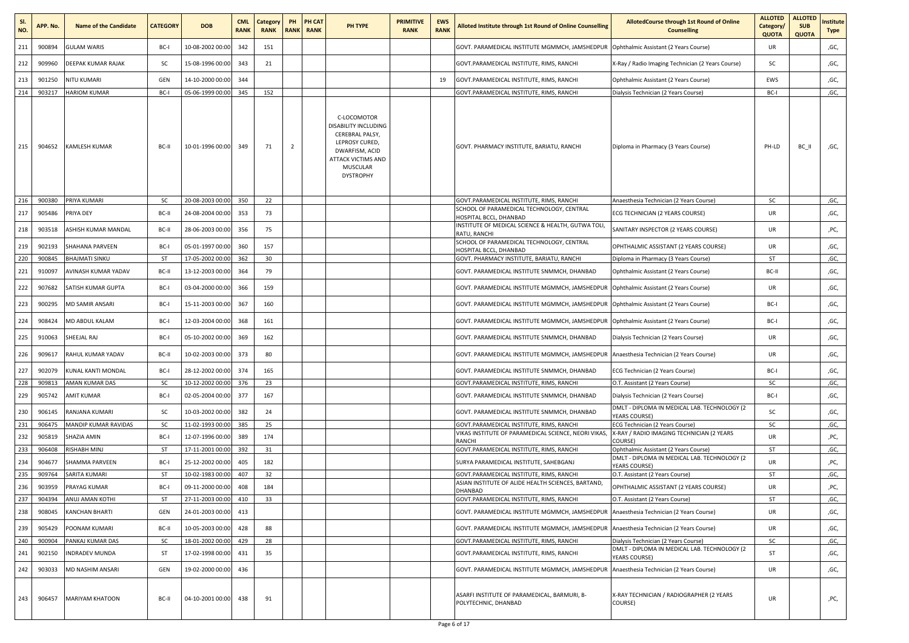| Sl. NO. | APP. No. | Name of the Candidate | CATEGORY | DOB | CML RANK | Category RANK | PH RANK | PH CAT RANK | PH TYPE | PRIMITIVE RANK | EWS RANK | Alloted Institute through 1st Round of Online Counselling | AllotedCourse through 1st Round of Online Counselling | ALLOTED Category/ QUOTA | ALLOTED SUB QUOTA | Institute Type |
|---|---|---|---|---|---|---|---|---|---|---|---|---|---|---|---|---|
| 211 | 900894 | GULAM WARIS | BC-I | 10-08-2002 00:00 | 342 | 151 | | | | | | GOVT. PARAMEDICAL INSTITUTE MGMMCH, JAMSHEDPUR | Ophthalmic Assistant (2 Years Course) | UR | | ,GC, |
| 212 | 909960 | DEEPAK KUMAR RAJAK | SC | 15-08-1996 00:00 | 343 | 21 | | | | | | GOVT.PARAMEDICAL INSTITUTE, RIMS, RANCHI | X-Ray / Radio Imaging Technician (2 Years Course) | SC | | ,GC, |
| 213 | 901250 | NITU KUMARI | GEN | 14-10-2000 00:00 | 344 | | | | | | 19 | GOVT.PARAMEDICAL INSTITUTE, RIMS, RANCHI | Ophthalmic Assistant (2 Years Course) | EWS | | ,GC, |
| 214 | 903217 | HARIOM KUMAR | BC-I | 05-06-1999 00:00 | 345 | 152 | | | | | | GOVT.PARAMEDICAL INSTITUTE, RIMS, RANCHI | Dialysis Technician (2 Years Course) | BC-I | | ,GC, |
| 215 | 904652 | KAMLESH KUMAR | BC-II | 10-01-1996 00:00 | 349 | 71 | 2 | | C-LOCOMOTOR DISABILITY INCLUDING CEREBRAL PALSY, LEPROSY CURED, DWARFISM, ACID ATTACK VICTIMS AND MUSCULAR DYSTROPHY | | | GOVT. PHARMACY INSTITUTE, BARIATU, RANCHI | Diploma in Pharmacy (3 Years Course) | PH-LD | BC_II | ,GC, |
| 216 | 900380 | PRIYA KUMARI | SC | 20-08-2003 00:00 | 350 | 22 | | | | | | GOVT.PARAMEDICAL INSTITUTE, RIMS, RANCHI | Anaesthesia Technician (2 Years Course) | SC | | ,GC, |
| 217 | 905486 | PRIYA DEY | BC-II | 24-08-2004 00:00 | 353 | 73 | | | | | | SCHOOL OF PARAMEDICAL TECHNOLOGY, CENTRAL HOSPITAL BCCL, DHANBAD | ECG TECHNICIAN (2 YEARS COURSE) | UR | | ,GC, |
| 218 | 903518 | ASHISH KUMAR MANDAL | BC-II | 28-06-2003 00:00 | 356 | 75 | | | | | | INSTITUTE OF MEDICAL SCIENCE & HEALTH, GUTWA TOLI, RATU, RANCHI | SANITARY INSPECTOR (2 YEARS COURSE) | UR | | ,PC, |
| 219 | 902193 | SHAHANA PARVEEN | BC-I | 05-01-1997 00:00 | 360 | 157 | | | | | | SCHOOL OF PARAMEDICAL TECHNOLOGY, CENTRAL HOSPITAL BCCL, DHANBAD | OPHTHALMIC ASSISTANT (2 YEARS COURSE) | UR | | ,GC, |
| 220 | 900845 | BHAJMATI SINKU | ST | 17-05-2002 00:00 | 362 | 30 | | | | | | GOVT. PHARMACY INSTITUTE, BARIATU, RANCHI | Diploma in Pharmacy (3 Years Course) | ST | | ,GC, |
| 221 | 910097 | AVINASH KUMAR YADAV | BC-II | 13-12-2003 00:00 | 364 | 79 | | | | | | GOVT. PARAMEDICAL INSTITUTE SNMMCH, DHANBAD | Ophthalmic Assistant (2 Years Course) | BC-II | | ,GC, |
| 222 | 907682 | SATISH KUMAR GUPTA | BC-I | 03-04-2000 00:00 | 366 | 159 | | | | | | GOVT. PARAMEDICAL INSTITUTE MGMMCH, JAMSHEDPUR | Ophthalmic Assistant (2 Years Course) | UR | | ,GC, |
| 223 | 900295 | MD SAMIR ANSARI | BC-I | 15-11-2003 00:00 | 367 | 160 | | | | | | GOVT. PARAMEDICAL INSTITUTE MGMMCH, JAMSHEDPUR | Ophthalmic Assistant (2 Years Course) | BC-I | | ,GC, |
| 224 | 908424 | MD ABDUL KALAM | BC-I | 12-03-2004 00:00 | 368 | 161 | | | | | | GOVT. PARAMEDICAL INSTITUTE MGMMCH, JAMSHEDPUR | Ophthalmic Assistant (2 Years Course) | BC-I | | ,GC, |
| 225 | 910063 | SHEEJAL RAJ | BC-I | 05-10-2002 00:00 | 369 | 162 | | | | | | GOVT. PARAMEDICAL INSTITUTE SNMMCH, DHANBAD | Dialysis Technician (2 Years Course) | UR | | ,GC, |
| 226 | 909617 | RAHUL KUMAR YADAV | BC-II | 10-02-2003 00:00 | 373 | 80 | | | | | | GOVT. PARAMEDICAL INSTITUTE MGMMCH, JAMSHEDPUR | Anaesthesia Technician (2 Years Course) | UR | | ,GC, |
| 227 | 902079 | KUNAL KANTI MONDAL | BC-I | 28-12-2002 00:00 | 374 | 165 | | | | | | GOVT. PARAMEDICAL INSTITUTE SNMMCH, DHANBAD | ECG Technician (2 Years Course) | BC-I | | ,GC, |
| 228 | 909813 | AMAN KUMAR DAS | SC | 10-12-2002 00:00 | 376 | 23 | | | | | | GOVT.PARAMEDICAL INSTITUTE, RIMS, RANCHI | O.T. Assistant (2 Years Course) | SC | | ,GC, |
| 229 | 905742 | AMIT KUMAR | BC-I | 02-05-2004 00:00 | 377 | 167 | | | | | | GOVT. PARAMEDICAL INSTITUTE SNMMCH, DHANBAD | Dialysis Technician (2 Years Course) | BC-I | | ,GC, |
| 230 | 906145 | RANJANA KUMARI | SC | 10-03-2002 00:00 | 382 | 24 | | | | | | GOVT. PARAMEDICAL INSTITUTE SNMMCH, DHANBAD | DMLT - DIPLOMA IN MEDICAL LAB. TECHNOLOGY (2 YEARS COURSE) | SC | | ,GC, |
| 231 | 906475 | MANDIP KUMAR RAVIDAS | SC | 11-02-1993 00:00 | 385 | 25 | | | | | | GOVT.PARAMEDICAL INSTITUTE, RIMS, RANCHI | ECG Technician (2 Years Course) | SC | | ,GC, |
| 232 | 905819 | SHAZIA AMIN | BC-I | 12-07-1996 00:00 | 389 | 174 | | | | | | VIKAS INSTITUTE OF PARAMEDICAL SCIENCE, NEORI VIKAS, RANCHI | X-RAY / RADIO IMAGING TECHNICIAN (2 YEARS COURSE) | UR | | ,PC, |
| 233 | 906408 | RISHABH MINJ | ST | 17-11-2001 00:00 | 392 | 31 | | | | | | GOVT.PARAMEDICAL INSTITUTE, RIMS, RANCHI | Ophthalmic Assistant (2 Years Course) | ST | | ,GC, |
| 234 | 904677 | SHAMMA PARVEEN | BC-I | 25-12-2002 00:00 | 405 | 182 | | | | | | SURYA PARAMEDICAL INSTITUTE, SAHEBGANJ | DMLT - DIPLOMA IN MEDICAL LAB. TECHNOLOGY (2 YEARS COURSE) | UR | | ,PC, |
| 235 | 909764 | SARITA KUMARI | ST | 10-02-1983 00:00 | 407 | 32 | | | | | | GOVT.PARAMEDICAL INSTITUTE, RIMS, RANCHI | O.T. Assistant (2 Years Course) | ST | | ,GC, |
| 236 | 903959 | PRAYAG KUMAR | BC-I | 09-11-2000 00:00 | 408 | 184 | | | | | | ASIAN INSTITUTE OF ALIDE HEALTH SCIENCES, BARTAND, DHANBAD | OPHTHALMIC ASSISTANT (2 YEARS COURSE) | UR | | ,PC, |
| 237 | 904394 | ANUJ AMAN KOTHI | ST | 27-11-2003 00:00 | 410 | 33 | | | | | | GOVT.PARAMEDICAL INSTITUTE, RIMS, RANCHI | O.T. Assistant (2 Years Course) | ST | | ,GC, |
| 238 | 908045 | KANCHAN BHARTI | GEN | 24-01-2003 00:00 | 413 | | | | | | | GOVT. PARAMEDICAL INSTITUTE MGMMCH, JAMSHEDPUR | Anaesthesia Technician (2 Years Course) | UR | | ,GC, |
| 239 | 905429 | POONAM KUMARI | BC-II | 10-05-2003 00:00 | 428 | 88 | | | | | | GOVT. PARAMEDICAL INSTITUTE MGMMCH, JAMSHEDPUR | Anaesthesia Technician (2 Years Course) | UR | | ,GC, |
| 240 | 900904 | PANKAJ KUMAR DAS | SC | 18-01-2002 00:00 | 429 | 28 | | | | | | GOVT.PARAMEDICAL INSTITUTE, RIMS, RANCHI | Dialysis Technician (2 Years Course) | SC | | ,GC, |
| 241 | 902150 | INDRADEV MUNDA | ST | 17-02-1998 00:00 | 431 | 35 | | | | | | GOVT.PARAMEDICAL INSTITUTE, RIMS, RANCHI | DMLT - DIPLOMA IN MEDICAL LAB. TECHNOLOGY (2 YEARS COURSE) | ST | | ,GC, |
| 242 | 903033 | MD NASHIM ANSARI | GEN | 19-02-2000 00:00 | 436 | | | | | | | GOVT. PARAMEDICAL INSTITUTE MGMMCH, JAMSHEDPUR | Anaesthesia Technician (2 Years Course) | UR | | ,GC, |
| 243 | 906457 | MARIYAM KHATOON | BC-II | 04-10-2001 00:00 | 438 | 91 | | | | | | ASARFI INSTITUTE OF PARAMEDICAL, BARMURI, B-POLYTECHNIC, DHANBAD | X-RAY TECHNICIAN / RADIOGRAPHER (2 YEARS COURSE) | UR | | ,PC, |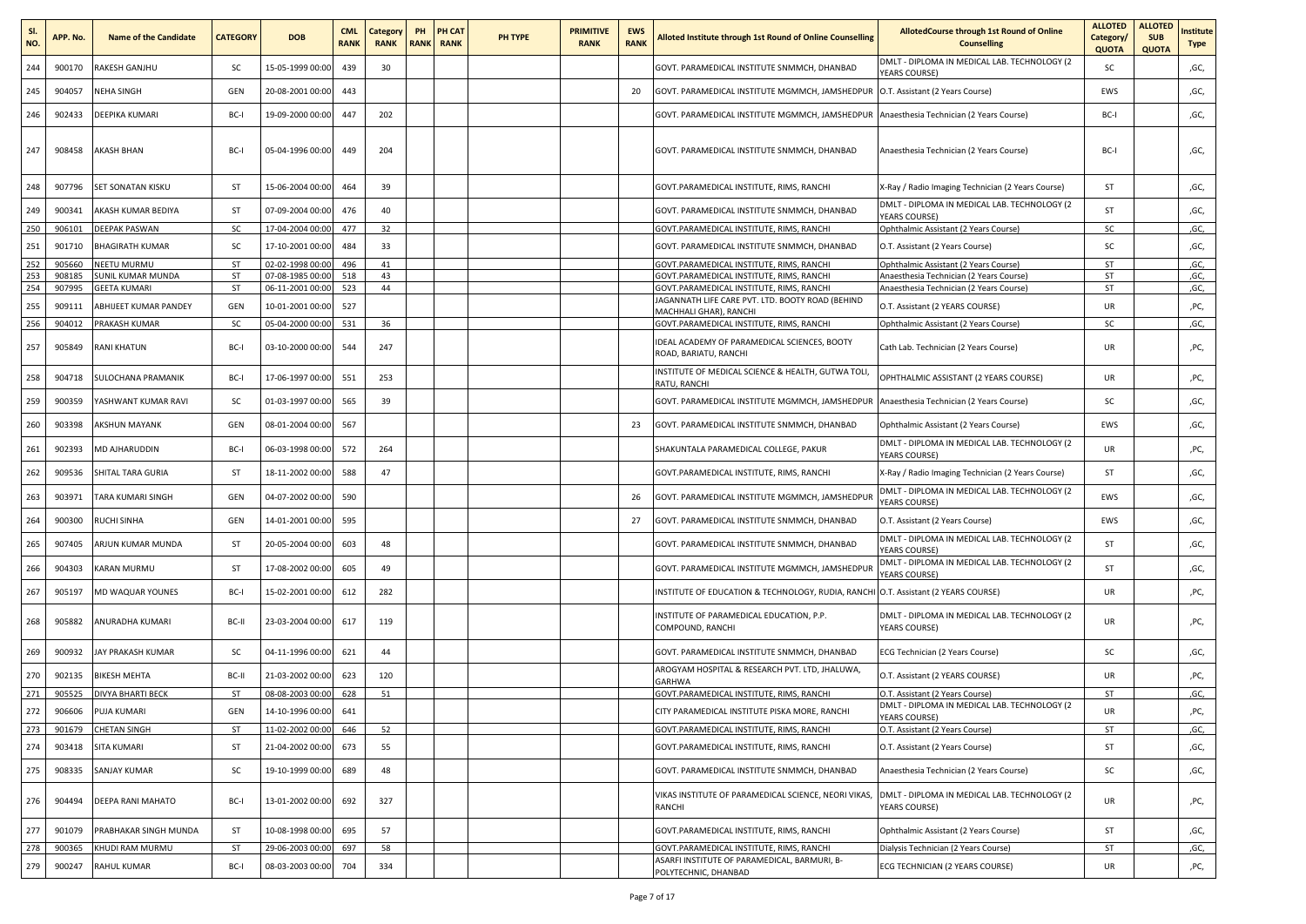| Sl. NO. | APP. No. | Name of the Candidate | CATEGORY | DOB | CML RANK | Category RANK | PH RANK | PH CAT RANK | PH TYPE | PRIMITIVE RANK | EWS RANK | Alloted Institute through 1st Round of Online Counselling | AllotedCourse through 1st Round of Online Counselling | ALLOTED Category/ QUOTA | ALLOTED SUB QUOTA | Institute Type |
|---|---|---|---|---|---|---|---|---|---|---|---|---|---|---|---|---|
| 244 | 900170 | RAKESH GANJHU | SC | 15-05-1999 00:00 | 439 | 30 | | | | | | GOVT. PARAMEDICAL INSTITUTE SNMMCH, DHANBAD | DMLT - DIPLOMA IN MEDICAL LAB. TECHNOLOGY (2 YEARS COURSE) | SC | | ,GC, |
| 245 | 904057 | NEHA SINGH | GEN | 20-08-2001 00:00 | 443 | | | | | | 20 | GOVT. PARAMEDICAL INSTITUTE MGMMCH, JAMSHEDPUR | O.T. Assistant (2 Years Course) | EWS | | ,GC, |
| 246 | 902433 | DEEPIKA KUMARI | BC-I | 19-09-2000 00:00 | 447 | 202 | | | | | | GOVT. PARAMEDICAL INSTITUTE MGMMCH, JAMSHEDPUR | Anaesthesia Technician (2 Years Course) | BC-I | | ,GC, |
| 247 | 908458 | AKASH BHAN | BC-I | 05-04-1996 00:00 | 449 | 204 | | | | | | GOVT. PARAMEDICAL INSTITUTE SNMMCH, DHANBAD | Anaesthesia Technician (2 Years Course) | BC-I | | ,GC, |
| 248 | 907796 | SET SONATAN KISKU | ST | 15-06-2004 00:00 | 464 | 39 | | | | | | GOVT.PARAMEDICAL INSTITUTE, RIMS, RANCHI | X-Ray / Radio Imaging Technician (2 Years Course) | ST | | ,GC, |
| 249 | 900341 | AKASH KUMAR BEDIYA | ST | 07-09-2004 00:00 | 476 | 40 | | | | | | GOVT. PARAMEDICAL INSTITUTE SNMMCH, DHANBAD | DMLT - DIPLOMA IN MEDICAL LAB. TECHNOLOGY (2 YEARS COURSE) | ST | | ,GC, |
| 250 | 906101 | DEEPAK PASWAN | SC | 17-04-2004 00:00 | 477 | 32 | | | | | | GOVT.PARAMEDICAL INSTITUTE, RIMS, RANCHI | Ophthalmic Assistant (2 Years Course) | SC | | ,GC, |
| 251 | 901710 | BHAGIRATH KUMAR | SC | 17-10-2001 00:00 | 484 | 33 | | | | | | GOVT. PARAMEDICAL INSTITUTE SNMMCH, DHANBAD | O.T. Assistant (2 Years Course) | SC | | ,GC, |
| 252 | 905660 | NEETU MURMU | ST | 02-02-1998 00:00 | 496 | 41 | | | | | | GOVT.PARAMEDICAL INSTITUTE, RIMS, RANCHI | Ophthalmic Assistant (2 Years Course) | ST | | ,GC, |
| 253 | 908185 | SUNIL KUMAR MUNDA | ST | 07-08-1985 00:00 | 518 | 43 | | | | | | GOVT.PARAMEDICAL INSTITUTE, RIMS, RANCHI | Anaesthesia Technician (2 Years Course) | ST | | ,GC, |
| 254 | 907995 | GEETA KUMARI | ST | 06-11-2001 00:00 | 523 | 44 | | | | | | GOVT.PARAMEDICAL INSTITUTE, RIMS, RANCHI | Anaesthesia Technician (2 Years Course) | ST | | ,GC, |
| 255 | 909111 | ABHIJEET KUMAR PANDEY | GEN | 10-01-2001 00:00 | 527 | | | | | | | JAGANNATH LIFE CARE PVT. LTD. BOOTY ROAD (BEHIND MACHHALI GHAR), RANCHI | O.T. Assistant (2 YEARS COURSE) | UR | | ,PC, |
| 256 | 904012 | PRAKASH KUMAR | SC | 05-04-2000 00:00 | 531 | 36 | | | | | | GOVT.PARAMEDICAL INSTITUTE, RIMS, RANCHI | Ophthalmic Assistant (2 Years Course) | SC | | ,GC, |
| 257 | 905849 | RANI KHATUN | BC-I | 03-10-2000 00:00 | 544 | 247 | | | | | | IDEAL ACADEMY OF PARAMEDICAL SCIENCES, BOOTY ROAD, BARIATU, RANCHI | Cath Lab. Technician (2 Years Course) | UR | | ,PC, |
| 258 | 904718 | SULOCHANA PRAMANIK | BC-I | 17-06-1997 00:00 | 551 | 253 | | | | | | INSTITUTE OF MEDICAL SCIENCE & HEALTH, GUTWA TOLI, RATU, RANCHI | OPHTHALMIC ASSISTANT (2 YEARS COURSE) | UR | | ,PC, |
| 259 | 900359 | YASHWANT KUMAR RAVI | SC | 01-03-1997 00:00 | 565 | 39 | | | | | | GOVT. PARAMEDICAL INSTITUTE MGMMCH, JAMSHEDPUR | Anaesthesia Technician (2 Years Course) | SC | | ,GC, |
| 260 | 903398 | AKSHUN MAYANK | GEN | 08-01-2004 00:00 | 567 | | | | | | 23 | GOVT. PARAMEDICAL INSTITUTE SNMMCH, DHANBAD | Ophthalmic Assistant (2 Years Course) | EWS | | ,GC, |
| 261 | 902393 | MD AJHARUDDIN | BC-I | 06-03-1998 00:00 | 572 | 264 | | | | | | SHAKUNTALA PARAMEDICAL COLLEGE, PAKUR | DMLT - DIPLOMA IN MEDICAL LAB. TECHNOLOGY (2 YEARS COURSE) | UR | | ,PC, |
| 262 | 909536 | SHITAL TARA GURIA | ST | 18-11-2002 00:00 | 588 | 47 | | | | | | GOVT.PARAMEDICAL INSTITUTE, RIMS, RANCHI | X-Ray / Radio Imaging Technician (2 Years Course) | ST | | ,GC, |
| 263 | 903971 | TARA KUMARI SINGH | GEN | 04-07-2002 00:00 | 590 | | | | | | 26 | GOVT. PARAMEDICAL INSTITUTE MGMMCH, JAMSHEDPUR | DMLT - DIPLOMA IN MEDICAL LAB. TECHNOLOGY (2 YEARS COURSE) | EWS | | ,GC, |
| 264 | 900300 | RUCHI SINHA | GEN | 14-01-2001 00:00 | 595 | | | | | | 27 | GOVT. PARAMEDICAL INSTITUTE SNMMCH, DHANBAD | O.T. Assistant (2 Years Course) | EWS | | ,GC, |
| 265 | 907405 | ARJUN KUMAR MUNDA | ST | 20-05-2004 00:00 | 603 | 48 | | | | | | GOVT. PARAMEDICAL INSTITUTE SNMMCH, DHANBAD | DMLT - DIPLOMA IN MEDICAL LAB. TECHNOLOGY (2 YEARS COURSE) | ST | | ,GC, |
| 266 | 904303 | KARAN MURMU | ST | 17-08-2002 00:00 | 605 | 49 | | | | | | GOVT. PARAMEDICAL INSTITUTE MGMMCH, JAMSHEDPUR | DMLT - DIPLOMA IN MEDICAL LAB. TECHNOLOGY (2 YEARS COURSE) | ST | | ,GC, |
| 267 | 905197 | MD WAQUAR YOUNES | BC-I | 15-02-2001 00:00 | 612 | 282 | | | | | | INSTITUTE OF EDUCATION & TECHNOLOGY, RUDIA, RANCHI | O.T. Assistant (2 YEARS COURSE) | UR | | ,PC, |
| 268 | 905882 | ANURADHA KUMARI | BC-II | 23-03-2004 00:00 | 617 | 119 | | | | | | INSTITUTE OF PARAMEDICAL EDUCATION, P.P. COMPOUND, RANCHI | DMLT - DIPLOMA IN MEDICAL LAB. TECHNOLOGY (2 YEARS COURSE) | UR | | ,PC, |
| 269 | 900932 | JAY PRAKASH KUMAR | SC | 04-11-1996 00:00 | 621 | 44 | | | | | | GOVT. PARAMEDICAL INSTITUTE SNMMCH, DHANBAD | ECG Technician (2 Years Course) | SC | | ,GC, |
| 270 | 902135 | BIKESH MEHTA | BC-II | 21-03-2002 00:00 | 623 | 120 | | | | | | AROGYAM HOSPITAL & RESEARCH PVT. LTD, JHALUWA, GARHWA | O.T. Assistant (2 YEARS COURSE) | UR | | ,PC, |
| 271 | 905525 | DIVYA BHARTI BECK | ST | 08-08-2003 00:00 | 628 | 51 | | | | | | GOVT.PARAMEDICAL INSTITUTE, RIMS, RANCHI | O.T. Assistant (2 Years Course) | ST | | ,GC, |
| 272 | 906606 | PUJA KUMARI | GEN | 14-10-1996 00:00 | 641 | | | | | | | CITY PARAMEDICAL INSTITUTE PISKA MORE, RANCHI | DMLT - DIPLOMA IN MEDICAL LAB. TECHNOLOGY (2 YEARS COURSE) | UR | | ,PC, |
| 273 | 901679 | CHETAN SINGH | ST | 11-02-2002 00:00 | 646 | 52 | | | | | | GOVT.PARAMEDICAL INSTITUTE, RIMS, RANCHI | O.T. Assistant (2 Years Course) | ST | | ,GC, |
| 274 | 903418 | SITA KUMARI | ST | 21-04-2002 00:00 | 673 | 55 | | | | | | GOVT.PARAMEDICAL INSTITUTE, RIMS, RANCHI | O.T. Assistant (2 Years Course) | ST | | ,GC, |
| 275 | 908335 | SANJAY KUMAR | SC | 19-10-1999 00:00 | 689 | 48 | | | | | | GOVT. PARAMEDICAL INSTITUTE SNMMCH, DHANBAD | Anaesthesia Technician (2 Years Course) | SC | | ,GC, |
| 276 | 904494 | DEEPA RANI MAHATO | BC-I | 13-01-2002 00:00 | 692 | 327 | | | | | | VIKAS INSTITUTE OF PARAMEDICAL SCIENCE, NEORI VIKAS, RANCHI | DMLT - DIPLOMA IN MEDICAL LAB. TECHNOLOGY (2 YEARS COURSE) | UR | | ,PC, |
| 277 | 901079 | PRABHAKAR SINGH MUNDA | ST | 10-08-1998 00:00 | 695 | 57 | | | | | | GOVT.PARAMEDICAL INSTITUTE, RIMS, RANCHI | Ophthalmic Assistant (2 Years Course) | ST | | ,GC, |
| 278 | 900365 | KHUDI RAM MURMU | ST | 29-06-2003 00:00 | 697 | 58 | | | | | | GOVT.PARAMEDICAL INSTITUTE, RIMS, RANCHI | Dialysis Technician (2 Years Course) | ST | | ,GC, |
| 279 | 900247 | RAHUL KUMAR | BC-I | 08-03-2003 00:00 | 704 | 334 | | | | | | ASARFI INSTITUTE OF PARAMEDICAL, BARMURI, B-POLYTECHNIC, DHANBAD | ECG TECHNICIAN (2 YEARS COURSE) | UR | | ,PC, |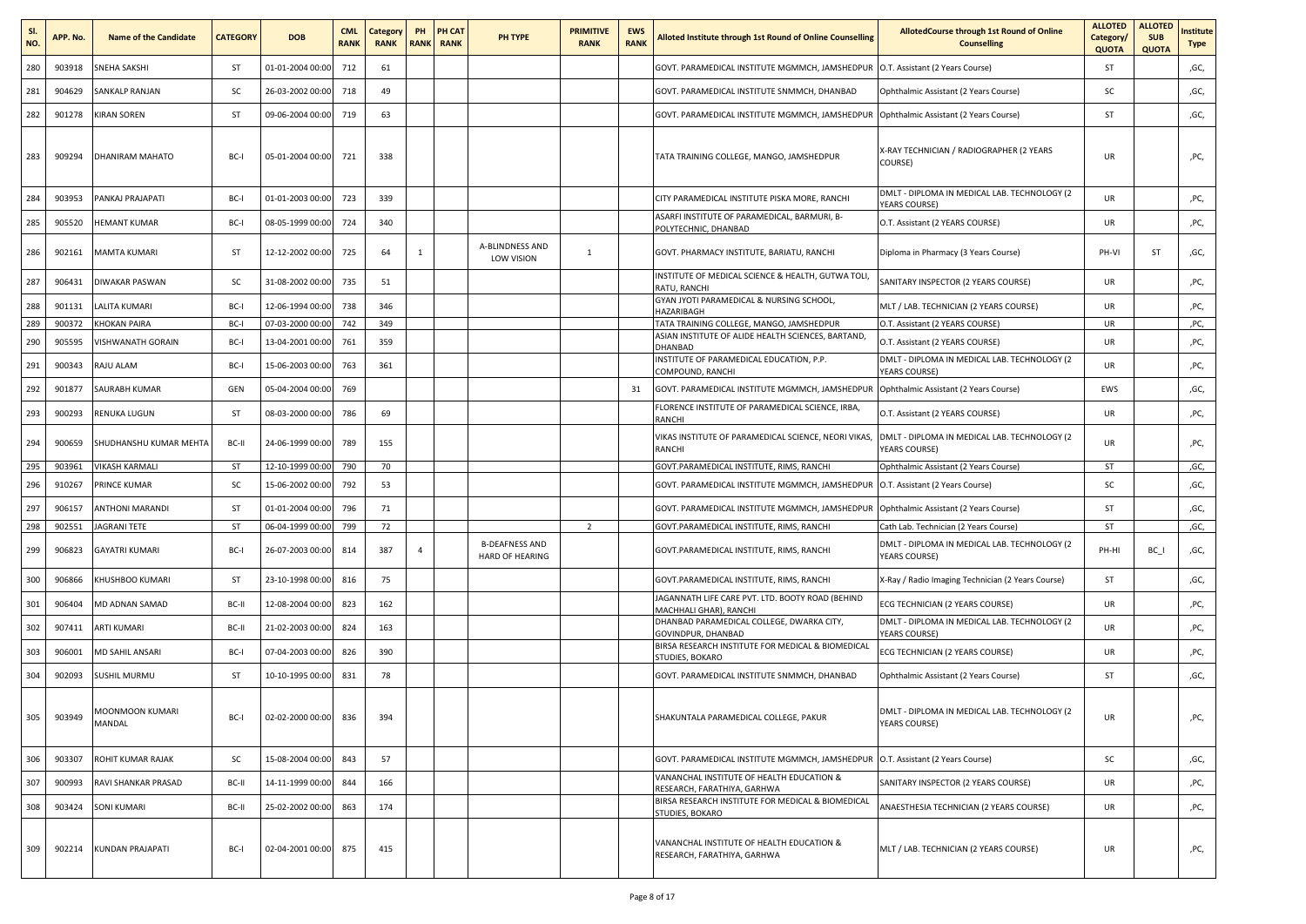| Sl. NO. | APP. No. | Name of the Candidate | CATEGORY | DOB | CML RANK | Category RANK | PH RANK | PH CAT RANK | PH TYPE | PRIMITIVE RANK | EWS RANK | Alloted Institute through 1st Round of Online Counselling | AllotedCourse through 1st Round of Online Counselling | ALLOTED Category/ QUOTA | ALLOTED SUB QUOTA | Institute Type |
|---|---|---|---|---|---|---|---|---|---|---|---|---|---|---|---|---|
| 280 | 903918 | SNEHA SAKSHI | ST | 01-01-2004 00:00 | 712 | 61 | | | | | | GOVT. PARAMEDICAL INSTITUTE MGMMCH, JAMSHEDPUR | O.T. Assistant (2 Years Course) | ST | | ,GC, |
| 281 | 904629 | SANKALP RANJAN | SC | 26-03-2002 00:00 | 718 | 49 | | | | | | GOVT. PARAMEDICAL INSTITUTE SNMMCH, DHANBAD | Ophthalmic Assistant (2 Years Course) | SC | | ,GC, |
| 282 | 901278 | KIRAN SOREN | ST | 09-06-2004 00:00 | 719 | 63 | | | | | | GOVT. PARAMEDICAL INSTITUTE MGMMCH, JAMSHEDPUR | Ophthalmic Assistant (2 Years Course) | ST | | ,GC, |
| 283 | 909294 | DHANIRAM MAHATO | BC-I | 05-01-2004 00:00 | 721 | 338 | | | | | | TATA TRAINING COLLEGE, MANGO, JAMSHEDPUR | X-RAY TECHNICIAN / RADIOGRAPHER (2 YEARS COURSE) | UR | | ,PC, |
| 284 | 903953 | PANKAJ PRAJAPATI | BC-I | 01-01-2003 00:00 | 723 | 339 | | | | | | CITY PARAMEDICAL INSTITUTE PISKA MORE, RANCHI | DMLT - DIPLOMA IN MEDICAL LAB. TECHNOLOGY (2 YEARS COURSE) | UR | | ,PC, |
| 285 | 905520 | HEMANT KUMAR | BC-I | 08-05-1999 00:00 | 724 | 340 | | | | | | ASARFI INSTITUTE OF PARAMEDICAL, BARMURI, B-POLYTECHNIC, DHANBAD | O.T. Assistant (2 YEARS COURSE) | UR | | ,PC, |
| 286 | 902161 | MAMTA KUMARI | ST | 12-12-2002 00:00 | 725 | 64 | 1 | | A-BLINDNESS AND LOW VISION | 1 | | GOVT. PHARMACY INSTITUTE, BARIATU, RANCHI | Diploma in Pharmacy (3 Years Course) | PH-VI | ST | ,GC, |
| 287 | 906431 | DIWAKAR PASWAN | SC | 31-08-2002 00:00 | 735 | 51 | | | | | | INSTITUTE OF MEDICAL SCIENCE & HEALTH, GUTWA TOLI, RATU, RANCHI | SANITARY INSPECTOR (2 YEARS COURSE) | UR | | ,PC, |
| 288 | 901131 | LALITA KUMARI | BC-I | 12-06-1994 00:00 | 738 | 346 | | | | | | GYAN JYOTI PARAMEDICAL & NURSING SCHOOL, HAZARIBAGH | MLT / LAB. TECHNICIAN (2 YEARS COURSE) | UR | | ,PC, |
| 289 | 900372 | KHOKAN PAIRA | BC-I | 07-03-2000 00:00 | 742 | 349 | | | | | | TATA TRAINING COLLEGE, MANGO, JAMSHEDPUR | O.T. Assistant (2 YEARS COURSE) | UR | | ,PC, |
| 290 | 905595 | VISHWANATH GORAIN | BC-I | 13-04-2001 00:00 | 761 | 359 | | | | | | ASIAN INSTITUTE OF ALIDE HEALTH SCIENCES, BARTAND, DHANBAD | O.T. Assistant (2 YEARS COURSE) | UR | | ,PC, |
| 291 | 900343 | RAJU ALAM | BC-I | 15-06-2003 00:00 | 763 | 361 | | | | | | INSTITUTE OF PARAMEDICAL EDUCATION, P.P. COMPOUND, RANCHI | DMLT - DIPLOMA IN MEDICAL LAB. TECHNOLOGY (2 YEARS COURSE) | UR | | ,PC, |
| 292 | 901877 | SAURABH KUMAR | GEN | 05-04-2004 00:00 | 769 | | | | | | 31 | GOVT. PARAMEDICAL INSTITUTE MGMMCH, JAMSHEDPUR | Ophthalmic Assistant (2 Years Course) | EWS | | ,GC, |
| 293 | 900293 | RENUKA LUGUN | ST | 08-03-2000 00:00 | 786 | 69 | | | | | | FLORENCE INSTITUTE OF PARAMEDICAL SCIENCE, IRBA, RANCHI | O.T. Assistant (2 YEARS COURSE) | UR | | ,PC, |
| 294 | 900659 | SHUDHANSHU KUMAR MEHTA | BC-II | 24-06-1999 00:00 | 789 | 155 | | | | | | VIKAS INSTITUTE OF PARAMEDICAL SCIENCE, NEORI VIKAS, RANCHI | DMLT - DIPLOMA IN MEDICAL LAB. TECHNOLOGY (2 YEARS COURSE) | UR | | ,PC, |
| 295 | 903961 | VIKASH KARMALI | ST | 12-10-1999 00:00 | 790 | 70 | | | | | | GOVT.PARAMEDICAL INSTITUTE, RIMS, RANCHI | Ophthalmic Assistant (2 Years Course) | ST | | ,GC, |
| 296 | 910267 | PRINCE KUMAR | SC | 15-06-2002 00:00 | 792 | 53 | | | | | | GOVT. PARAMEDICAL INSTITUTE MGMMCH, JAMSHEDPUR | O.T. Assistant (2 Years Course) | SC | | ,GC, |
| 297 | 906157 | ANTHONI MARANDI | ST | 01-01-2004 00:00 | 796 | 71 | | | | | | GOVT. PARAMEDICAL INSTITUTE MGMMCH, JAMSHEDPUR | Ophthalmic Assistant (2 Years Course) | ST | | ,GC, |
| 298 | 902551 | JAGRANI TETE | ST | 06-04-1999 00:00 | 799 | 72 | | | | 2 | | GOVT.PARAMEDICAL INSTITUTE, RIMS, RANCHI | Cath Lab. Technician (2 Years Course) | ST | | ,GC, |
| 299 | 906823 | GAYATRI KUMARI | BC-I | 26-07-2003 00:00 | 814 | 387 | 4 | | B-DEAFNESS AND HARD OF HEARING | | | GOVT.PARAMEDICAL INSTITUTE, RIMS, RANCHI | DMLT - DIPLOMA IN MEDICAL LAB. TECHNOLOGY (2 YEARS COURSE) | PH-HI | BC_I | ,GC, |
| 300 | 906866 | KHUSHBOO KUMARI | ST | 23-10-1998 00:00 | 816 | 75 | | | | | | GOVT.PARAMEDICAL INSTITUTE, RIMS, RANCHI | X-Ray / Radio Imaging Technician (2 Years Course) | ST | | ,GC, |
| 301 | 906404 | MD ADNAN SAMAD | BC-II | 12-08-2004 00:00 | 823 | 162 | | | | | | JAGANNATH LIFE CARE PVT. LTD. BOOTY ROAD (BEHIND MACHHALI GHAR), RANCHI | ECG TECHNICIAN (2 YEARS COURSE) | UR | | ,PC, |
| 302 | 907411 | ARTI KUMARI | BC-II | 21-02-2003 00:00 | 824 | 163 | | | | | | DHANBAD PARAMEDICAL COLLEGE, DWARKA CITY, GOVINDPUR, DHANBAD | DMLT - DIPLOMA IN MEDICAL LAB. TECHNOLOGY (2 YEARS COURSE) | UR | | ,PC, |
| 303 | 906001 | MD SAHIL ANSARI | BC-I | 07-04-2003 00:00 | 826 | 390 | | | | | | BIRSA RESEARCH INSTITUTE FOR MEDICAL & BIOMEDICAL STUDIES, BOKARO | ECG TECHNICIAN (2 YEARS COURSE) | UR | | ,PC, |
| 304 | 902093 | SUSHIL MURMU | ST | 10-10-1995 00:00 | 831 | 78 | | | | | | GOVT. PARAMEDICAL INSTITUTE SNMMCH, DHANBAD | Ophthalmic Assistant (2 Years Course) | ST | | ,GC, |
| 305 | 903949 | MOONMOON KUMARI MANDAL | BC-I | 02-02-2000 00:00 | 836 | 394 | | | | | | SHAKUNTALA PARAMEDICAL COLLEGE, PAKUR | DMLT - DIPLOMA IN MEDICAL LAB. TECHNOLOGY (2 YEARS COURSE) | UR | | ,PC, |
| 306 | 903307 | ROHIT KUMAR RAJAK | SC | 15-08-2004 00:00 | 843 | 57 | | | | | | GOVT. PARAMEDICAL INSTITUTE MGMMCH, JAMSHEDPUR | O.T. Assistant (2 Years Course) | SC | | ,GC, |
| 307 | 900993 | RAVI SHANKAR PRASAD | BC-II | 14-11-1999 00:00 | 844 | 166 | | | | | | VANANCHAL INSTITUTE OF HEALTH EDUCATION & RESEARCH, FARATHIYA, GARHWA | SANITARY INSPECTOR (2 YEARS COURSE) | UR | | ,PC, |
| 308 | 903424 | SONI KUMARI | BC-II | 25-02-2002 00:00 | 863 | 174 | | | | | | BIRSA RESEARCH INSTITUTE FOR MEDICAL & BIOMEDICAL STUDIES, BOKARO | ANAESTHESIA TECHNICIAN (2 YEARS COURSE) | UR | | ,PC, |
| 309 | 902214 | KUNDAN PRAJAPATI | BC-I | 02-04-2001 00:00 | 875 | 415 | | | | | | VANANCHAL INSTITUTE OF HEALTH EDUCATION & RESEARCH, FARATHIYA, GARHWA | MLT / LAB. TECHNICIAN (2 YEARS COURSE) | UR | | ,PC, |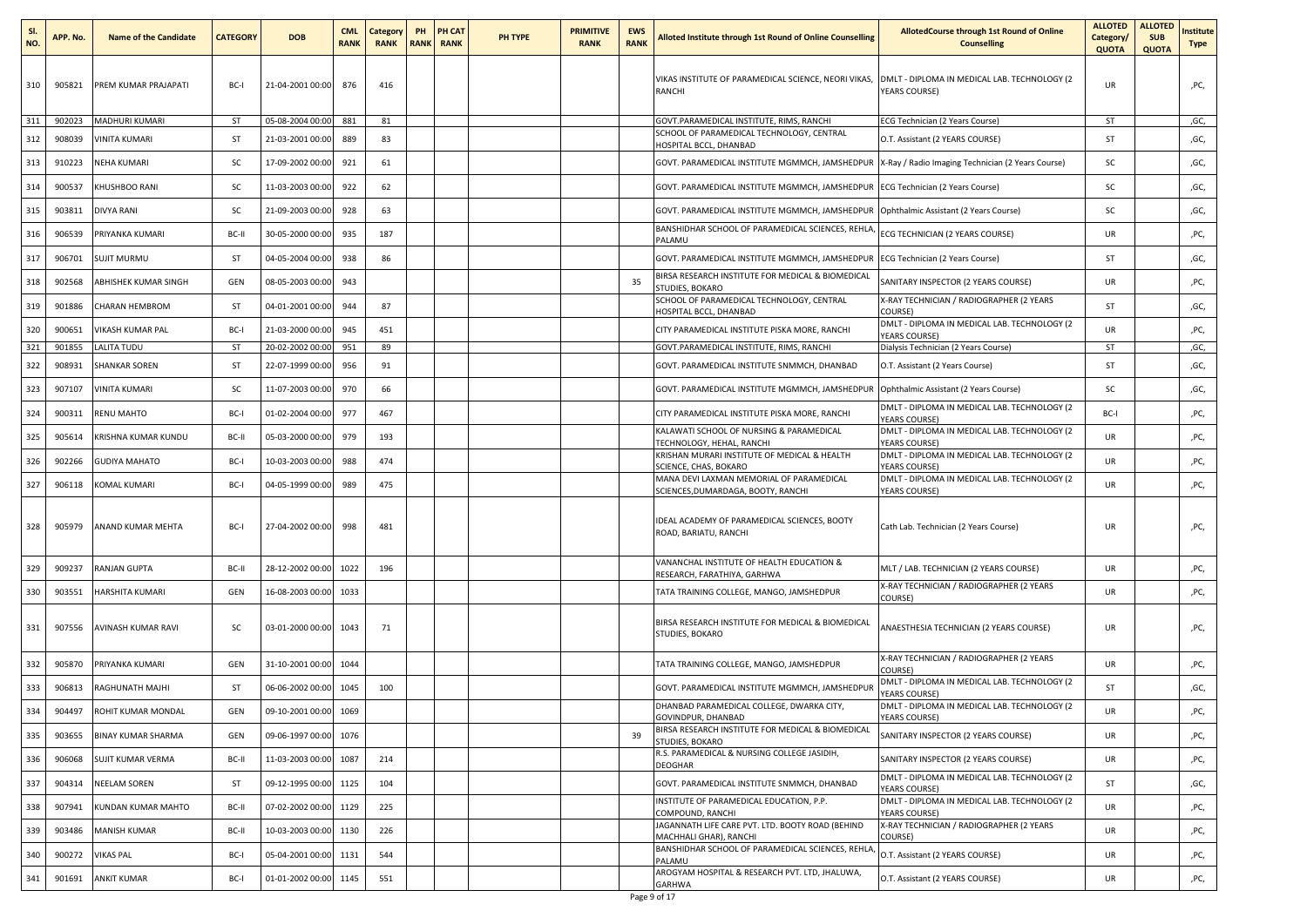| Sl. NO. | APP. No. | Name of the Candidate | CATEGORY | DOB | CML RANK | Category RANK | PH RANK | PH CAT RANK | PH TYPE | PRIMITIVE RANK | EWS RANK | Alloted Institute through 1st Round of Online Counselling | AllotedCourse through 1st Round of Online Counselling | ALLOTED Category/ QUOTA | ALLOTED SUB QUOTA | Institute Type |
|---|---|---|---|---|---|---|---|---|---|---|---|---|---|---|---|---|
| 310 | 905821 | PREM KUMAR PRAJAPATI | BC-I | 21-04-2001 00:00 | 876 | 416 | | | | | | VIKAS INSTITUTE OF PARAMEDICAL SCIENCE, NEORI VIKAS, RANCHI | DMLT - DIPLOMA IN MEDICAL LAB. TECHNOLOGY (2 YEARS COURSE) | UR | | ,PC, |
| 311 | 902023 | MADHURI KUMARI | ST | 05-08-2004 00:00 | 881 | 81 | | | | | | GOVT.PARAMEDICAL INSTITUTE, RIMS, RANCHI | ECG Technician (2 Years Course) | ST | | ,GC, |
| 312 | 908039 | VINITA KUMARI | ST | 21-03-2001 00:00 | 889 | 83 | | | | | | SCHOOL OF PARAMEDICAL TECHNOLOGY, CENTRAL HOSPITAL BCCL, DHANBAD | O.T. Assistant (2 YEARS COURSE) | ST | | ,GC, |
| 313 | 910223 | NEHA KUMARI | SC | 17-09-2002 00:00 | 921 | 61 | | | | | | GOVT. PARAMEDICAL INSTITUTE MGMMCH, JAMSHEDPUR | X-Ray / Radio Imaging Technician (2 Years Course) | SC | | ,GC, |
| 314 | 900537 | KHUSHBOO RANI | SC | 11-03-2003 00:00 | 922 | 62 | | | | | | GOVT. PARAMEDICAL INSTITUTE MGMMCH, JAMSHEDPUR | ECG Technician (2 Years Course) | SC | | ,GC, |
| 315 | 903811 | DIVYA RANI | SC | 21-09-2003 00:00 | 928 | 63 | | | | | | GOVT. PARAMEDICAL INSTITUTE MGMMCH, JAMSHEDPUR | Ophthalmic Assistant (2 Years Course) | SC | | ,GC, |
| 316 | 906539 | PRIYANKA KUMARI | BC-II | 30-05-2000 00:00 | 935 | 187 | | | | | | BANSHIDHAR SCHOOL OF PARAMEDICAL SCIENCES, REHLA, PALAMU | ECG TECHNICIAN (2 YEARS COURSE) | UR | | ,PC, |
| 317 | 906701 | SUJIT MURMU | ST | 04-05-2004 00:00 | 938 | 86 | | | | | | GOVT. PARAMEDICAL INSTITUTE MGMMCH, JAMSHEDPUR | ECG Technician (2 Years Course) | ST | | ,GC, |
| 318 | 902568 | ABHISHEK KUMAR SINGH | GEN | 08-05-2003 00:00 | 943 | | | | | | 35 | BIRSA RESEARCH INSTITUTE FOR MEDICAL & BIOMEDICAL STUDIES, BOKARO | SANITARY INSPECTOR (2 YEARS COURSE) | UR | | ,PC, |
| 319 | 901886 | CHARAN HEMBROM | ST | 04-01-2001 00:00 | 944 | 87 | | | | | | SCHOOL OF PARAMEDICAL TECHNOLOGY, CENTRAL HOSPITAL BCCL, DHANBAD | X-RAY TECHNICIAN / RADIOGRAPHER (2 YEARS COURSE) | ST | | ,GC, |
| 320 | 900651 | VIKASH KUMAR PAL | BC-I | 21-03-2000 00:00 | 945 | 451 | | | | | | CITY PARAMEDICAL INSTITUTE PISKA MORE, RANCHI | DMLT - DIPLOMA IN MEDICAL LAB. TECHNOLOGY (2 YEARS COURSE) | UR | | ,PC, |
| 321 | 901855 | LALITA TUDU | ST | 20-02-2002 00:00 | 951 | 89 | | | | | | GOVT.PARAMEDICAL INSTITUTE, RIMS, RANCHI | Dialysis Technician (2 Years Course) | ST | | ,GC, |
| 322 | 908931 | SHANKAR SOREN | ST | 22-07-1999 00:00 | 956 | 91 | | | | | | GOVT. PARAMEDICAL INSTITUTE SNMMCH, DHANBAD | O.T. Assistant (2 Years Course) | ST | | ,GC, |
| 323 | 907107 | VINITA KUMARI | SC | 11-07-2003 00:00 | 970 | 66 | | | | | | GOVT. PARAMEDICAL INSTITUTE MGMMCH, JAMSHEDPUR | Ophthalmic Assistant (2 Years Course) | SC | | ,GC, |
| 324 | 900311 | RENU MAHTO | BC-I | 01-02-2004 00:00 | 977 | 467 | | | | | | CITY PARAMEDICAL INSTITUTE PISKA MORE, RANCHI | DMLT - DIPLOMA IN MEDICAL LAB. TECHNOLOGY (2 YEARS COURSE) | BC-I | | ,PC, |
| 325 | 905614 | KRISHNA KUMAR KUNDU | BC-II | 05-03-2000 00:00 | 979 | 193 | | | | | | KALAWATI SCHOOL OF NURSING & PARAMEDICAL TECHNOLOGY, HEHAL, RANCHI | DMLT - DIPLOMA IN MEDICAL LAB. TECHNOLOGY (2 YEARS COURSE) | UR | | ,PC, |
| 326 | 902266 | GUDIYA MAHATO | BC-I | 10-03-2003 00:00 | 988 | 474 | | | | | | KRISHAN MURARI INSTITUTE OF MEDICAL & HEALTH SCIENCE, CHAS, BOKARO | DMLT - DIPLOMA IN MEDICAL LAB. TECHNOLOGY (2 YEARS COURSE) | UR | | ,PC, |
| 327 | 906118 | KOMAL KUMARI | BC-I | 04-05-1999 00:00 | 989 | 475 | | | | | | MANA DEVI LAXMAN MEMORIAL OF PARAMEDICAL SCIENCES,DUMARDAGA, BOOTY, RANCHI | DMLT - DIPLOMA IN MEDICAL LAB. TECHNOLOGY (2 YEARS COURSE) | UR | | ,PC, |
| 328 | 905979 | ANAND KUMAR MEHTA | BC-I | 27-04-2002 00:00 | 998 | 481 | | | | | | IDEAL ACADEMY OF PARAMEDICAL SCIENCES, BOOTY ROAD, BARIATU, RANCHI | Cath Lab. Technician (2 Years Course) | UR | | ,PC, |
| 329 | 909237 | RANJAN GUPTA | BC-II | 28-12-2002 00:00 | 1022 | 196 | | | | | | VANANCHAL INSTITUTE OF HEALTH EDUCATION & RESEARCH, FARATHIYA, GARHWA | MLT / LAB. TECHNICIAN (2 YEARS COURSE) | UR | | ,PC, |
| 330 | 903551 | HARSHITA KUMARI | GEN | 16-08-2003 00:00 | 1033 | | | | | | | TATA TRAINING COLLEGE, MANGO, JAMSHEDPUR | X-RAY TECHNICIAN / RADIOGRAPHER (2 YEARS COURSE) | UR | | ,PC, |
| 331 | 907556 | AVINASH KUMAR RAVI | SC | 03-01-2000 00:00 | 1043 | 71 | | | | | | BIRSA RESEARCH INSTITUTE FOR MEDICAL & BIOMEDICAL STUDIES, BOKARO | ANAESTHESIA TECHNICIAN (2 YEARS COURSE) | UR | | ,PC, |
| 332 | 905870 | PRIYANKA KUMARI | GEN | 31-10-2001 00:00 | 1044 | | | | | | | TATA TRAINING COLLEGE, MANGO, JAMSHEDPUR | X-RAY TECHNICIAN / RADIOGRAPHER (2 YEARS COURSE) | UR | | ,PC, |
| 333 | 906813 | RAGHUNATH MAJHI | ST | 06-06-2002 00:00 | 1045 | 100 | | | | | | GOVT. PARAMEDICAL INSTITUTE MGMMCH, JAMSHEDPUR | DMLT - DIPLOMA IN MEDICAL LAB. TECHNOLOGY (2 YEARS COURSE) | ST | | ,GC, |
| 334 | 904497 | ROHIT KUMAR MONDAL | GEN | 09-10-2001 00:00 | 1069 | | | | | | | DHANBAD PARAMEDICAL COLLEGE, DWARKA CITY, GOVINDPUR, DHANBAD | DMLT - DIPLOMA IN MEDICAL LAB. TECHNOLOGY (2 YEARS COURSE) | UR | | ,PC, |
| 335 | 903655 | BINAY KUMAR SHARMA | GEN | 09-06-1997 00:00 | 1076 | | | | | | 39 | BIRSA RESEARCH INSTITUTE FOR MEDICAL & BIOMEDICAL STUDIES, BOKARO | SANITARY INSPECTOR (2 YEARS COURSE) | UR | | ,PC, |
| 336 | 906068 | SUJIT KUMAR VERMA | BC-II | 11-03-2003 00:00 | 1087 | 214 | | | | | | R.S. PARAMEDICAL & NURSING COLLEGE JASIDIH, DEOGHAR | SANITARY INSPECTOR (2 YEARS COURSE) | UR | | ,PC, |
| 337 | 904314 | NEELAM SOREN | ST | 09-12-1995 00:00 | 1125 | 104 | | | | | | GOVT. PARAMEDICAL INSTITUTE SNMMCH, DHANBAD | DMLT - DIPLOMA IN MEDICAL LAB. TECHNOLOGY (2 YEARS COURSE) | ST | | ,GC, |
| 338 | 907941 | KUNDAN KUMAR MAHTO | BC-II | 07-02-2002 00:00 | 1129 | 225 | | | | | | INSTITUTE OF PARAMEDICAL EDUCATION, P.P. COMPOUND, RANCHI | DMLT - DIPLOMA IN MEDICAL LAB. TECHNOLOGY (2 YEARS COURSE) | UR | | ,PC, |
| 339 | 903486 | MANISH KUMAR | BC-II | 10-03-2003 00:00 | 1130 | 226 | | | | | | JAGANNATH LIFE CARE PVT. LTD. BOOTY ROAD (BEHIND MACHHALI GHAR), RANCHI | X-RAY TECHNICIAN / RADIOGRAPHER (2 YEARS COURSE) | UR | | ,PC, |
| 340 | 900272 | VIKAS PAL | BC-I | 05-04-2001 00:00 | 1131 | 544 | | | | | | BANSHIDHAR SCHOOL OF PARAMEDICAL SCIENCES, REHLA, PALAMU | O.T. Assistant (2 YEARS COURSE) | UR | | ,PC, |
| 341 | 901691 | ANKIT KUMAR | BC-I | 01-01-2002 00:00 | 1145 | 551 | | | | | | AROGYAM HOSPITAL & RESEARCH PVT. LTD, JHALUWA, GARHWA | O.T. Assistant (2 YEARS COURSE) | UR | | ,PC, |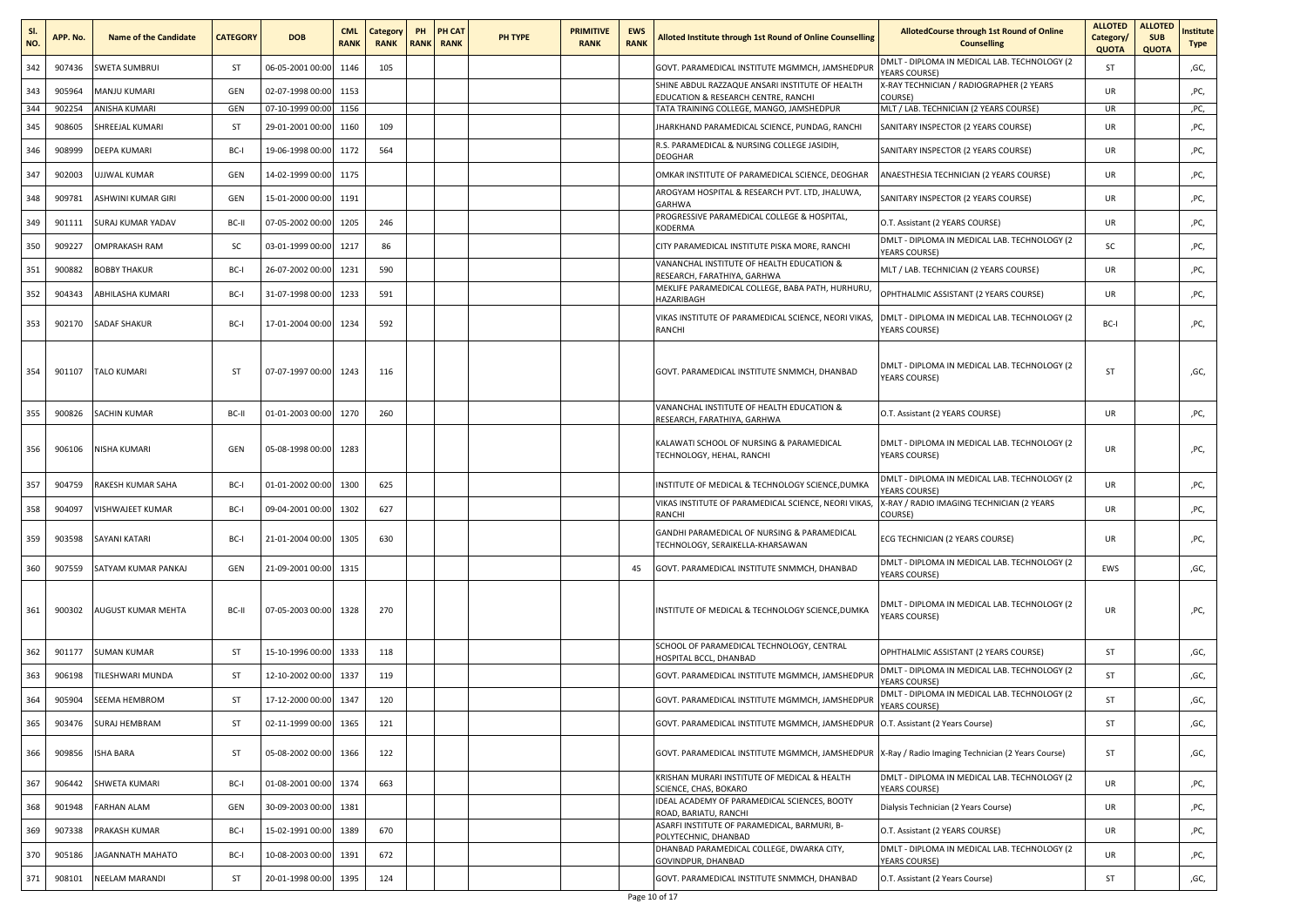| Sl. NO. | APP. No. | Name of the Candidate | CATEGORY | DOB | CML RANK | Category RANK | PH RANK | PH CAT RANK | PH TYPE | PRIMITIVE RANK | EWS RANK | Alloted Institute through 1st Round of Online Counselling | AllotedCourse through 1st Round of Online Counselling | ALLOTED Category/ QUOTA | ALLOTED SUB QUOTA | Institute Type |
|---|---|---|---|---|---|---|---|---|---|---|---|---|---|---|---|---|
| 342 | 907436 | SWETA SUMBRUI | ST | 06-05-2001 00:00 | 1146 | 105 | | | | | | GOVT. PARAMEDICAL INSTITUTE MGMMCH, JAMSHEDPUR | DMLT - DIPLOMA IN MEDICAL LAB. TECHNOLOGY (2 YEARS COURSE) | ST | | ,GC, |
| 343 | 905964 | MANJU KUMARI | GEN | 02-07-1998 00:00 | 1153 | | | | | | | SHINE ABDUL RAZZAQUE ANSARI INSTITUTE OF HEALTH EDUCATION & RESEARCH CENTRE, RANCHI | X-RAY TECHNICIAN / RADIOGRAPHER (2 YEARS COURSE) | UR | | ,PC, |
| 344 | 902254 | ANISHA KUMARI | GEN | 07-10-1999 00:00 | 1156 | | | | | | | TATA TRAINING COLLEGE, MANGO, JAMSHEDPUR | MLT / LAB. TECHNICIAN (2 YEARS COURSE) | UR | | ,PC, |
| 345 | 908605 | SHREEJAL KUMARI | ST | 29-01-2001 00:00 | 1160 | 109 | | | | | | JHARKHAND PARAMEDICAL SCIENCE, PUNDAG, RANCHI | SANITARY INSPECTOR (2 YEARS COURSE) | UR | | ,PC, |
| 346 | 908999 | DEEPA KUMARI | BC-I | 19-06-1998 00:00 | 1172 | 564 | | | | | | R.S. PARAMEDICAL & NURSING COLLEGE JASIDIH, DEOGHAR | SANITARY INSPECTOR (2 YEARS COURSE) | UR | | ,PC, |
| 347 | 902003 | UJJWAL KUMAR | GEN | 14-02-1999 00:00 | 1175 | | | | | | | OMKAR INSTITUTE OF PARAMEDICAL SCIENCE, DEOGHAR | ANAESTHESIA TECHNICIAN (2 YEARS COURSE) | UR | | ,PC, |
| 348 | 909781 | ASHWINI KUMAR GIRI | GEN | 15-01-2000 00:00 | 1191 | | | | | | | AROGYAM HOSPITAL & RESEARCH PVT. LTD, JHALUWA, GARHWA | SANITARY INSPECTOR (2 YEARS COURSE) | UR | | ,PC, |
| 349 | 901111 | SURAJ KUMAR YADAV | BC-II | 07-05-2002 00:00 | 1205 | 246 | | | | | | PROGRESSIVE PARAMEDICAL COLLEGE & HOSPITAL, KODERMA | O.T. Assistant (2 YEARS COURSE) | UR | | ,PC, |
| 350 | 909227 | OMPRAKASH RAM | SC | 03-01-1999 00:00 | 1217 | 86 | | | | | | CITY PARAMEDICAL INSTITUTE PISKA MORE, RANCHI | DMLT - DIPLOMA IN MEDICAL LAB. TECHNOLOGY (2 YEARS COURSE) | SC | | ,PC, |
| 351 | 900882 | BOBBY THAKUR | BC-I | 26-07-2002 00:00 | 1231 | 590 | | | | | | VANANCHAL INSTITUTE OF HEALTH EDUCATION & RESEARCH, FARATHIYA, GARHWA | MLT / LAB. TECHNICIAN (2 YEARS COURSE) | UR | | ,PC, |
| 352 | 904343 | ABHILASHA KUMARI | BC-I | 31-07-1998 00:00 | 1233 | 591 | | | | | | MEKLIFE PARAMEDICAL COLLEGE, BABA PATH, HURHURU, HAZARIBAGH | OPHTHALMIC ASSISTANT (2 YEARS COURSE) | UR | | ,PC, |
| 353 | 902170 | SADAF SHAKUR | BC-I | 17-01-2004 00:00 | 1234 | 592 | | | | | | VIKAS INSTITUTE OF PARAMEDICAL SCIENCE, NEORI VIKAS, RANCHI | DMLT - DIPLOMA IN MEDICAL LAB. TECHNOLOGY (2 YEARS COURSE) | BC-I | | ,PC, |
| 354 | 901107 | TALO KUMARI | ST | 07-07-1997 00:00 | 1243 | 116 | | | | | | GOVT. PARAMEDICAL INSTITUTE SNMMCH, DHANBAD | DMLT - DIPLOMA IN MEDICAL LAB. TECHNOLOGY (2 YEARS COURSE) | ST | | ,GC, |
| 355 | 900826 | SACHIN KUMAR | BC-II | 01-01-2003 00:00 | 1270 | 260 | | | | | | VANANCHAL INSTITUTE OF HEALTH EDUCATION & RESEARCH, FARATHIYA, GARHWA | O.T. Assistant (2 YEARS COURSE) | UR | | ,PC, |
| 356 | 906106 | NISHA KUMARI | GEN | 05-08-1998 00:00 | 1283 | | | | | | | KALAWATI SCHOOL OF NURSING & PARAMEDICAL TECHNOLOGY, HEHAL, RANCHI | DMLT - DIPLOMA IN MEDICAL LAB. TECHNOLOGY (2 YEARS COURSE) | UR | | ,PC, |
| 357 | 904759 | RAKESH KUMAR SAHA | BC-I | 01-01-2002 00:00 | 1300 | 625 | | | | | | INSTITUTE OF MEDICAL & TECHNOLOGY SCIENCE,DUMKA | DMLT - DIPLOMA IN MEDICAL LAB. TECHNOLOGY (2 YEARS COURSE) | UR | | ,PC, |
| 358 | 904097 | VISHWAJEET KUMAR | BC-I | 09-04-2001 00:00 | 1302 | 627 | | | | | | VIKAS INSTITUTE OF PARAMEDICAL SCIENCE, NEORI VIKAS, RANCHI | X-RAY / RADIO IMAGING TECHNICIAN (2 YEARS COURSE) | UR | | ,PC, |
| 359 | 903598 | SAYANI KATARI | BC-I | 21-01-2004 00:00 | 1305 | 630 | | | | | | GANDHI PARAMEDICAL OF NURSING & PARAMEDICAL TECHNOLOGY, SERAIKELLA-KHARSAWAN | ECG TECHNICIAN (2 YEARS COURSE) | UR | | ,PC, |
| 360 | 907559 | SATYAM KUMAR PANKAJ | GEN | 21-09-2001 00:00 | 1315 | | | | | | 45 | GOVT. PARAMEDICAL INSTITUTE SNMMCH, DHANBAD | DMLT - DIPLOMA IN MEDICAL LAB. TECHNOLOGY (2 YEARS COURSE) | EWS | | ,GC, |
| 361 | 900302 | AUGUST KUMAR MEHTA | BC-II | 07-05-2003 00:00 | 1328 | 270 | | | | | | INSTITUTE OF MEDICAL & TECHNOLOGY SCIENCE,DUMKA | DMLT - DIPLOMA IN MEDICAL LAB. TECHNOLOGY (2 YEARS COURSE) | UR | | ,PC, |
| 362 | 901177 | SUMAN KUMAR | ST | 15-10-1996 00:00 | 1333 | 118 | | | | | | SCHOOL OF PARAMEDICAL TECHNOLOGY, CENTRAL HOSPITAL BCCL, DHANBAD | OPHTHALMIC ASSISTANT (2 YEARS COURSE) | ST | | ,GC, |
| 363 | 906198 | TILESHWARI MUNDA | ST | 12-10-2002 00:00 | 1337 | 119 | | | | | | GOVT. PARAMEDICAL INSTITUTE MGMMCH, JAMSHEDPUR | DMLT - DIPLOMA IN MEDICAL LAB. TECHNOLOGY (2 YEARS COURSE) | ST | | ,GC, |
| 364 | 905904 | SEEMA HEMBROM | ST | 17-12-2000 00:00 | 1347 | 120 | | | | | | GOVT. PARAMEDICAL INSTITUTE MGMMCH, JAMSHEDPUR | DMLT - DIPLOMA IN MEDICAL LAB. TECHNOLOGY (2 YEARS COURSE) | ST | | ,GC, |
| 365 | 903476 | SURAJ HEMBRAM | ST | 02-11-1999 00:00 | 1365 | 121 | | | | | | GOVT. PARAMEDICAL INSTITUTE MGMMCH, JAMSHEDPUR | O.T. Assistant (2 Years Course) | ST | | ,GC, |
| 366 | 909856 | ISHA BARA | ST | 05-08-2002 00:00 | 1366 | 122 | | | | | | GOVT. PARAMEDICAL INSTITUTE MGMMCH, JAMSHEDPUR | X-Ray / Radio Imaging Technician (2 Years Course) | ST | | ,GC, |
| 367 | 906442 | SHWETA KUMARI | BC-I | 01-08-2001 00:00 | 1374 | 663 | | | | | | KRISHAN MURARI INSTITUTE OF MEDICAL & HEALTH SCIENCE, CHAS, BOKARO | DMLT - DIPLOMA IN MEDICAL LAB. TECHNOLOGY (2 YEARS COURSE) | UR | | ,PC, |
| 368 | 901948 | FARHAN ALAM | GEN | 30-09-2003 00:00 | 1381 | | | | | | | IDEAL ACADEMY OF PARAMEDICAL SCIENCES, BOOTY ROAD, BARIATU, RANCHI | Dialysis Technician (2 Years Course) | UR | | ,PC, |
| 369 | 907338 | PRAKASH KUMAR | BC-I | 15-02-1991 00:00 | 1389 | 670 | | | | | | ASARFI INSTITUTE OF PARAMEDICAL, BARMURI, B-POLYTECHNIC, DHANBAD | O.T. Assistant (2 YEARS COURSE) | UR | | ,PC, |
| 370 | 905186 | JAGANNATH MAHATO | BC-I | 10-08-2003 00:00 | 1391 | 672 | | | | | | DHANBAD PARAMEDICAL COLLEGE, DWARKA CITY, GOVINDPUR, DHANBAD | DMLT - DIPLOMA IN MEDICAL LAB. TECHNOLOGY (2 YEARS COURSE) | UR | | ,PC, |
| 371 | 908101 | NEELAM MARANDI | ST | 20-01-1998 00:00 | 1395 | 124 | | | | | | GOVT. PARAMEDICAL INSTITUTE SNMMCH, DHANBAD | O.T. Assistant (2 Years Course) | ST | | ,GC, |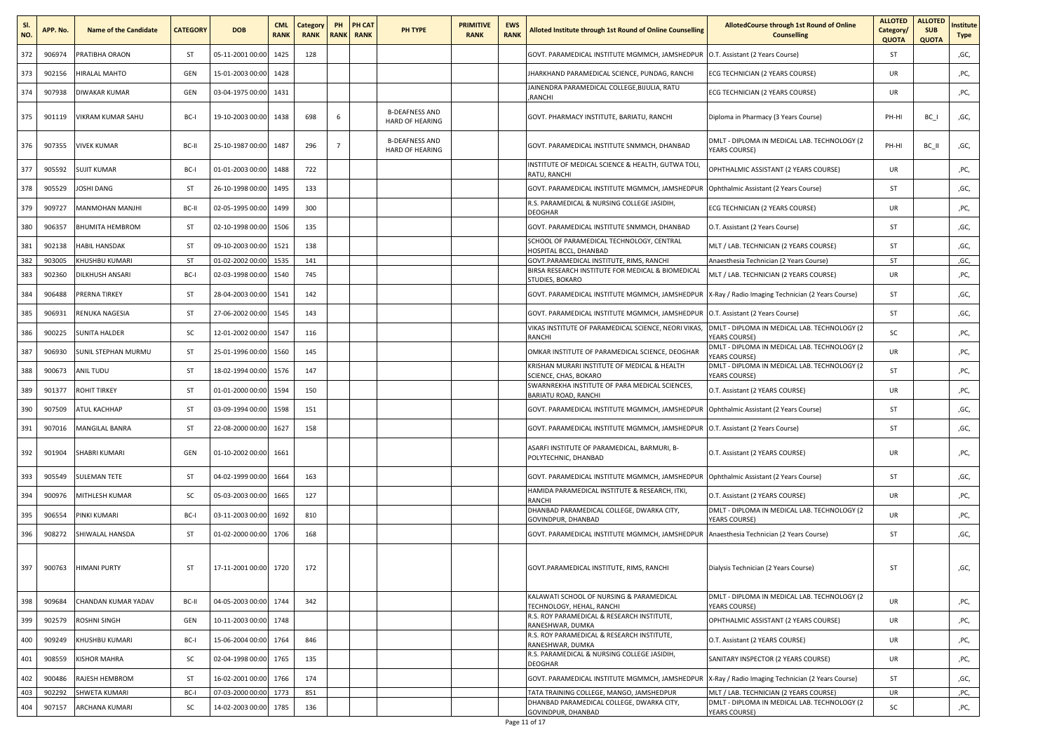| Sl. NO. | APP. No. | Name of the Candidate | CATEGORY | DOB | CML RANK | Category RANK | PH RANK | PH CAT RANK | PH TYPE | PRIMITIVE RANK | EWS RANK | Alloted Institute through 1st Round of Online Counselling | AllotedCourse through 1st Round of Online Counselling | ALLOTED Category/ QUOTA | ALLOTED SUB QUOTA | Institute Type |
|---|---|---|---|---|---|---|---|---|---|---|---|---|---|---|---|---|
| 372 | 906974 | PRATIBHA ORAON | ST | 05-11-2001 00:00 | 1425 | 128 | | | | | | GOVT. PARAMEDICAL INSTITUTE MGMMCH, JAMSHEDPUR | O.T. Assistant (2 Years Course) | ST | | ,GC, |
| 373 | 902156 | HIRALAL MAHTO | GEN | 15-01-2003 00:00 | 1428 | | | | | | | JHARKHAND PARAMEDICAL SCIENCE, PUNDAG, RANCHI | ECG TECHNICIAN (2 YEARS COURSE) | UR | | ,PC, |
| 374 | 907938 | DIWAKAR KUMAR | GEN | 03-04-1975 00:00 | 1431 | | | | | | | JAINENDRA PARAMEDICAL COLLEGE,BIJULIA, RATU ,RANCHI | ECG TECHNICIAN (2 YEARS COURSE) | UR | | ,PC, |
| 375 | 901119 | VIKRAM KUMAR SAHU | BC-I | 19-10-2003 00:00 | 1438 | 698 | 6 | | B-DEAFNESS AND HARD OF HEARING | | | GOVT. PHARMACY INSTITUTE, BARIATU, RANCHI | Diploma in Pharmacy (3 Years Course) | PH-HI | BC_I | ,GC, |
| 376 | 907355 | VIVEK KUMAR | BC-II | 25-10-1987 00:00 | 1487 | 296 | 7 | | B-DEAFNESS AND HARD OF HEARING | | | GOVT. PARAMEDICAL INSTITUTE SNMMCH, DHANBAD | DMLT - DIPLOMA IN MEDICAL LAB. TECHNOLOGY (2 YEARS COURSE) | PH-HI | BC_II | ,GC, |
| 377 | 905592 | SUJIT KUMAR | BC-I | 01-01-2003 00:00 | 1488 | 722 | | | | | | INSTITUTE OF MEDICAL SCIENCE & HEALTH, GUTWA TOLI, RATU, RANCHI | OPHTHALMIC ASSISTANT (2 YEARS COURSE) | UR | | ,PC, |
| 378 | 905529 | JOSHI DANG | ST | 26-10-1998 00:00 | 1495 | 133 | | | | | | GOVT. PARAMEDICAL INSTITUTE MGMMCH, JAMSHEDPUR | Ophthalmic Assistant (2 Years Course) | ST | | ,GC, |
| 379 | 909727 | MANMOHAN MANJHI | BC-II | 02-05-1995 00:00 | 1499 | 300 | | | | | | R.S. PARAMEDICAL & NURSING COLLEGE JASIDIH, DEOGHAR | ECG TECHNICIAN (2 YEARS COURSE) | UR | | ,PC, |
| 380 | 906357 | BHUMITA HEMBROM | ST | 02-10-1998 00:00 | 1506 | 135 | | | | | | GOVT. PARAMEDICAL INSTITUTE SNMMCH, DHANBAD | O.T. Assistant (2 Years Course) | ST | | ,GC, |
| 381 | 902138 | HABIL HANSDAK | ST | 09-10-2003 00:00 | 1521 | 138 | | | | | | SCHOOL OF PARAMEDICAL TECHNOLOGY, CENTRAL HOSPITAL BCCL, DHANBAD | MLT / LAB. TECHNICIAN (2 YEARS COURSE) | ST | | ,GC, |
| 382 | 903005 | KHUSHBU KUMARI | ST | 01-02-2002 00:00 | 1535 | 141 | | | | | | GOVT.PARAMEDICAL INSTITUTE, RIMS, RANCHI | Anaesthesia Technician (2 Years Course) | ST | | ,GC, |
| 383 | 902360 | DILKHUSH ANSARI | BC-I | 02-03-1998 00:00 | 1540 | 745 | | | | | | BIRSA RESEARCH INSTITUTE FOR MEDICAL & BIOMEDICAL STUDIES, BOKARO | MLT / LAB. TECHNICIAN (2 YEARS COURSE) | UR | | ,PC, |
| 384 | 906488 | PRERNA TIRKEY | ST | 28-04-2003 00:00 | 1541 | 142 | | | | | | GOVT. PARAMEDICAL INSTITUTE MGMMCH, JAMSHEDPUR | X-Ray / Radio Imaging Technician (2 Years Course) | ST | | ,GC, |
| 385 | 906931 | RENUKA NAGESIA | ST | 27-06-2002 00:00 | 1545 | 143 | | | | | | GOVT. PARAMEDICAL INSTITUTE MGMMCH, JAMSHEDPUR | O.T. Assistant (2 Years Course) | ST | | ,GC, |
| 386 | 900225 | SUNITA HALDER | SC | 12-01-2002 00:00 | 1547 | 116 | | | | | | VIKAS INSTITUTE OF PARAMEDICAL SCIENCE, NEORI VIKAS, RANCHI | DMLT - DIPLOMA IN MEDICAL LAB. TECHNOLOGY (2 YEARS COURSE) | SC | | ,PC, |
| 387 | 906930 | SUNIL STEPHAN MURMU | ST | 25-01-1996 00:00 | 1560 | 145 | | | | | | OMKAR INSTITUTE OF PARAMEDICAL SCIENCE, DEOGHAR | DMLT - DIPLOMA IN MEDICAL LAB. TECHNOLOGY (2 YEARS COURSE) | UR | | ,PC, |
| 388 | 900673 | ANIL TUDU | ST | 18-02-1994 00:00 | 1576 | 147 | | | | | | KRISHAN MURARI INSTITUTE OF MEDICAL & HEALTH SCIENCE, CHAS, BOKARO | DMLT - DIPLOMA IN MEDICAL LAB. TECHNOLOGY (2 YEARS COURSE) | ST | | ,PC, |
| 389 | 901377 | ROHIT TIRKEY | ST | 01-01-2000 00:00 | 1594 | 150 | | | | | | SWARNREKHA INSTITUTE OF PARA MEDICAL SCIENCES, BARIATU ROAD, RANCHI | O.T. Assistant (2 YEARS COURSE) | UR | | ,PC, |
| 390 | 907509 | ATUL KACHHAP | ST | 03-09-1994 00:00 | 1598 | 151 | | | | | | GOVT. PARAMEDICAL INSTITUTE MGMMCH, JAMSHEDPUR | Ophthalmic Assistant (2 Years Course) | ST | | ,GC, |
| 391 | 907016 | MANGILAL BANRA | ST | 22-08-2000 00:00 | 1627 | 158 | | | | | | GOVT. PARAMEDICAL INSTITUTE MGMMCH, JAMSHEDPUR | O.T. Assistant (2 Years Course) | ST | | ,GC, |
| 392 | 901904 | SHABRI KUMARI | GEN | 01-10-2002 00:00 | 1661 | | | | | | | ASARFI INSTITUTE OF PARAMEDICAL, BARMURI, B-POLYTECHNIC, DHANBAD | O.T. Assistant (2 YEARS COURSE) | UR | | ,PC, |
| 393 | 905549 | SULEMAN TETE | ST | 04-02-1999 00:00 | 1664 | 163 | | | | | | GOVT. PARAMEDICAL INSTITUTE MGMMCH, JAMSHEDPUR | Ophthalmic Assistant (2 Years Course) | ST | | ,GC, |
| 394 | 900976 | MITHLESH KUMAR | SC | 05-03-2003 00:00 | 1665 | 127 | | | | | | HAMIDA PARAMEDICAL INSTITUTE & RESEARCH, ITKI, RANCHI | O.T. Assistant (2 YEARS COURSE) | UR | | ,PC, |
| 395 | 906554 | PINKI KUMARI | BC-I | 03-11-2003 00:00 | 1692 | 810 | | | | | | DHANBAD PARAMEDICAL COLLEGE, DWARKA CITY, GOVINDPUR, DHANBAD | DMLT - DIPLOMA IN MEDICAL LAB. TECHNOLOGY (2 YEARS COURSE) | UR | | ,PC, |
| 396 | 908272 | SHIWALAL HANSDA | ST | 01-02-2000 00:00 | 1706 | 168 | | | | | | GOVT. PARAMEDICAL INSTITUTE MGMMCH, JAMSHEDPUR | Anaesthesia Technician (2 Years Course) | ST | | ,GC, |
| 397 | 900763 | HIMANI PURTY | ST | 17-11-2001 00:00 | 1720 | 172 | | | | | | GOVT.PARAMEDICAL INSTITUTE, RIMS, RANCHI | Dialysis Technician (2 Years Course) | ST | | ,GC, |
| 398 | 909684 | CHANDAN KUMAR YADAV | BC-II | 04-05-2003 00:00 | 1744 | 342 | | | | | | KALAWATI SCHOOL OF NURSING & PARAMEDICAL TECHNOLOGY, HEHAL, RANCHI | DMLT - DIPLOMA IN MEDICAL LAB. TECHNOLOGY (2 YEARS COURSE) | UR | | ,PC, |
| 399 | 902579 | ROSHNI SINGH | GEN | 10-11-2003 00:00 | 1748 | | | | | | | R.S. ROY PARAMEDICAL & RESEARCH INSTITUTE, RANESHWAR, DUMKA | OPHTHALMIC ASSISTANT (2 YEARS COURSE) | UR | | ,PC, |
| 400 | 909249 | KHUSHBU KUMARI | BC-I | 15-06-2004 00:00 | 1764 | 846 | | | | | | R.S. ROY PARAMEDICAL & RESEARCH INSTITUTE, RANESHWAR, DUMKA | O.T. Assistant (2 YEARS COURSE) | UR | | ,PC, |
| 401 | 908559 | KISHOR MAHRA | SC | 02-04-1998 00:00 | 1765 | 135 | | | | | | R.S. PARAMEDICAL & NURSING COLLEGE JASIDIH, DEOGHAR | SANITARY INSPECTOR (2 YEARS COURSE) | UR | | ,PC, |
| 402 | 900486 | RAJESH HEMBROM | ST | 16-02-2001 00:00 | 1766 | 174 | | | | | | GOVT. PARAMEDICAL INSTITUTE MGMMCH, JAMSHEDPUR | X-Ray / Radio Imaging Technician (2 Years Course) | ST | | ,GC, |
| 403 | 902292 | SHWETA KUMARI | BC-I | 07-03-2000 00:00 | 1773 | 851 | | | | | | TATA TRAINING COLLEGE, MANGO, JAMSHEDPUR | MLT / LAB. TECHNICIAN (2 YEARS COURSE) | UR | | ,PC, |
| 404 | 907157 | ARCHANA KUMARI | SC | 14-02-2003 00:00 | 1785 | 136 | | | | | | DHANBAD PARAMEDICAL COLLEGE, DWARKA CITY, GOVINDPUR, DHANBAD | DMLT - DIPLOMA IN MEDICAL LAB. TECHNOLOGY (2 YEARS COURSE) | SC | | ,PC, |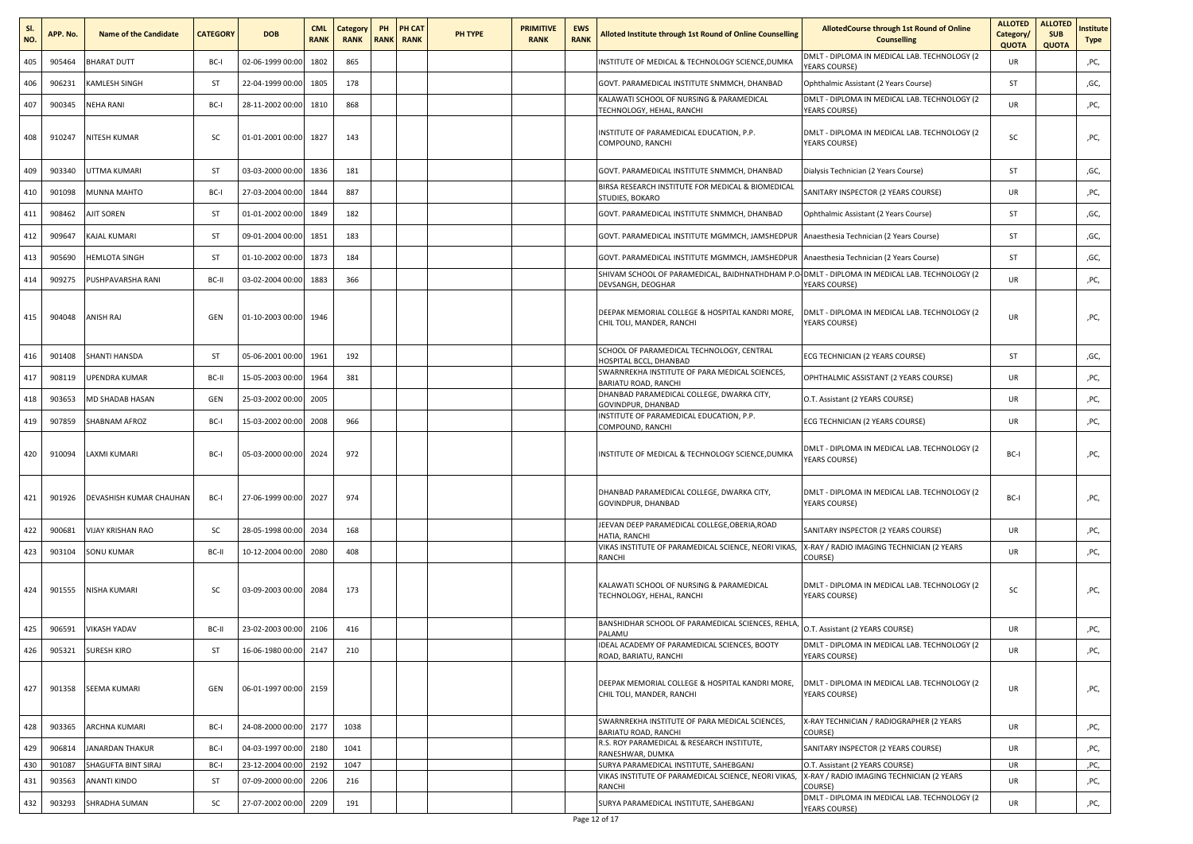| Sl. NO. | APP. No. | Name of the Candidate | CATEGORY | DOB | CML RANK | Category RANK | PH RANK | PH CAT RANK | PH TYPE | PRIMITIVE RANK | EWS RANK | Alloted Institute through 1st Round of Online Counselling | AllotedCourse through 1st Round of Online Counselling | ALLOTED Category/ QUOTA | ALLOTED SUB QUOTA | Institute Type |
|---|---|---|---|---|---|---|---|---|---|---|---|---|---|---|---|---|
| 405 | 905464 | BHARAT DUTT | BC-I | 02-06-1999 00:00 | 1802 | 865 | | | | | | INSTITUTE OF MEDICAL & TECHNOLOGY SCIENCE,DUMKA | DMLT - DIPLOMA IN MEDICAL LAB. TECHNOLOGY (2 YEARS COURSE) | UR | | ,PC, |
| 406 | 906231 | KAMLESH SINGH | ST | 22-04-1999 00:00 | 1805 | 178 | | | | | | GOVT. PARAMEDICAL INSTITUTE SNMMCH, DHANBAD | Ophthalmic Assistant (2 Years Course) | ST | | ,GC, |
| 407 | 900345 | NEHA RANI | BC-I | 28-11-2002 00:00 | 1810 | 868 | | | | | | KALAWATI SCHOOL OF NURSING & PARAMEDICAL TECHNOLOGY, HEHAL, RANCHI | DMLT - DIPLOMA IN MEDICAL LAB. TECHNOLOGY (2 YEARS COURSE) | UR | | ,PC, |
| 408 | 910247 | NITESH KUMAR | SC | 01-01-2001 00:00 | 1827 | 143 | | | | | | INSTITUTE OF PARAMEDICAL EDUCATION, P.P. COMPOUND, RANCHI | DMLT - DIPLOMA IN MEDICAL LAB. TECHNOLOGY (2 YEARS COURSE) | SC | | ,PC, |
| 409 | 903340 | UTTMA KUMARI | ST | 03-03-2000 00:00 | 1836 | 181 | | | | | | GOVT. PARAMEDICAL INSTITUTE SNMMCH, DHANBAD | Dialysis Technician (2 Years Course) | ST | | ,GC, |
| 410 | 901098 | MUNNA MAHTO | BC-I | 27-03-2004 00:00 | 1844 | 887 | | | | | | BIRSA RESEARCH INSTITUTE FOR MEDICAL & BIOMEDICAL STUDIES, BOKARO | SANITARY INSPECTOR (2 YEARS COURSE) | UR | | ,PC, |
| 411 | 908462 | AJIT SOREN | ST | 01-01-2002 00:00 | 1849 | 182 | | | | | | GOVT. PARAMEDICAL INSTITUTE SNMMCH, DHANBAD | Ophthalmic Assistant (2 Years Course) | ST | | ,GC, |
| 412 | 909647 | KAJAL KUMARI | ST | 09-01-2004 00:00 | 1851 | 183 | | | | | | GOVT. PARAMEDICAL INSTITUTE MGMMCH, JAMSHEDPUR | Anaesthesia Technician (2 Years Course) | ST | | ,GC, |
| 413 | 905690 | HEMLOTA SINGH | ST | 01-10-2002 00:00 | 1873 | 184 | | | | | | GOVT. PARAMEDICAL INSTITUTE MGMMCH, JAMSHEDPUR | Anaesthesia Technician (2 Years Course) | ST | | ,GC, |
| 414 | 909275 | PUSHPAVARSHA RANI | BC-II | 03-02-2004 00:00 | 1883 | 366 | | | | | | SHIVAM SCHOOL OF PARAMEDICAL, BAIDHNATHDHAM P.O-DEVSANGH, DEOGHAR | DMLT - DIPLOMA IN MEDICAL LAB. TECHNOLOGY (2 YEARS COURSE) | UR | | ,PC, |
| 415 | 904048 | ANISH RAJ | GEN | 01-10-2003 00:00 | 1946 | | | | | | | DEEPAK MEMORIAL COLLEGE & HOSPITAL KANDRI MORE, CHIL TOLI, MANDER, RANCHI | DMLT - DIPLOMA IN MEDICAL LAB. TECHNOLOGY (2 YEARS COURSE) | UR | | ,PC, |
| 416 | 901408 | SHANTI HANSDA | ST | 05-06-2001 00:00 | 1961 | 192 | | | | | | SCHOOL OF PARAMEDICAL TECHNOLOGY, CENTRAL HOSPITAL BCCL, DHANBAD | ECG TECHNICIAN (2 YEARS COURSE) | ST | | ,GC, |
| 417 | 908119 | UPENDRA KUMAR | BC-II | 15-05-2003 00:00 | 1964 | 381 | | | | | | SWARNREKHA INSTITUTE OF PARA MEDICAL SCIENCES, BARIATU ROAD, RANCHI | OPHTHALMIC ASSISTANT (2 YEARS COURSE) | UR | | ,PC, |
| 418 | 903653 | MD SHADAB HASAN | GEN | 25-03-2002 00:00 | 2005 | | | | | | | DHANBAD PARAMEDICAL COLLEGE, DWARKA CITY, GOVINDPUR, DHANBAD | O.T. Assistant (2 YEARS COURSE) | UR | | ,PC, |
| 419 | 907859 | SHABNAM AFROZ | BC-I | 15-03-2002 00:00 | 2008 | 966 | | | | | | INSTITUTE OF PARAMEDICAL EDUCATION, P.P. COMPOUND, RANCHI | ECG TECHNICIAN (2 YEARS COURSE) | UR | | ,PC, |
| 420 | 910094 | LAXMI KUMARI | BC-I | 05-03-2000 00:00 | 2024 | 972 | | | | | | INSTITUTE OF MEDICAL & TECHNOLOGY SCIENCE,DUMKA | DMLT - DIPLOMA IN MEDICAL LAB. TECHNOLOGY (2 YEARS COURSE) | BC-I | | ,PC, |
| 421 | 901926 | DEVASHISH KUMAR CHAUHAN | BC-I | 27-06-1999 00:00 | 2027 | 974 | | | | | | DHANBAD PARAMEDICAL COLLEGE, DWARKA CITY, GOVINDPUR, DHANBAD | DMLT - DIPLOMA IN MEDICAL LAB. TECHNOLOGY (2 YEARS COURSE) | BC-I | | ,PC, |
| 422 | 900681 | VIJAY KRISHAN RAO | SC | 28-05-1998 00:00 | 2034 | 168 | | | | | | JEEVAN DEEP PARAMEDICAL COLLEGE,OBERIA,ROAD HATIA, RANCHI | SANITARY INSPECTOR (2 YEARS COURSE) | UR | | ,PC, |
| 423 | 903104 | SONU KUMAR | BC-II | 10-12-2004 00:00 | 2080 | 408 | | | | | | VIKAS INSTITUTE OF PARAMEDICAL SCIENCE, NEORI VIKAS, RANCHI | X-RAY / RADIO IMAGING TECHNICIAN (2 YEARS COURSE) | UR | | ,PC, |
| 424 | 901555 | NISHA KUMARI | SC | 03-09-2003 00:00 | 2084 | 173 | | | | | | KALAWATI SCHOOL OF NURSING & PARAMEDICAL TECHNOLOGY, HEHAL, RANCHI | DMLT - DIPLOMA IN MEDICAL LAB. TECHNOLOGY (2 YEARS COURSE) | SC | | ,PC, |
| 425 | 906591 | VIKASH YADAV | BC-II | 23-02-2003 00:00 | 2106 | 416 | | | | | | BANSHIDHAR SCHOOL OF PARAMEDICAL SCIENCES, REHLA, PALAMU | O.T. Assistant (2 YEARS COURSE) | UR | | ,PC, |
| 426 | 905321 | SURESH KIRO | ST | 16-06-1980 00:00 | 2147 | 210 | | | | | | IDEAL ACADEMY OF PARAMEDICAL SCIENCES, BOOTY ROAD, BARIATU, RANCHI | DMLT - DIPLOMA IN MEDICAL LAB. TECHNOLOGY (2 YEARS COURSE) | UR | | ,PC, |
| 427 | 901358 | SEEMA KUMARI | GEN | 06-01-1997 00:00 | 2159 | | | | | | | DEEPAK MEMORIAL COLLEGE & HOSPITAL KANDRI MORE, CHIL TOLI, MANDER, RANCHI | DMLT - DIPLOMA IN MEDICAL LAB. TECHNOLOGY (2 YEARS COURSE) | UR | | ,PC, |
| 428 | 903365 | ARCHNA KUMARI | BC-I | 24-08-2000 00:00 | 2177 | 1038 | | | | | | SWARNREKHA INSTITUTE OF PARA MEDICAL SCIENCES, BARIATU ROAD, RANCHI | X-RAY TECHNICIAN / RADIOGRAPHER (2 YEARS COURSE) | UR | | ,PC, |
| 429 | 906814 | JANARDAN THAKUR | BC-I | 04-03-1997 00:00 | 2180 | 1041 | | | | | | R.S. ROY PARAMEDICAL & RESEARCH INSTITUTE, RANESHWAR, DUMKA | SANITARY INSPECTOR (2 YEARS COURSE) | UR | | ,PC, |
| 430 | 901087 | SHAGUFTA BINT SIRAJ | BC-I | 23-12-2004 00:00 | 2192 | 1047 | | | | | | SURYA PARAMEDICAL INSTITUTE, SAHEBGANJ | O.T. Assistant (2 YEARS COURSE) | UR | | ,PC, |
| 431 | 903563 | ANANTI KINDO | ST | 07-09-2000 00:00 | 2206 | 216 | | | | | | VIKAS INSTITUTE OF PARAMEDICAL SCIENCE, NEORI VIKAS, RANCHI | X-RAY / RADIO IMAGING TECHNICIAN (2 YEARS COURSE) | UR | | ,PC, |
| 432 | 903293 | SHRADHA SUMAN | SC | 27-07-2002 00:00 | 2209 | 191 | | | | | | SURYA PARAMEDICAL INSTITUTE, SAHEBGANJ | DMLT - DIPLOMA IN MEDICAL LAB. TECHNOLOGY (2 YEARS COURSE) | UR | | ,PC, |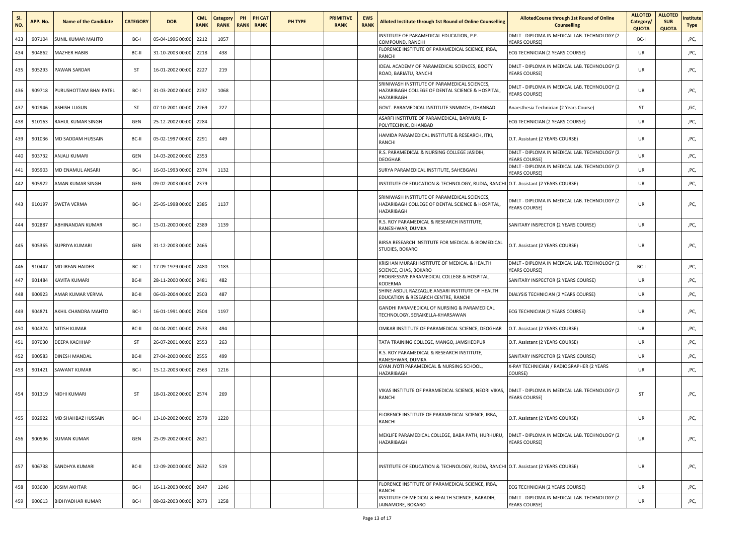| Sl. NO. | APP. No. | Name of the Candidate | CATEGORY | DOB | CML RANK | Category RANK | PH RANK | PH CAT RANK | PH TYPE | PRIMITIVE RANK | EWS RANK | Alloted Institute through 1st Round of Online Counselling | AllotedCourse through 1st Round of Online Counselling | ALLOTED Category/ QUOTA | ALLOTED SUB QUOTA | Institute Type |
|---|---|---|---|---|---|---|---|---|---|---|---|---|---|---|---|---|
| 433 | 907104 | SUNIL KUMAR MAHTO | BC-I | 05-04-1996 00:00 | 2212 | 1057 | | | | | | INSTITUTE OF PARAMEDICAL EDUCATION, P.P. COMPOUND, RANCHI | DMLT - DIPLOMA IN MEDICAL LAB. TECHNOLOGY (2 YEARS COURSE) | BC-I | | ,PC, |
| 434 | 904862 | MAZHER HABIB | BC-II | 31-10-2003 00:00 | 2218 | 438 | | | | | | FLORENCE INSTITUTE OF PARAMEDICAL SCIENCE, IRBA, RANCHI | ECG TECHNICIAN (2 YEARS COURSE) | UR | | ,PC, |
| 435 | 905293 | PAWAN SARDAR | ST | 16-01-2002 00:00 | 2227 | 219 | | | | | | IDEAL ACADEMY OF PARAMEDICAL SCIENCES, BOOTY ROAD, BARIATU, RANCHI | DMLT - DIPLOMA IN MEDICAL LAB. TECHNOLOGY (2 YEARS COURSE) | UR | | ,PC, |
| 436 | 909718 | PURUSHOTTAM BHAI PATEL | BC-I | 31-03-2002 00:00 | 2237 | 1068 | | | | | | SRINIWASH INSTITUTE OF PARAMEDICAL SCIENCES, HAZARIBAGH COLLEGE OF DENTAL SCIENCE & HOSPITAL, HAZARIBAGH | DMLT - DIPLOMA IN MEDICAL LAB. TECHNOLOGY (2 YEARS COURSE) | UR | | ,PC, |
| 437 | 902946 | ASHISH LUGUN | ST | 07-10-2001 00:00 | 2269 | 227 | | | | | | GOVT. PARAMEDICAL INSTITUTE SNMMCH, DHANBAD | Anaesthesia Technician (2 Years Course) | ST | | ,GC, |
| 438 | 910163 | RAHUL KUMAR SINGH | GEN | 25-12-2002 00:00 | 2284 | | | | | | | ASARFI INSTITUTE OF PARAMEDICAL, BARMURI, B-POLYTECHNIC, DHANBAD | ECG TECHNICIAN (2 YEARS COURSE) | UR | | ,PC, |
| 439 | 901036 | MD SADDAM HUSSAIN | BC-II | 05-02-1997 00:00 | 2291 | 449 | | | | | | HAMIDA PARAMEDICAL INSTITUTE & RESEARCH, ITKI, RANCHI | O.T. Assistant (2 YEARS COURSE) | UR | | ,PC, |
| 440 | 903732 | ANJALI KUMARI | GEN | 14-03-2002 00:00 | 2353 | | | | | | | R.S. PARAMEDICAL & NURSING COLLEGE JASIDIH, DEOGHAR | DMLT - DIPLOMA IN MEDICAL LAB. TECHNOLOGY (2 YEARS COURSE) | UR | | ,PC, |
| 441 | 905903 | MD ENAMUL ANSARI | BC-I | 16-03-1993 00:00 | 2374 | 1132 | | | | | | SURYA PARAMEDICAL INSTITUTE, SAHEBGANJ | DMLT - DIPLOMA IN MEDICAL LAB. TECHNOLOGY (2 YEARS COURSE) | UR | | ,PC, |
| 442 | 905922 | AMAN KUMAR SINGH | GEN | 09-02-2003 00:00 | 2379 | | | | | | | INSTITUTE OF EDUCATION & TECHNOLOGY, RUDIA, RANCHI | O.T. Assistant (2 YEARS COURSE) | UR | | ,PC, |
| 443 | 910197 | SWETA VERMA | BC-I | 25-05-1998 00:00 | 2385 | 1137 | | | | | | SRINIWASH INSTITUTE OF PARAMEDICAL SCIENCES, HAZARIBAGH COLLEGE OF DENTAL SCIENCE & HOSPITAL, HAZARIBAGH | DMLT - DIPLOMA IN MEDICAL LAB. TECHNOLOGY (2 YEARS COURSE) | UR | | ,PC, |
| 444 | 902887 | ABHINANDAN KUMAR | BC-I | 15-01-2000 00:00 | 2389 | 1139 | | | | | | R.S. ROY PARAMEDICAL & RESEARCH INSTITUTE, RANESHWAR, DUMKA | SANITARY INSPECTOR (2 YEARS COURSE) | UR | | ,PC, |
| 445 | 905365 | SUPRIYA KUMARI | GEN | 31-12-2003 00:00 | 2465 | | | | | | | BIRSA RESEARCH INSTITUTE FOR MEDICAL & BIOMEDICAL STUDIES, BOKARO | O.T. Assistant (2 YEARS COURSE) | UR | | ,PC, |
| 446 | 910447 | MD IRFAN HAIDER | BC-I | 17-09-1979 00:00 | 2480 | 1183 | | | | | | KRISHAN MURARI INSTITUTE OF MEDICAL & HEALTH SCIENCE, CHAS, BOKARO | DMLT - DIPLOMA IN MEDICAL LAB. TECHNOLOGY (2 YEARS COURSE) | BC-I | | ,PC, |
| 447 | 901484 | KAVITA KUMARI | BC-II | 28-11-2000 00:00 | 2481 | 482 | | | | | | PROGRESSIVE PARAMEDICAL COLLEGE & HOSPITAL, KODERMA | SANITARY INSPECTOR (2 YEARS COURSE) | UR | | ,PC, |
| 448 | 900923 | AMAR KUMAR VERMA | BC-II | 06-03-2004 00:00 | 2503 | 487 | | | | | | SHINE ABDUL RAZZAQUE ANSARI INSTITUTE OF HEALTH EDUCATION & RESEARCH CENTRE, RANCHI | DIALYSIS TECHNICIAN (2 YEARS COURSE) | UR | | ,PC, |
| 449 | 904871 | AKHIL CHANDRA MAHTO | BC-I | 16-01-1991 00:00 | 2504 | 1197 | | | | | | GANDHI PARAMEDICAL OF NURSING & PARAMEDICAL TECHNOLOGY, SERAIKELLA-KHARSAWAN | ECG TECHNICIAN (2 YEARS COURSE) | UR | | ,PC, |
| 450 | 904374 | NITISH KUMAR | BC-II | 04-04-2001 00:00 | 2533 | 494 | | | | | | OMKAR INSTITUTE OF PARAMEDICAL SCIENCE, DEOGHAR | O.T. Assistant (2 YEARS COURSE) | UR | | ,PC, |
| 451 | 907030 | DEEPA KACHHAP | ST | 26-07-2001 00:00 | 2553 | 263 | | | | | | TATA TRAINING COLLEGE, MANGO, JAMSHEDPUR | O.T. Assistant (2 YEARS COURSE) | UR | | ,PC, |
| 452 | 900583 | DINESH MANDAL | BC-II | 27-04-2000 00:00 | 2555 | 499 | | | | | | R.S. ROY PARAMEDICAL & RESEARCH INSTITUTE, RANESHWAR, DUMKA | SANITARY INSPECTOR (2 YEARS COURSE) | UR | | ,PC, |
| 453 | 901421 | SAWANT KUMAR | BC-I | 15-12-2003 00:00 | 2563 | 1216 | | | | | | GYAN JYOTI PARAMEDICAL & NURSING SCHOOL, HAZARIBAGH | X-RAY TECHNICIAN / RADIOGRAPHER (2 YEARS COURSE) | UR | | ,PC, |
| 454 | 901319 | NIDHI KUMARI | ST | 18-01-2002 00:00 | 2574 | 269 | | | | | | VIKAS INSTITUTE OF PARAMEDICAL SCIENCE, NEORI VIKAS, RANCHI | DMLT - DIPLOMA IN MEDICAL LAB. TECHNOLOGY (2 YEARS COURSE) | ST | | ,PC, |
| 455 | 902922 | MD SHAHBAZ HUSSAIN | BC-I | 13-10-2002 00:00 | 2579 | 1220 | | | | | | FLORENCE INSTITUTE OF PARAMEDICAL SCIENCE, IRBA, RANCHI | O.T. Assistant (2 YEARS COURSE) | UR | | ,PC, |
| 456 | 900596 | SUMAN KUMAR | GEN | 25-09-2002 00:00 | 2621 | | | | | | | MEKLIFE PARAMEDICAL COLLEGE, BABA PATH, HURHURU, HAZARIBAGH | DMLT - DIPLOMA IN MEDICAL LAB. TECHNOLOGY (2 YEARS COURSE) | UR | | ,PC, |
| 457 | 906738 | SANDHYA KUMARI | BC-II | 12-09-2000 00:00 | 2632 | 519 | | | | | | INSTITUTE OF EDUCATION & TECHNOLOGY, RUDIA, RANCHI | O.T. Assistant (2 YEARS COURSE) | UR | | ,PC, |
| 458 | 903600 | JOSIM AKHTAR | BC-I | 16-11-2003 00:00 | 2647 | 1246 | | | | | | FLORENCE INSTITUTE OF PARAMEDICAL SCIENCE, IRBA, RANCHI | ECG TECHNICIAN (2 YEARS COURSE) | UR | | ,PC, |
| 459 | 900613 | BIDHYADHAR KUMAR | BC-I | 08-02-2003 00:00 | 2673 | 1258 | | | | | | INSTITUTE OF MEDICAL & HEALTH SCIENCE , BARADIH, JAINAMORE, BOKARO | DMLT - DIPLOMA IN MEDICAL LAB. TECHNOLOGY (2 YEARS COURSE) | UR | | ,PC, |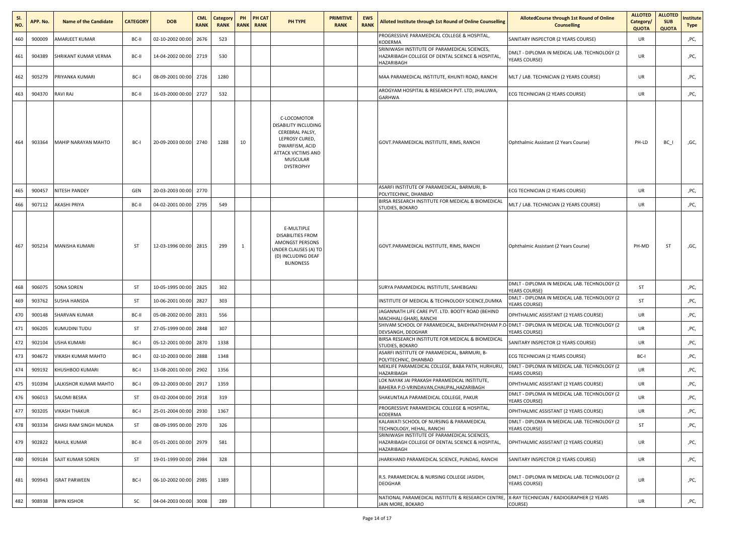| Sl. NO. | APP. No. | Name of the Candidate | CATEGORY | DOB | CML RANK | Category RANK | PH RANK | PH CAT RANK | PH TYPE | PRIMITIVE RANK | EWS RANK | Alloted Institute through 1st Round of Online Counselling | AllotedCourse through 1st Round of Online Counselling | ALLOTED Category/ QUOTA | ALLOTED SUB QUOTA | Institute Type |
|---|---|---|---|---|---|---|---|---|---|---|---|---|---|---|---|---|
| 460 | 900009 | AMARJEET KUMAR | BC-II | 02-10-2002 00:00 | 2676 | 523 | | | | | | PROGRESSIVE PARAMEDICAL COLLEGE & HOSPITAL, KODERMA | SANITARY INSPECTOR (2 YEARS COURSE) | UR | | ,PC, |
| 461 | 904389 | SHRIKANT KUMAR VERMA | BC-II | 14-04-2002 00:00 | 2719 | 530 | | | | | | SRINIWASH INSTITUTE OF PARAMEDICAL SCIENCES, HAZARIBAGH COLLEGE OF DENTAL SCIENCE & HOSPITAL, HAZARIBAGH | DMLT - DIPLOMA IN MEDICAL LAB. TECHNOLOGY (2 YEARS COURSE) | UR | | ,PC, |
| 462 | 905279 | PRIYANKA KUMARI | BC-I | 08-09-2001 00:00 | 2726 | 1280 | | | | | | MAA PARAMEDICAL INSTITUTE, KHUNTI ROAD, RANCHI | MLT / LAB. TECHNICIAN (2 YEARS COURSE) | UR | | ,PC, |
| 463 | 904370 | RAVI RAJ | BC-II | 16-03-2000 00:00 | 2727 | 532 | | | | | | AROGYAM HOSPITAL & RESEARCH PVT. LTD, JHALUWA, GARHWA | ECG TECHNICIAN (2 YEARS COURSE) | UR | | ,PC, |
| 464 | 903364 | MAHIP NARAYAN MAHTO | BC-I | 20-09-2003 00:00 | 2740 | 1288 | 10 | | C-LOCOMOTOR DISABILITY INCLUDING CEREBRAL PALSY, LEPROSY CURED, DWARFISM, ACID ATTACK VICTIMS AND MUSCULAR DYSTROPHY | | | GOVT.PARAMEDICAL INSTITUTE, RIMS, RANCHI | Ophthalmic Assistant (2 Years Course) | PH-LD | BC_I | ,GC, |
| 465 | 900457 | NITESH PANDEY | GEN | 20-03-2003 00:00 | 2770 | | | | | | | ASARFI INSTITUTE OF PARAMEDICAL, BARMURI, B-POLYTECHNIC, DHANBAD | ECG TECHNICIAN (2 YEARS COURSE) | UR | | ,PC, |
| 466 | 907112 | AKASHI PRIYA | BC-II | 04-02-2001 00:00 | 2795 | 549 | | | | | | BIRSA RESEARCH INSTITUTE FOR MEDICAL & BIOMEDICAL STUDIES, BOKARO | MLT / LAB. TECHNICIAN (2 YEARS COURSE) | UR | | ,PC, |
| 467 | 905214 | MANISHA KUMARI | ST | 12-03-1996 00:00 | 2815 | 299 | 1 | | E-MULTIPLE DISABILITIES FROM AMONGST PERSONS UNDER CLAUSES (A) TO (D) INCLUDING DEAF BLINDNESS | | | GOVT.PARAMEDICAL INSTITUTE, RIMS, RANCHI | Ophthalmic Assistant (2 Years Course) | PH-MD | ST | ,GC, |
| 468 | 906075 | SONA SOREN | ST | 10-05-1995 00:00 | 2825 | 302 | | | | | | SURYA PARAMEDICAL INSTITUTE, SAHEBGANJ | DMLT - DIPLOMA IN MEDICAL LAB. TECHNOLOGY (2 YEARS COURSE) | ST | | ,PC, |
| 469 | 903762 | SUSHA HANSDA | ST | 10-06-2001 00:00 | 2827 | 303 | | | | | | INSTITUTE OF MEDICAL & TECHNOLOGY SCIENCE,DUMKA | DMLT - DIPLOMA IN MEDICAL LAB. TECHNOLOGY (2 YEARS COURSE) | ST | | ,PC, |
| 470 | 900148 | SHARVAN KUMAR | BC-II | 05-08-2002 00:00 | 2831 | 556 | | | | | | JAGANNATH LIFE CARE PVT. LTD. BOOTY ROAD (BEHIND MACHHALI GHAR), RANCHI | OPHTHALMIC ASSISTANT (2 YEARS COURSE) | UR | | ,PC, |
| 471 | 906205 | KUMUDINI TUDU | ST | 27-05-1999 00:00 | 2848 | 307 | | | | | | SHIVAM SCHOOL OF PARAMEDICAL, BAIDHNATHDHAM P.O-DEVSANGH, DEOGHAR | DMLT - DIPLOMA IN MEDICAL LAB. TECHNOLOGY (2 YEARS COURSE) | UR | | ,PC, |
| 472 | 902104 | USHA KUMARI | BC-I | 05-12-2001 00:00 | 2870 | 1338 | | | | | | BIRSA RESEARCH INSTITUTE FOR MEDICAL & BIOMEDICAL STUDIES, BOKARO | SANITARY INSPECTOR (2 YEARS COURSE) | UR | | ,PC, |
| 473 | 904672 | VIKASH KUMAR MAHTO | BC-I | 02-10-2003 00:00 | 2888 | 1348 | | | | | | ASARFI INSTITUTE OF PARAMEDICAL, BARMURI, B-POLYTECHNIC, DHANBAD | ECG TECHNICIAN (2 YEARS COURSE) | BC-I | | ,PC, |
| 474 | 909192 | KHUSHBOO KUMARI | BC-I | 13-08-2001 00:00 | 2902 | 1356 | | | | | | MEKLIFE PARAMEDICAL COLLEGE, BABA PATH, HURHURU, HAZARIBAGH | DMLT - DIPLOMA IN MEDICAL LAB. TECHNOLOGY (2 YEARS COURSE) | UR | | ,PC, |
| 475 | 910394 | LALKISHOR KUMAR MAHTO | BC-I | 09-12-2003 00:00 | 2917 | 1359 | | | | | | LOK NAYAK JAI PRAKASH PARAMEDICAL INSTITUTE, BAHERA P.O-VRINDAVAN,CHAUPAL,HAZARIBAGH | OPHTHALMIC ASSISTANT (2 YEARS COURSE) | UR | | ,PC, |
| 476 | 906013 | SALOMI BESRA | ST | 03-02-2004 00:00 | 2918 | 319 | | | | | | SHAKUNTALA PARAMEDICAL COLLEGE, PAKUR | DMLT - DIPLOMA IN MEDICAL LAB. TECHNOLOGY (2 YEARS COURSE) | UR | | ,PC, |
| 477 | 903205 | VIKASH THAKUR | BC-I | 25-01-2004 00:00 | 2930 | 1367 | | | | | | PROGRESSIVE PARAMEDICAL COLLEGE & HOSPITAL, KODERMA | OPHTHALMIC ASSISTANT (2 YEARS COURSE) | UR | | ,PC, |
| 478 | 903334 | GHASI RAM SINGH MUNDA | ST | 08-09-1995 00:00 | 2970 | 326 | | | | | | KALAWATI SCHOOL OF NURSING & PARAMEDICAL TECHNOLOGY, HEHAL, RANCHI | DMLT - DIPLOMA IN MEDICAL LAB. TECHNOLOGY (2 YEARS COURSE) | ST | | ,PC, |
| 479 | 902822 | RAHUL KUMAR | BC-II | 05-01-2001 00:00 | 2979 | 581 | | | | | | SRINIWASH INSTITUTE OF PARAMEDICAL SCIENCES, HAZARIBAGH COLLEGE OF DENTAL SCIENCE & HOSPITAL, HAZARIBAGH | OPHTHALMIC ASSISTANT (2 YEARS COURSE) | UR | | ,PC, |
| 480 | 909184 | SAJIT KUMAR SOREN | ST | 19-01-1999 00:00 | 2984 | 328 | | | | | | JHARKHAND PARAMEDICAL SCIENCE, PUNDAG, RANCHI | SANITARY INSPECTOR (2 YEARS COURSE) | UR | | ,PC, |
| 481 | 909943 | ISRAT PARWEEN | BC-I | 06-10-2002 00:00 | 2985 | 1389 | | | | | | R.S. PARAMEDICAL & NURSING COLLEGE JASIDIH, DEOGHAR | DMLT - DIPLOMA IN MEDICAL LAB. TECHNOLOGY (2 YEARS COURSE) | UR | | ,PC, |
| 482 | 908938 | BIPIN KISHOR | SC | 04-04-2003 00:00 | 3008 | 289 | | | | | | NATIONAL PARAMEDICAL INSTITUTE & RESEARCH CENTRE, JAIN MORE, BOKARO | X-RAY TECHNICIAN / RADIOGRAPHER (2 YEARS COURSE) | UR | | ,PC, |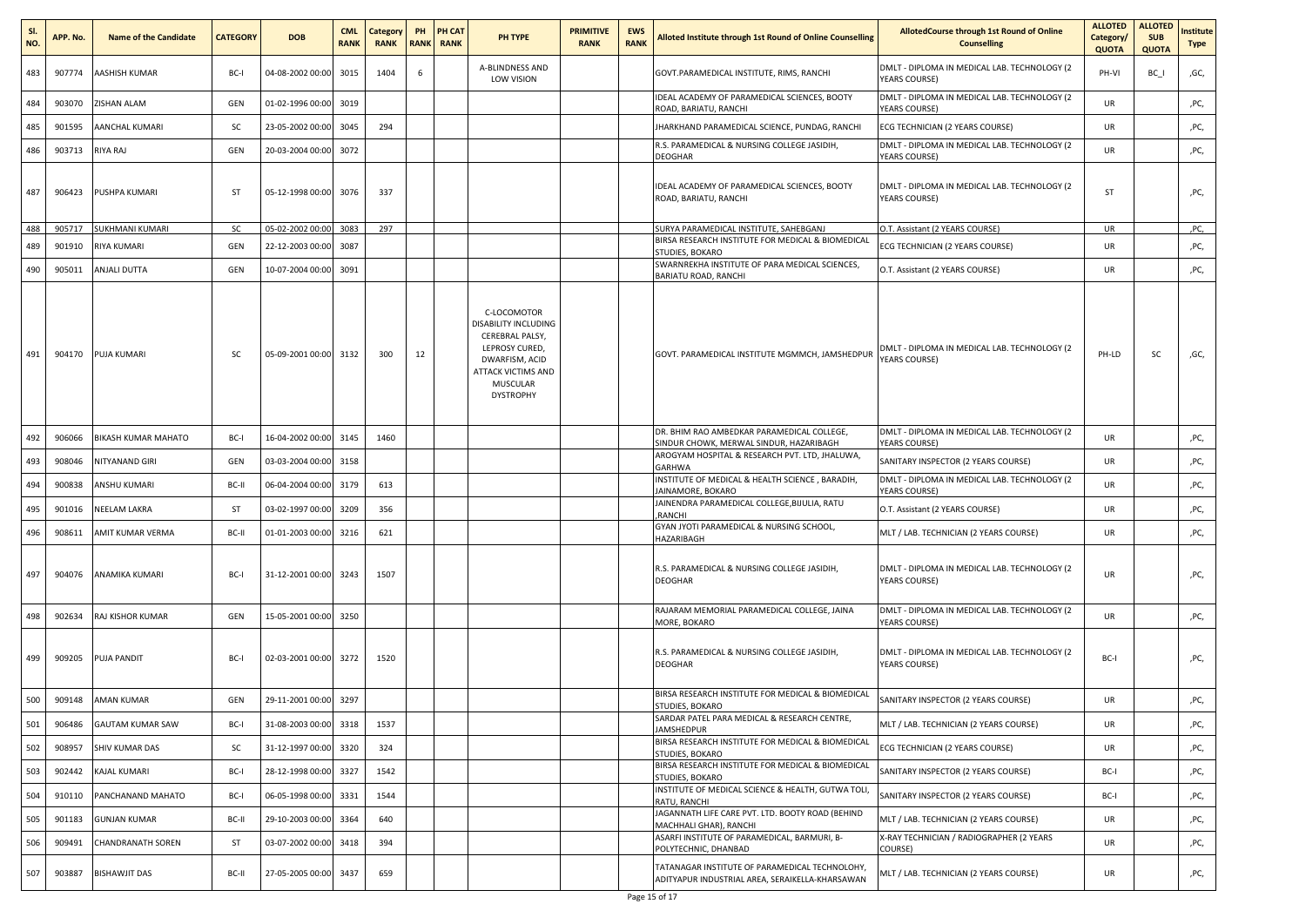| Sl. NO. | APP. No. | Name of the Candidate | CATEGORY | DOB | CML RANK | Category RANK | PH RANK | PH CAT RANK | PH TYPE | PRIMITIVE RANK | EWS RANK | Alloted Institute through 1st Round of Online Counselling | AllotedCourse through 1st Round of Online Counselling | ALLOTED Category/ QUOTA | ALLOTED SUB QUOTA | Institute Type |
|---|---|---|---|---|---|---|---|---|---|---|---|---|---|---|---|---|
| 483 | 907774 | AASHISH KUMAR | BC-I | 04-08-2002 00:00 | 3015 | 1404 | 6 | | A-BLINDNESS AND LOW VISION | | | GOVT.PARAMEDICAL INSTITUTE, RIMS, RANCHI | DMLT - DIPLOMA IN MEDICAL LAB. TECHNOLOGY (2 YEARS COURSE) | PH-VI | BC_I | ,GC, |
| 484 | 903070 | ZISHAN ALAM | GEN | 01-02-1996 00:00 | 3019 | | | | | | | IDEAL ACADEMY OF PARAMEDICAL SCIENCES, BOOTY ROAD, BARIATU, RANCHI | DMLT - DIPLOMA IN MEDICAL LAB. TECHNOLOGY (2 YEARS COURSE) | UR | | ,PC, |
| 485 | 901595 | AANCHAL KUMARI | SC | 23-05-2002 00:00 | 3045 | 294 | | | | | | JHARKHAND PARAMEDICAL SCIENCE, PUNDAG, RANCHI | ECG TECHNICIAN (2 YEARS COURSE) | UR | | ,PC, |
| 486 | 903713 | RIYA RAJ | GEN | 20-03-2004 00:00 | 3072 | | | | | | | R.S. PARAMEDICAL & NURSING COLLEGE JASIDIH, DEOGHAR | DMLT - DIPLOMA IN MEDICAL LAB. TECHNOLOGY (2 YEARS COURSE) | UR | | ,PC, |
| 487 | 906423 | PUSHPA KUMARI | ST | 05-12-1998 00:00 | 3076 | 337 | | | | | | IDEAL ACADEMY OF PARAMEDICAL SCIENCES, BOOTY ROAD, BARIATU, RANCHI | DMLT - DIPLOMA IN MEDICAL LAB. TECHNOLOGY (2 YEARS COURSE) | ST | | ,PC, |
| 488 | 905717 | SUKHMANI KUMARI | SC | 05-02-2002 00:00 | 3083 | 297 | | | | | | SURYA PARAMEDICAL INSTITUTE, SAHEBGANJ | O.T. Assistant (2 YEARS COURSE) | UR | | ,PC, |
| 489 | 901910 | RIYA KUMARI | GEN | 22-12-2003 00:00 | 3087 | | | | | | | BIRSA RESEARCH INSTITUTE FOR MEDICAL & BIOMEDICAL STUDIES, BOKARO | ECG TECHNICIAN (2 YEARS COURSE) | UR | | ,PC, |
| 490 | 905011 | ANJALI DUTTA | GEN | 10-07-2004 00:00 | 3091 | | | | | | | SWARNREKHA INSTITUTE OF PARA MEDICAL SCIENCES, BARIATU ROAD, RANCHI | O.T. Assistant (2 YEARS COURSE) | UR | | ,PC, |
| 491 | 904170 | PUJA KUMARI | SC | 05-09-2001 00:00 | 3132 | 300 | 12 | | C-LOCOMOTOR DISABILITY INCLUDING CEREBRAL PALSY, LEPROSY CURED, DWARFISM, ACID ATTACK VICTIMS AND MUSCULAR DYSTROPHY | | | GOVT. PARAMEDICAL INSTITUTE MGMMCH, JAMSHEDPUR | DMLT - DIPLOMA IN MEDICAL LAB. TECHNOLOGY (2 YEARS COURSE) | PH-LD | SC | ,GC, |
| 492 | 906066 | BIKASH KUMAR MAHATO | BC-I | 16-04-2002 00:00 | 3145 | 1460 | | | | | | DR. BHIM RAO AMBEDKAR PARAMEDICAL COLLEGE, SINDUR CHOWK, MERWAL SINDUR, HAZARIBAGH | DMLT - DIPLOMA IN MEDICAL LAB. TECHNOLOGY (2 YEARS COURSE) | UR | | ,PC, |
| 493 | 908046 | NITYANAND GIRI | GEN | 03-03-2004 00:00 | 3158 | | | | | | | AROGYAM HOSPITAL & RESEARCH PVT. LTD, JHALUWA, GARHWA | SANITARY INSPECTOR (2 YEARS COURSE) | UR | | ,PC, |
| 494 | 900838 | ANSHU KUMARI | BC-II | 06-04-2004 00:00 | 3179 | 613 | | | | | | INSTITUTE OF MEDICAL & HEALTH SCIENCE , BARADIH, JAINAMORE, BOKARO | DMLT - DIPLOMA IN MEDICAL LAB. TECHNOLOGY (2 YEARS COURSE) | UR | | ,PC, |
| 495 | 901016 | NEELAM LAKRA | ST | 03-02-1997 00:00 | 3209 | 356 | | | | | | JAINENDRA PARAMEDICAL COLLEGE,BIJULIA, RATU ,RANCHI | O.T. Assistant (2 YEARS COURSE) | UR | | ,PC, |
| 496 | 908611 | AMIT KUMAR VERMA | BC-II | 01-01-2003 00:00 | 3216 | 621 | | | | | | GYAN JYOTI PARAMEDICAL & NURSING SCHOOL, HAZARIBAGH | MLT / LAB. TECHNICIAN (2 YEARS COURSE) | UR | | ,PC, |
| 497 | 904076 | ANAMIKA KUMARI | BC-I | 31-12-2001 00:00 | 3243 | 1507 | | | | | | R.S. PARAMEDICAL & NURSING COLLEGE JASIDIH, DEOGHAR | DMLT - DIPLOMA IN MEDICAL LAB. TECHNOLOGY (2 YEARS COURSE) | UR | | ,PC, |
| 498 | 902634 | RAJ KISHOR KUMAR | GEN | 15-05-2001 00:00 | 3250 | | | | | | | RAJARAM MEMORIAL PARAMEDICAL COLLEGE, JAINA MORE, BOKARO | DMLT - DIPLOMA IN MEDICAL LAB. TECHNOLOGY (2 YEARS COURSE) | UR | | ,PC, |
| 499 | 909205 | PUJA PANDIT | BC-I | 02-03-2001 00:00 | 3272 | 1520 | | | | | | R.S. PARAMEDICAL & NURSING COLLEGE JASIDIH, DEOGHAR | DMLT - DIPLOMA IN MEDICAL LAB. TECHNOLOGY (2 YEARS COURSE) | BC-I | | ,PC, |
| 500 | 909148 | AMAN KUMAR | GEN | 29-11-2001 00:00 | 3297 | | | | | | | BIRSA RESEARCH INSTITUTE FOR MEDICAL & BIOMEDICAL STUDIES, BOKARO | SANITARY INSPECTOR (2 YEARS COURSE) | UR | | ,PC, |
| 501 | 906486 | GAUTAM KUMAR SAW | BC-I | 31-08-2003 00:00 | 3318 | 1537 | | | | | | SARDAR PATEL PARA MEDICAL & RESEARCH CENTRE, JAMSHEDPUR | MLT / LAB. TECHNICIAN (2 YEARS COURSE) | UR | | ,PC, |
| 502 | 908957 | SHIV KUMAR DAS | SC | 31-12-1997 00:00 | 3320 | 324 | | | | | | BIRSA RESEARCH INSTITUTE FOR MEDICAL & BIOMEDICAL STUDIES, BOKARO | ECG TECHNICIAN (2 YEARS COURSE) | UR | | ,PC, |
| 503 | 902442 | KAJAL KUMARI | BC-I | 28-12-1998 00:00 | 3327 | 1542 | | | | | | BIRSA RESEARCH INSTITUTE FOR MEDICAL & BIOMEDICAL STUDIES, BOKARO | SANITARY INSPECTOR (2 YEARS COURSE) | BC-I | | ,PC, |
| 504 | 910110 | PANCHANAND MAHATO | BC-I | 06-05-1998 00:00 | 3331 | 1544 | | | | | | INSTITUTE OF MEDICAL SCIENCE & HEALTH, GUTWA TOLI, RATU, RANCHI | SANITARY INSPECTOR (2 YEARS COURSE) | BC-I | | ,PC, |
| 505 | 901183 | GUNJAN KUMAR | BC-II | 29-10-2003 00:00 | 3364 | 640 | | | | | | JAGANNATH LIFE CARE PVT. LTD. BOOTY ROAD (BEHIND MACHHALI GHAR), RANCHI | MLT / LAB. TECHNICIAN (2 YEARS COURSE) | UR | | ,PC, |
| 506 | 909491 | CHANDRANATH SOREN | ST | 03-07-2002 00:00 | 3418 | 394 | | | | | | ASARFI INSTITUTE OF PARAMEDICAL, BARMURI, B-POLYTECHNIC, DHANBAD | X-RAY TECHNICIAN / RADIOGRAPHER (2 YEARS COURSE) | UR | | ,PC, |
| 507 | 903887 | BISHAWJIT DAS | BC-II | 27-05-2005 00:00 | 3437 | 659 | | | | | | TATANAGAR INSTITUTE OF PARAMEDICAL TECHNOLOHY, ADITYAPUR INDUSTRIAL AREA, SERAIKELLA-KHARSAWAN | MLT / LAB. TECHNICIAN (2 YEARS COURSE) | UR | | ,PC, |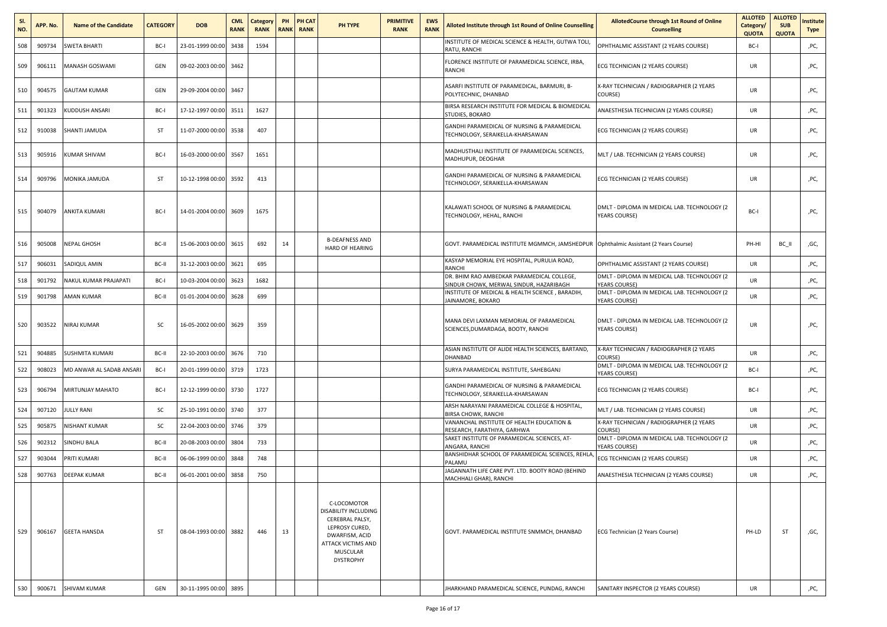| Sl. NO. | APP. No. | Name of the Candidate | CATEGORY | DOB | CML RANK | Category RANK | PH RANK | PH CAT RANK | PH TYPE | PRIMITIVE RANK | EWS RANK | Alloted Institute through 1st Round of Online Counselling | AllotedCourse through 1st Round of Online Counselling | ALLOTED Category/ QUOTA | ALLOTED SUB QUOTA | Institute Type |
|---|---|---|---|---|---|---|---|---|---|---|---|---|---|---|---|---|
| 508 | 909734 | SWETA BHARTI | BC-I | 23-01-1999 00:00 | 3438 | 1594 | | | | | | INSTITUTE OF MEDICAL SCIENCE & HEALTH, GUTWA TOLI, RATU, RANCHI | OPHTHALMIC ASSISTANT (2 YEARS COURSE) | BC-I | | ,PC, |
| 509 | 906111 | MANASH GOSWAMI | GEN | 09-02-2003 00:00 | 3462 | | | | | | | FLORENCE INSTITUTE OF PARAMEDICAL SCIENCE, IRBA, RANCHI | ECG TECHNICIAN (2 YEARS COURSE) | UR | | ,PC, |
| 510 | 904575 | GAUTAM KUMAR | GEN | 29-09-2004 00:00 | 3467 | | | | | | | ASARFI INSTITUTE OF PARAMEDICAL, BARMURI, B-POLYTECHNIC, DHANBAD | X-RAY TECHNICIAN / RADIOGRAPHER (2 YEARS COURSE) | UR | | ,PC, |
| 511 | 901323 | KUDDUSH ANSARI | BC-I | 17-12-1997 00:00 | 3511 | 1627 | | | | | | BIRSA RESEARCH INSTITUTE FOR MEDICAL & BIOMEDICAL STUDIES, BOKARO | ANAESTHESIA TECHNICIAN (2 YEARS COURSE) | UR | | ,PC, |
| 512 | 910038 | SHANTI JAMUDA | ST | 11-07-2000 00:00 | 3538 | 407 | | | | | | GANDHI PARAMEDICAL OF NURSING & PARAMEDICAL TECHNOLOGY, SERAIKELLA-KHARSAWAN | ECG TECHNICIAN (2 YEARS COURSE) | UR | | ,PC, |
| 513 | 905916 | KUMAR SHIVAM | BC-I | 16-03-2000 00:00 | 3567 | 1651 | | | | | | MADHUSTHALI INSTITUTE OF PARAMEDICAL SCIENCES, MADHUPUR, DEOGHAR | MLT / LAB. TECHNICIAN (2 YEARS COURSE) | UR | | ,PC, |
| 514 | 909796 | MONIKA JAMUDA | ST | 10-12-1998 00:00 | 3592 | 413 | | | | | | GANDHI PARAMEDICAL OF NURSING & PARAMEDICAL TECHNOLOGY, SERAIKELLA-KHARSAWAN | ECG TECHNICIAN (2 YEARS COURSE) | UR | | ,PC, |
| 515 | 904079 | ANKITA KUMARI | BC-I | 14-01-2004 00:00 | 3609 | 1675 | | | | | | KALAWATI SCHOOL OF NURSING & PARAMEDICAL TECHNOLOGY, HEHAL, RANCHI | DMLT - DIPLOMA IN MEDICAL LAB. TECHNOLOGY (2 YEARS COURSE) | BC-I | | ,PC, |
| 516 | 905008 | NEPAL GHOSH | BC-II | 15-06-2003 00:00 | 3615 | 692 | 14 | | B-DEAFNESS AND HARD OF HEARING | | | GOVT. PARAMEDICAL INSTITUTE MGMMCH, JAMSHEDPUR | Ophthalmic Assistant (2 Years Course) | PH-HI | BC_II | ,GC, |
| 517 | 906031 | SADIQUL AMIN | BC-II | 31-12-2003 00:00 | 3621 | 695 | | | | | | KASYAP MEMORIAL EYE HOSPITAL, PURULIA ROAD, RANCHI | OPHTHALMIC ASSISTANT (2 YEARS COURSE) | UR | | ,PC, |
| 518 | 901792 | NAKUL KUMAR PRAJAPATI | BC-I | 10-03-2004 00:00 | 3623 | 1682 | | | | | | DR. BHIM RAO AMBEDKAR PARAMEDICAL COLLEGE, SINDUR CHOWK, MERWAL SINDUR, HAZARIBAGH | DMLT - DIPLOMA IN MEDICAL LAB. TECHNOLOGY (2 YEARS COURSE) | UR | | ,PC, |
| 519 | 901798 | AMAN KUMAR | BC-II | 01-01-2004 00:00 | 3628 | 699 | | | | | | INSTITUTE OF MEDICAL & HEALTH SCIENCE , BARADIH, JAINAMORE, BOKARO | DMLT - DIPLOMA IN MEDICAL LAB. TECHNOLOGY (2 YEARS COURSE) | UR | | ,PC, |
| 520 | 903522 | NIRAJ KUMAR | SC | 16-05-2002 00:00 | 3629 | 359 | | | | | | MANA DEVI LAXMAN MEMORIAL OF PARAMEDICAL SCIENCES,DUMARDAGA, BOOTY, RANCHI | DMLT - DIPLOMA IN MEDICAL LAB. TECHNOLOGY (2 YEARS COURSE) | UR | | ,PC, |
| 521 | 904885 | SUSHMITA KUMARI | BC-II | 22-10-2003 00:00 | 3676 | 710 | | | | | | ASIAN INSTITUTE OF ALIDE HEALTH SCIENCES, BARTAND, DHANBAD | X-RAY TECHNICIAN / RADIOGRAPHER (2 YEARS COURSE) | UR | | ,PC, |
| 522 | 908023 | MD ANWAR AL SADAB ANSARI | BC-I | 20-01-1999 00:00 | 3719 | 1723 | | | | | | SURYA PARAMEDICAL INSTITUTE, SAHEBGANJ | DMLT - DIPLOMA IN MEDICAL LAB. TECHNOLOGY (2 YEARS COURSE) | BC-I | | ,PC, |
| 523 | 906794 | MIRTUNJAY MAHATO | BC-I | 12-12-1999 00:00 | 3730 | 1727 | | | | | | GANDHI PARAMEDICAL OF NURSING & PARAMEDICAL TECHNOLOGY, SERAIKELLA-KHARSAWAN | ECG TECHNICIAN (2 YEARS COURSE) | BC-I | | ,PC, |
| 524 | 907120 | JULLY RANI | SC | 25-10-1991 00:00 | 3740 | 377 | | | | | | ARSH NARAYANI PARAMEDICAL COLLEGE & HOSPITAL, BIRSA CHOWK, RANCHI | MLT / LAB. TECHNICIAN (2 YEARS COURSE) | UR | | ,PC, |
| 525 | 905875 | NISHANT KUMAR | SC | 22-04-2003 00:00 | 3746 | 379 | | | | | | VANANCHAL INSTITUTE OF HEALTH EDUCATION & RESEARCH, FARATHIYA, GARHWA | X-RAY TECHNICIAN / RADIOGRAPHER (2 YEARS COURSE) | UR | | ,PC, |
| 526 | 902312 | SINDHU BALA | BC-II | 20-08-2003 00:00 | 3804 | 733 | | | | | | SAKET INSTITUTE OF PARAMEDICAL SCIENCES, AT-ANGARA, RANCHI | DMLT - DIPLOMA IN MEDICAL LAB. TECHNOLOGY (2 YEARS COURSE) | UR | | ,PC, |
| 527 | 903044 | PRITI KUMARI | BC-II | 06-06-1999 00:00 | 3848 | 748 | | | | | | BANSHIDHAR SCHOOL OF PARAMEDICAL SCIENCES, REHLA, PALAMU | ECG TECHNICIAN (2 YEARS COURSE) | UR | | ,PC, |
| 528 | 907763 | DEEPAK KUMAR | BC-II | 06-01-2001 00:00 | 3858 | 750 | | | | | | JAGANNATH LIFE CARE PVT. LTD. BOOTY ROAD (BEHIND MACHHALI GHAR), RANCHI | ANAESTHESIA TECHNICIAN (2 YEARS COURSE) | UR | | ,PC, |
| 529 | 906167 | GEETA HANSDA | ST | 08-04-1993 00:00 | 3882 | 446 | 13 | | C-LOCOMOTOR DISABILITY INCLUDING CEREBRAL PALSY, LEPROSY CURED, DWARFISM, ACID ATTACK VICTIMS AND MUSCULAR DYSTROPHY | | | GOVT. PARAMEDICAL INSTITUTE SNMMCH, DHANBAD | ECG Technician (2 Years Course) | PH-LD | ST | ,GC, |
| 530 | 900671 | SHIVAM KUMAR | GEN | 30-11-1995 00:00 | 3895 | | | | | | | JHARKHAND PARAMEDICAL SCIENCE, PUNDAG, RANCHI | SANITARY INSPECTOR (2 YEARS COURSE) | UR | | ,PC, |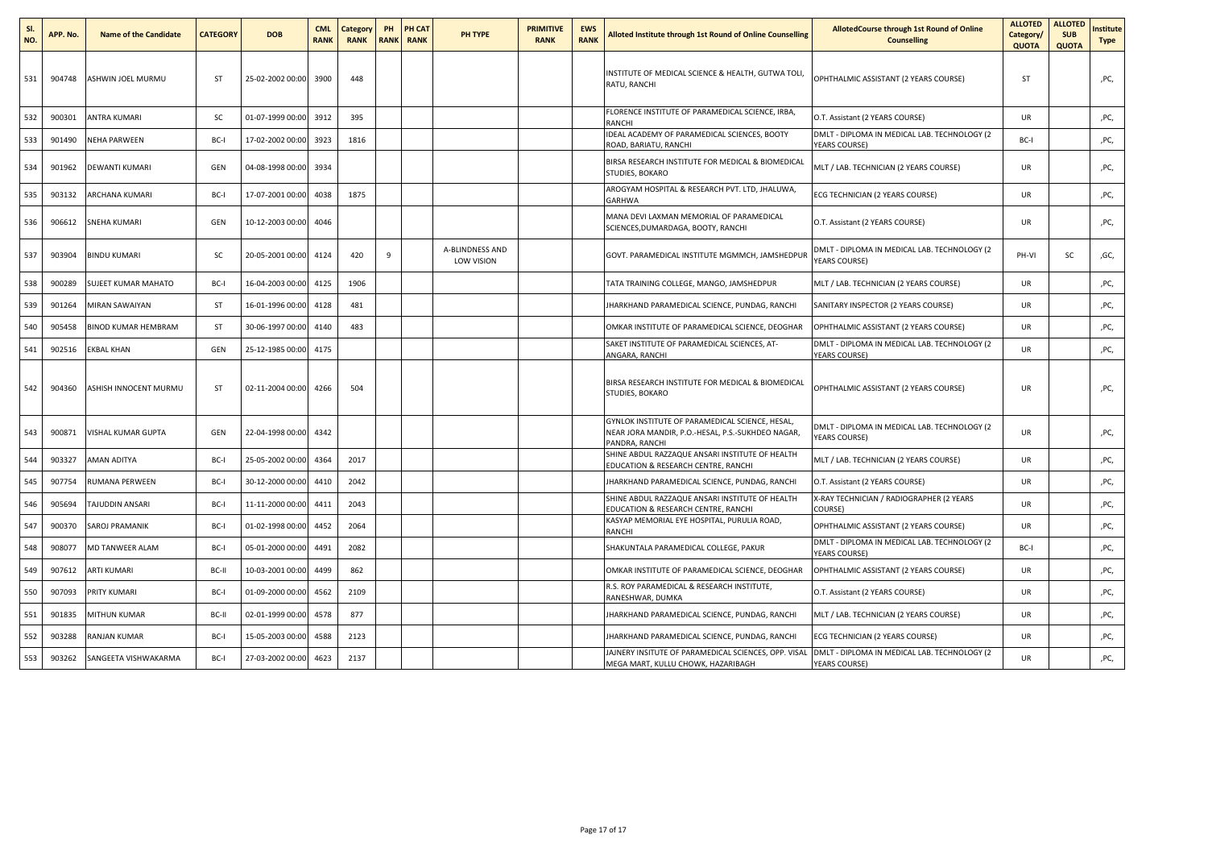| Sl. NO. | APP. No. | Name of the Candidate | CATEGORY | DOB | CML RANK | Category RANK | PH RANK | PH CAT RANK | PH TYPE | PRIMITIVE RANK | EWS RANK | Alloted Institute through 1st Round of Online Counselling | AllotedCourse through 1st Round of Online Counselling | ALLOTED Category/ QUOTA | ALLOTED SUB QUOTA | Institute Type |
|---|---|---|---|---|---|---|---|---|---|---|---|---|---|---|---|---|
| 531 | 904748 | ASHWIN JOEL MURMU | ST | 25-02-2002 00:00 | 3900 | 448 | | | | | | INSTITUTE OF MEDICAL SCIENCE & HEALTH, GUTWA TOLI, RATU, RANCHI | OPHTHALMIC ASSISTANT (2 YEARS COURSE) | ST | | ,PC, |
| 532 | 900301 | ANTRA KUMARI | SC | 01-07-1999 00:00 | 3912 | 395 | | | | | | FLORENCE INSTITUTE OF PARAMEDICAL SCIENCE, IRBA, RANCHI | O.T. Assistant (2 YEARS COURSE) | UR | | ,PC, |
| 533 | 901490 | NEHA PARWEEN | BC-I | 17-02-2002 00:00 | 3923 | 1816 | | | | | | IDEAL ACADEMY OF PARAMEDICAL SCIENCES, BOOTY ROAD, BARIATU, RANCHI | DMLT - DIPLOMA IN MEDICAL LAB. TECHNOLOGY (2 YEARS COURSE) | BC-I | | ,PC, |
| 534 | 901962 | DEWANTI KUMARI | GEN | 04-08-1998 00:00 | 3934 | | | | | | | BIRSA RESEARCH INSTITUTE FOR MEDICAL & BIOMEDICAL STUDIES, BOKARO | MLT / LAB. TECHNICIAN (2 YEARS COURSE) | UR | | ,PC, |
| 535 | 903132 | ARCHANA KUMARI | BC-I | 17-07-2001 00:00 | 4038 | 1875 | | | | | | AROGYAM HOSPITAL & RESEARCH PVT. LTD, JHALUWA, GARHWA | ECG TECHNICIAN (2 YEARS COURSE) | UR | | ,PC, |
| 536 | 906612 | SNEHA KUMARI | GEN | 10-12-2003 00:00 | 4046 | | | | | | | MANA DEVI LAXMAN MEMORIAL OF PARAMEDICAL SCIENCES,DUMARDAGA, BOOTY, RANCHI | O.T. Assistant (2 YEARS COURSE) | UR | | ,PC, |
| 537 | 903904 | BINDU KUMARI | SC | 20-05-2001 00:00 | 4124 | 420 | 9 | | A-BLINDNESS AND LOW VISION | | | GOVT. PARAMEDICAL INSTITUTE MGMMCH, JAMSHEDPUR | DMLT - DIPLOMA IN MEDICAL LAB. TECHNOLOGY (2 YEARS COURSE) | PH-VI | SC | ,GC, |
| 538 | 900289 | SUJEET KUMAR MAHATO | BC-I | 16-04-2003 00:00 | 4125 | 1906 | | | | | | TATA TRAINING COLLEGE, MANGO, JAMSHEDPUR | MLT / LAB. TECHNICIAN (2 YEARS COURSE) | UR | | ,PC, |
| 539 | 901264 | MIRAN SAWAIYAN | ST | 16-01-1996 00:00 | 4128 | 481 | | | | | | JHARKHAND PARAMEDICAL SCIENCE, PUNDAG, RANCHI | SANITARY INSPECTOR (2 YEARS COURSE) | UR | | ,PC, |
| 540 | 905458 | BINOD KUMAR HEMBRAM | ST | 30-06-1997 00:00 | 4140 | 483 | | | | | | OMKAR INSTITUTE OF PARAMEDICAL SCIENCE, DEOGHAR | OPHTHALMIC ASSISTANT (2 YEARS COURSE) | UR | | ,PC, |
| 541 | 902516 | EKBAL KHAN | GEN | 25-12-1985 00:00 | 4175 | | | | | | | SAKET INSTITUTE OF PARAMEDICAL SCIENCES, AT-ANGARA, RANCHI | DMLT - DIPLOMA IN MEDICAL LAB. TECHNOLOGY (2 YEARS COURSE) | UR | | ,PC, |
| 542 | 904360 | ASHISH INNOCENT MURMU | ST | 02-11-2004 00:00 | 4266 | 504 | | | | | | BIRSA RESEARCH INSTITUTE FOR MEDICAL & BIOMEDICAL STUDIES, BOKARO | OPHTHALMIC ASSISTANT (2 YEARS COURSE) | UR | | ,PC, |
| 543 | 900871 | VISHAL KUMAR GUPTA | GEN | 22-04-1998 00:00 | 4342 | | | | | | | GYNLOK INSTITUTE OF PARAMEDICAL SCIENCE, HESAL, NEAR JORA MANDIR, P.O.-HESAL, P.S.-SUKHDEO NAGAR, PANDRA, RANCHI | DMLT - DIPLOMA IN MEDICAL LAB. TECHNOLOGY (2 YEARS COURSE) | UR | | ,PC, |
| 544 | 903327 | AMAN ADITYA | BC-I | 25-05-2002 00:00 | 4364 | 2017 | | | | | | SHINE ABDUL RAZZAQUE ANSARI INSTITUTE OF HEALTH EDUCATION & RESEARCH CENTRE, RANCHI | MLT / LAB. TECHNICIAN (2 YEARS COURSE) | UR | | ,PC, |
| 545 | 907754 | RUMANA PERWEEN | BC-I | 30-12-2000 00:00 | 4410 | 2042 | | | | | | JHARKHAND PARAMEDICAL SCIENCE, PUNDAG, RANCHI | O.T. Assistant (2 YEARS COURSE) | UR | | ,PC, |
| 546 | 905694 | TAJUDDIN ANSARI | BC-I | 11-11-2000 00:00 | 4411 | 2043 | | | | | | SHINE ABDUL RAZZAQUE ANSARI INSTITUTE OF HEALTH EDUCATION & RESEARCH CENTRE, RANCHI | X-RAY TECHNICIAN / RADIOGRAPHER (2 YEARS COURSE) | UR | | ,PC, |
| 547 | 900370 | SAROJ PRAMANIK | BC-I | 01-02-1998 00:00 | 4452 | 2064 | | | | | | KASYAP MEMORIAL EYE HOSPITAL, PURULIA ROAD, RANCHI | OPHTHALMIC ASSISTANT (2 YEARS COURSE) | UR | | ,PC, |
| 548 | 908077 | MD TANWEER ALAM | BC-I | 05-01-2000 00:00 | 4491 | 2082 | | | | | | SHAKUNTALA PARAMEDICAL COLLEGE, PAKUR | DMLT - DIPLOMA IN MEDICAL LAB. TECHNOLOGY (2 YEARS COURSE) | BC-I | | ,PC, |
| 549 | 907612 | ARTI KUMARI | BC-II | 10-03-2001 00:00 | 4499 | 862 | | | | | | OMKAR INSTITUTE OF PARAMEDICAL SCIENCE, DEOGHAR | OPHTHALMIC ASSISTANT (2 YEARS COURSE) | UR | | ,PC, |
| 550 | 907093 | PRITY KUMARI | BC-I | 01-09-2000 00:00 | 4562 | 2109 | | | | | | R.S. ROY PARAMEDICAL & RESEARCH INSTITUTE, RANESHWAR, DUMKA | O.T. Assistant (2 YEARS COURSE) | UR | | ,PC, |
| 551 | 901835 | MITHUN KUMAR | BC-II | 02-01-1999 00:00 | 4578 | 877 | | | | | | JHARKHAND PARAMEDICAL SCIENCE, PUNDAG, RANCHI | MLT / LAB. TECHNICIAN (2 YEARS COURSE) | UR | | ,PC, |
| 552 | 903288 | RANJAN KUMAR | BC-I | 15-05-2003 00:00 | 4588 | 2123 | | | | | | JHARKHAND PARAMEDICAL SCIENCE, PUNDAG, RANCHI | ECG TECHNICIAN (2 YEARS COURSE) | UR | | ,PC, |
| 553 | 903262 | SANGEETA VISHWAKARMA | BC-I | 27-03-2002 00:00 | 4623 | 2137 | | | | | | JAJNERY INSITUTE OF PARAMEDICAL SCIENCES, OPP. VISAL MEGA MART, KULLU CHOWK, HAZARIBAGH | DMLT - DIPLOMA IN MEDICAL LAB. TECHNOLOGY (2 YEARS COURSE) | UR | | ,PC, |